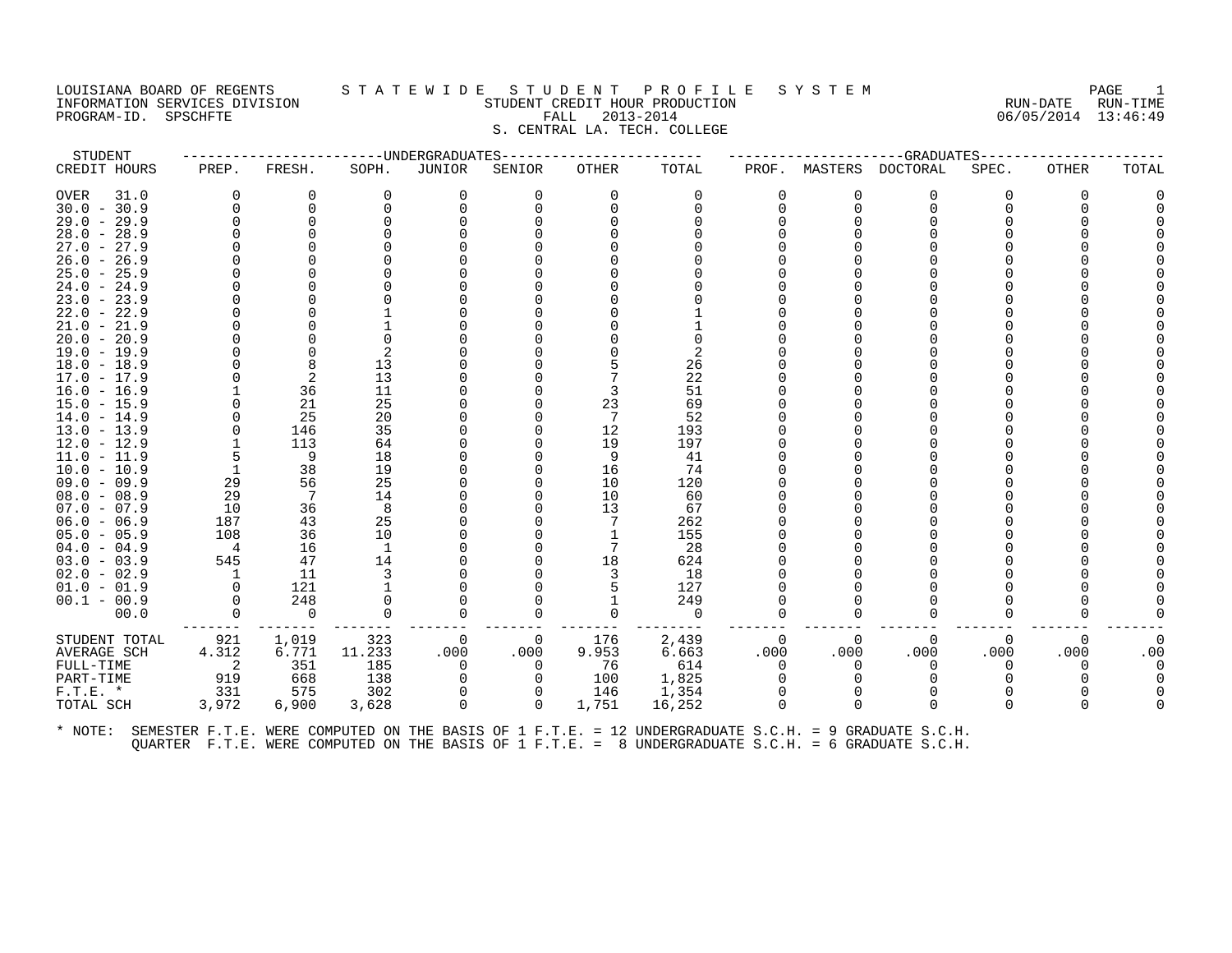LOUISIANA BOARD OF REGENTS — STATEWIDE STUDENT PROFILE SYSTEM
INFORMATION SERVICES DIVISION — STUDENT CREDIT HOUR PRODUCTION — RUN-DATE 06/05/2014 RUN-TIME 13:46:49
PROGRAM-ID. SPSCHFTE — FALL 2013-2014

S. CENTRAL LA. TECH. COLLEGE

| STUDENT CREDIT HOURS | UNDERGRADUATES | | | | | | | GRADUATES | | | | | |
|---|---|---|---|---|---|---|---|---|---|---|---|---|---|
| | PREP. | FRESH. | SOPH. | JUNIOR | SENIOR | OTHER | TOTAL | PROF. | MASTERS | DOCTORAL | SPEC. | OTHER | TOTAL |
| OVER 31.0 | 0 | 0 | 0 | 0 | 0 | 0 | 0 | 0 | 0 | 0 | 0 | 0 | 0 |
| 30.0 - 30.9 | 0 | 0 | 0 | 0 | 0 | 0 | 0 | 0 | 0 | 0 | 0 | 0 | 0 |
| 29.0 - 29.9 | 0 | 0 | 0 | 0 | 0 | 0 | 0 | 0 | 0 | 0 | 0 | 0 | 0 |
| 28.0 - 28.9 | 0 | 0 | 0 | 0 | 0 | 0 | 0 | 0 | 0 | 0 | 0 | 0 | 0 |
| 27.0 - 27.9 | 0 | 0 | 0 | 0 | 0 | 0 | 0 | 0 | 0 | 0 | 0 | 0 | 0 |
| 26.0 - 26.9 | 0 | 0 | 0 | 0 | 0 | 0 | 0 | 0 | 0 | 0 | 0 | 0 | 0 |
| 25.0 - 25.9 | 0 | 0 | 0 | 0 | 0 | 0 | 0 | 0 | 0 | 0 | 0 | 0 | 0 |
| 24.0 - 24.9 | 0 | 0 | 0 | 0 | 0 | 0 | 0 | 0 | 0 | 0 | 0 | 0 | 0 |
| 23.0 - 23.9 | 0 | 0 | 0 | 0 | 0 | 0 | 0 | 0 | 0 | 0 | 0 | 0 | 0 |
| 22.0 - 22.9 | 0 | 0 | 1 | 0 | 0 | 0 | 1 | 0 | 0 | 0 | 0 | 0 | 0 |
| 21.0 - 21.9 | 0 | 0 | 1 | 0 | 0 | 0 | 1 | 0 | 0 | 0 | 0 | 0 | 0 |
| 20.0 - 20.9 | 0 | 0 | 0 | 0 | 0 | 0 | 0 | 0 | 0 | 0 | 0 | 0 | 0 |
| 19.0 - 19.9 | 0 | 0 | 2 | 0 | 0 | 0 | 2 | 0 | 0 | 0 | 0 | 0 | 0 |
| 18.0 - 18.9 | 0 | 8 | 13 | 0 | 0 | 5 | 26 | 0 | 0 | 0 | 0 | 0 | 0 |
| 17.0 - 17.9 | 0 | 2 | 13 | 0 | 0 | 7 | 22 | 0 | 0 | 0 | 0 | 0 | 0 |
| 16.0 - 16.9 | 1 | 36 | 11 | 0 | 0 | 3 | 51 | 0 | 0 | 0 | 0 | 0 | 0 |
| 15.0 - 15.9 | 0 | 21 | 25 | 0 | 0 | 23 | 69 | 0 | 0 | 0 | 0 | 0 | 0 |
| 14.0 - 14.9 | 0 | 25 | 20 | 0 | 0 | 7 | 52 | 0 | 0 | 0 | 0 | 0 | 0 |
| 13.0 - 13.9 | 0 | 146 | 35 | 0 | 0 | 12 | 193 | 0 | 0 | 0 | 0 | 0 | 0 |
| 12.0 - 12.9 | 1 | 113 | 64 | 0 | 0 | 19 | 197 | 0 | 0 | 0 | 0 | 0 | 0 |
| 11.0 - 11.9 | 5 | 9 | 18 | 0 | 0 | 9 | 41 | 0 | 0 | 0 | 0 | 0 | 0 |
| 10.0 - 10.9 | 1 | 38 | 19 | 0 | 0 | 16 | 74 | 0 | 0 | 0 | 0 | 0 | 0 |
| 09.0 - 09.9 | 29 | 56 | 25 | 0 | 0 | 10 | 120 | 0 | 0 | 0 | 0 | 0 | 0 |
| 08.0 - 08.9 | 29 | 7 | 14 | 0 | 0 | 10 | 60 | 0 | 0 | 0 | 0 | 0 | 0 |
| 07.0 - 07.9 | 10 | 36 | 8 | 0 | 0 | 13 | 67 | 0 | 0 | 0 | 0 | 0 | 0 |
| 06.0 - 06.9 | 187 | 43 | 25 | 0 | 0 | 7 | 262 | 0 | 0 | 0 | 0 | 0 | 0 |
| 05.0 - 05.9 | 108 | 36 | 10 | 0 | 0 | 1 | 155 | 0 | 0 | 0 | 0 | 0 | 0 |
| 04.0 - 04.9 | 4 | 16 | 1 | 0 | 0 | 7 | 28 | 0 | 0 | 0 | 0 | 0 | 0 |
| 03.0 - 03.9 | 545 | 47 | 14 | 0 | 0 | 18 | 624 | 0 | 0 | 0 | 0 | 0 | 0 |
| 02.0 - 02.9 | 1 | 11 | 3 | 0 | 0 | 3 | 18 | 0 | 0 | 0 | 0 | 0 | 0 |
| 01.0 - 01.9 | 0 | 121 | 1 | 0 | 0 | 5 | 127 | 0 | 0 | 0 | 0 | 0 | 0 |
| 00.1 - 00.9 | 0 | 248 | 0 | 0 | 0 | 1 | 249 | 0 | 0 | 0 | 0 | 0 | 0 |
| 00.0 | 0 | 0 | 0 | 0 | 0 | 0 | 0 | 0 | 0 | 0 | 0 | 0 | 0 |
| STUDENT TOTAL | 921 | 1,019 | 323 | 0 | 0 | 176 | 2,439 | 0 | 0 | 0 | 0 | 0 | 0 |
| AVERAGE SCH | 4.312 | 6.771 | 11.233 | .000 | .000 | 9.953 | 6.663 | .000 | .000 | .000 | .000 | .000 | .00 |
| FULL-TIME | 2 | 351 | 185 | 0 | 0 | 76 | 614 | 0 | 0 | 0 | 0 | 0 | 0 |
| PART-TIME | 919 | 668 | 138 | 0 | 0 | 100 | 1,825 | 0 | 0 | 0 | 0 | 0 | 0 |
| F.T.E. * | 331 | 575 | 302 | 0 | 0 | 146 | 1,354 | 0 | 0 | 0 | 0 | 0 | 0 |
| TOTAL SCH | 3,972 | 6,900 | 3,628 | 0 | 0 | 1,751 | 16,252 | 0 | 0 | 0 | 0 | 0 | 0 |

* NOTE: SEMESTER F.T.E. WERE COMPUTED ON THE BASIS OF 1 F.T.E. = 12 UNDERGRADUATE S.C.H. = 9 GRADUATE S.C.H.
QUARTER F.T.E. WERE COMPUTED ON THE BASIS OF 1 F.T.E. = 8 UNDERGRADUATE S.C.H. = 6 GRADUATE S.C.H.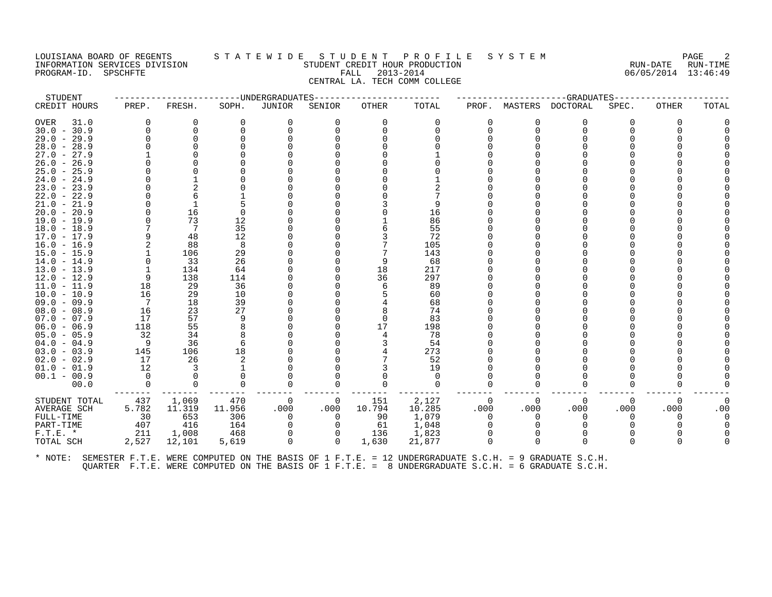LOUISIANA BOARD OF REGENTS
INFORMATION SERVICES DIVISION
PROGRAM-ID. SPSCHFTE

# STATEWIDE STUDENT PROFILE SYSTEM

## STUDENT CREDIT HOUR PRODUCTION
FALL 2013-2014
CENTRAL LA. TECH COMM COLLEGE

RUN-DATE 06/05/2014 RUN-TIME 13:46:49

| STUDENT CREDIT HOURS | UNDERGRADUATES PREP. | FRESH. | SOPH. | JUNIOR | SENIOR | OTHER | TOTAL | GRADUATES PROF. | MASTERS | DOCTORAL | SPEC. | OTHER | TOTAL |
|---|---|---|---|---|---|---|---|---|---|---|---|---|---|
| OVER 31.0 | 0 | 0 | 0 | 0 | 0 | 0 | 0 | 0 | 0 | 0 | 0 | 0 | 0 |
| 30.0 - 30.9 | 0 | 0 | 0 | 0 | 0 | 0 | 0 | 0 | 0 | 0 | 0 | 0 | 0 |
| 29.0 - 29.9 | 0 | 0 | 0 | 0 | 0 | 0 | 0 | 0 | 0 | 0 | 0 | 0 | 0 |
| 28.0 - 28.9 | 0 | 0 | 0 | 0 | 0 | 0 | 0 | 0 | 0 | 0 | 0 | 0 | 0 |
| 27.0 - 27.9 | 1 | 0 | 0 | 0 | 0 | 0 | 1 | 0 | 0 | 0 | 0 | 0 | 0 |
| 26.0 - 26.9 | 0 | 0 | 0 | 0 | 0 | 0 | 0 | 0 | 0 | 0 | 0 | 0 | 0 |
| 25.0 - 25.9 | 0 | 0 | 0 | 0 | 0 | 0 | 0 | 0 | 0 | 0 | 0 | 0 | 0 |
| 24.0 - 24.9 | 0 | 1 | 0 | 0 | 0 | 0 | 1 | 0 | 0 | 0 | 0 | 0 | 0 |
| 23.0 - 23.9 | 0 | 2 | 0 | 0 | 0 | 0 | 2 | 0 | 0 | 0 | 0 | 0 | 0 |
| 22.0 - 22.9 | 0 | 6 | 1 | 0 | 0 | 0 | 7 | 0 | 0 | 0 | 0 | 0 | 0 |
| 21.0 - 21.9 | 0 | 1 | 5 | 0 | 0 | 3 | 9 | 0 | 0 | 0 | 0 | 0 | 0 |
| 20.0 - 20.9 | 0 | 16 | 0 | 0 | 0 | 0 | 16 | 0 | 0 | 0 | 0 | 0 | 0 |
| 19.0 - 19.9 | 0 | 73 | 12 | 0 | 0 | 1 | 86 | 0 | 0 | 0 | 0 | 0 | 0 |
| 18.0 - 18.9 | 7 | 7 | 35 | 0 | 0 | 6 | 55 | 0 | 0 | 0 | 0 | 0 | 0 |
| 17.0 - 17.9 | 9 | 48 | 12 | 0 | 0 | 3 | 72 | 0 | 0 | 0 | 0 | 0 | 0 |
| 16.0 - 16.9 | 2 | 88 | 8 | 0 | 0 | 7 | 105 | 0 | 0 | 0 | 0 | 0 | 0 |
| 15.0 - 15.9 | 1 | 106 | 29 | 0 | 0 | 7 | 143 | 0 | 0 | 0 | 0 | 0 | 0 |
| 14.0 - 14.9 | 0 | 33 | 26 | 0 | 0 | 9 | 68 | 0 | 0 | 0 | 0 | 0 | 0 |
| 13.0 - 13.9 | 1 | 134 | 64 | 0 | 0 | 18 | 217 | 0 | 0 | 0 | 0 | 0 | 0 |
| 12.0 - 12.9 | 9 | 138 | 114 | 0 | 0 | 36 | 297 | 0 | 0 | 0 | 0 | 0 | 0 |
| 11.0 - 11.9 | 18 | 29 | 36 | 0 | 0 | 6 | 89 | 0 | 0 | 0 | 0 | 0 | 0 |
| 10.0 - 10.9 | 16 | 29 | 10 | 0 | 0 | 5 | 60 | 0 | 0 | 0 | 0 | 0 | 0 |
| 09.0 - 09.9 | 7 | 18 | 39 | 0 | 0 | 4 | 68 | 0 | 0 | 0 | 0 | 0 | 0 |
| 08.0 - 08.9 | 16 | 23 | 27 | 0 | 0 | 8 | 74 | 0 | 0 | 0 | 0 | 0 | 0 |
| 07.0 - 07.9 | 17 | 57 | 9 | 0 | 0 | 0 | 83 | 0 | 0 | 0 | 0 | 0 | 0 |
| 06.0 - 06.9 | 118 | 55 | 8 | 0 | 0 | 17 | 198 | 0 | 0 | 0 | 0 | 0 | 0 |
| 05.0 - 05.9 | 32 | 34 | 8 | 0 | 0 | 4 | 78 | 0 | 0 | 0 | 0 | 0 | 0 |
| 04.0 - 04.9 | 9 | 36 | 6 | 0 | 0 | 3 | 54 | 0 | 0 | 0 | 0 | 0 | 0 |
| 03.0 - 03.9 | 145 | 106 | 18 | 0 | 0 | 4 | 273 | 0 | 0 | 0 | 0 | 0 | 0 |
| 02.0 - 02.9 | 17 | 26 | 2 | 0 | 0 | 7 | 52 | 0 | 0 | 0 | 0 | 0 | 0 |
| 01.0 - 01.9 | 12 | 3 | 1 | 0 | 0 | 3 | 19 | 0 | 0 | 0 | 0 | 0 | 0 |
| 00.1 - 00.9 | 0 | 0 | 0 | 0 | 0 | 0 | 0 | 0 | 0 | 0 | 0 | 0 | 0 |
| 00.0 | 0 | 0 | 0 | 0 | 0 | 0 | 0 | 0 | 0 | 0 | 0 | 0 | 0 |
| STUDENT TOTAL | 437 | 1,069 | 470 | 0 | 0 | 151 | 2,127 | 0 | 0 | 0 | 0 | 0 | 0 |
| AVERAGE SCH | 5.782 | 11.319 | 11.956 | .000 | .000 | 10.794 | 10.285 | .000 | .000 | .000 | .000 | .000 | .00 |
| FULL-TIME | 30 | 653 | 306 | 0 | 0 | 90 | 1,079 | 0 | 0 | 0 | 0 | 0 | 0 |
| PART-TIME | 407 | 416 | 164 | 0 | 0 | 61 | 1,048 | 0 | 0 | 0 | 0 | 0 | 0 |
| F.T.E. * | 211 | 1,008 | 468 | 0 | 0 | 136 | 1,823 | 0 | 0 | 0 | 0 | 0 | 0 |
| TOTAL SCH | 2,527 | 12,101 | 5,619 | 0 | 0 | 1,630 | 21,877 | 0 | 0 | 0 | 0 | 0 | 0 |

* NOTE: SEMESTER F.T.E. WERE COMPUTED ON THE BASIS OF 1 F.T.E. = 12 UNDERGRADUATE S.C.H. = 9 GRADUATE S.C.H.
QUARTER F.T.E. WERE COMPUTED ON THE BASIS OF 1 F.T.E. = 8 UNDERGRADUATE S.C.H. = 6 GRADUATE S.C.H.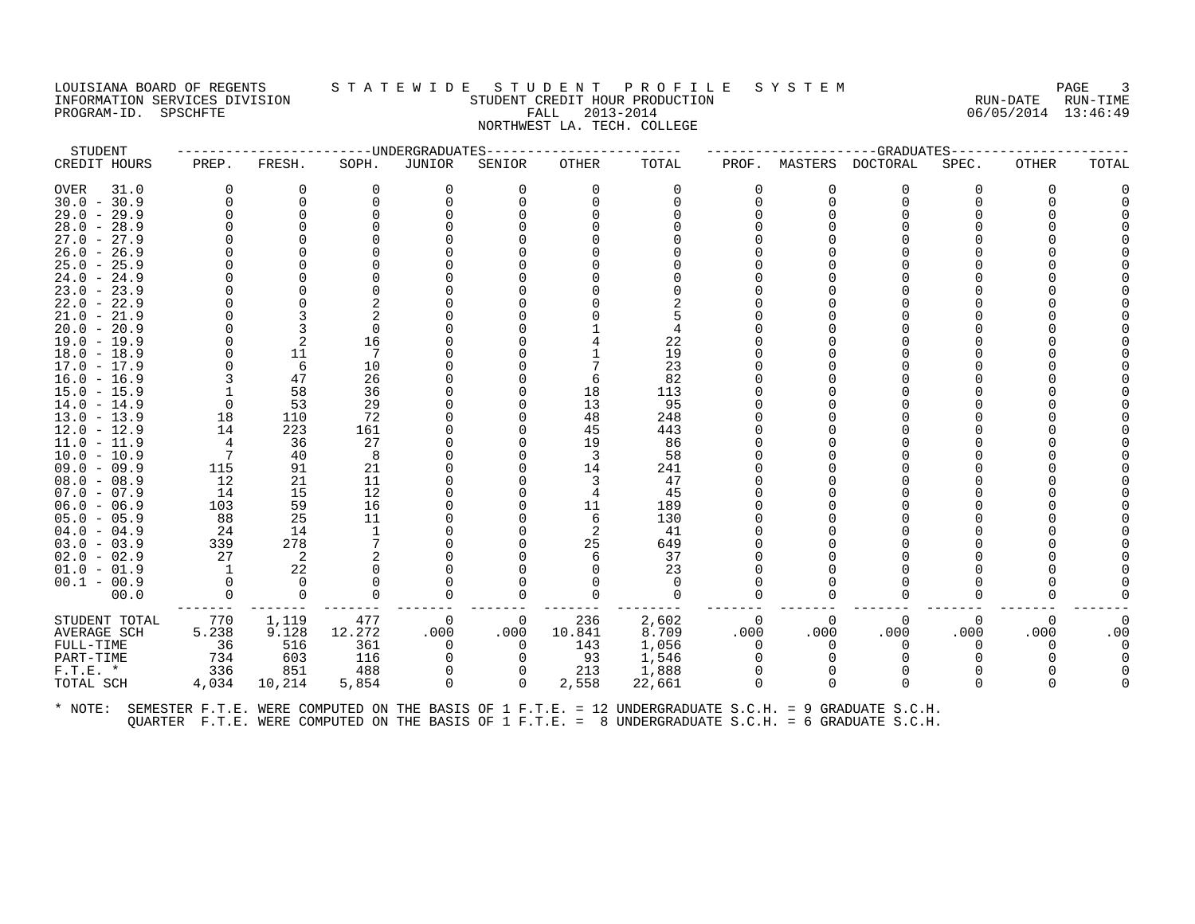LOUISIANA BOARD OF REGENTS
INFORMATION SERVICES DIVISION
PROGRAM-ID. SPSCHFTE

# STATEWIDE STUDENT PROFILE SYSTEM

## STUDENT CREDIT HOUR PRODUCTION

FALL 2013-2014

NORTHWEST LA. TECH. COLLEGE

RUN-DATE 06/05/2014 RUN-TIME 13:46:49

| STUDENT CREDIT HOURS | UNDERGRADUATES PREP. | FRESH. | SOPH. | JUNIOR | SENIOR | OTHER | TOTAL | GRADUATES PROF. | MASTERS | DOCTORAL | SPEC. | OTHER | TOTAL |
|---|---|---|---|---|---|---|---|---|---|---|---|---|---|
| OVER 31.0 | 0 | 0 | 0 | 0 | 0 | 0 | 0 | 0 | 0 | 0 | 0 | 0 | 0 |
| 30.0 - 30.9 | 0 | 0 | 0 | 0 | 0 | 0 | 0 | 0 | 0 | 0 | 0 | 0 | 0 |
| 29.0 - 29.9 | 0 | 0 | 0 | 0 | 0 | 0 | 0 | 0 | 0 | 0 | 0 | 0 | 0 |
| 28.0 - 28.9 | 0 | 0 | 0 | 0 | 0 | 0 | 0 | 0 | 0 | 0 | 0 | 0 | 0 |
| 27.0 - 27.9 | 0 | 0 | 0 | 0 | 0 | 0 | 0 | 0 | 0 | 0 | 0 | 0 | 0 |
| 26.0 - 26.9 | 0 | 0 | 0 | 0 | 0 | 0 | 0 | 0 | 0 | 0 | 0 | 0 | 0 |
| 25.0 - 25.9 | 0 | 0 | 0 | 0 | 0 | 0 | 0 | 0 | 0 | 0 | 0 | 0 | 0 |
| 24.0 - 24.9 | 0 | 0 | 0 | 0 | 0 | 0 | 0 | 0 | 0 | 0 | 0 | 0 | 0 |
| 23.0 - 23.9 | 0 | 0 | 0 | 0 | 0 | 0 | 0 | 0 | 0 | 0 | 0 | 0 | 0 |
| 22.0 - 22.9 | 0 | 0 | 2 | 0 | 0 | 0 | 2 | 0 | 0 | 0 | 0 | 0 | 0 |
| 21.0 - 21.9 | 0 | 3 | 2 | 0 | 0 | 0 | 5 | 0 | 0 | 0 | 0 | 0 | 0 |
| 20.0 - 20.9 | 0 | 3 | 0 | 0 | 0 | 1 | 4 | 0 | 0 | 0 | 0 | 0 | 0 |
| 19.0 - 19.9 | 0 | 2 | 16 | 0 | 0 | 4 | 22 | 0 | 0 | 0 | 0 | 0 | 0 |
| 18.0 - 18.9 | 0 | 11 | 7 | 0 | 0 | 1 | 19 | 0 | 0 | 0 | 0 | 0 | 0 |
| 17.0 - 17.9 | 0 | 6 | 10 | 0 | 0 | 7 | 23 | 0 | 0 | 0 | 0 | 0 | 0 |
| 16.0 - 16.9 | 3 | 47 | 26 | 0 | 0 | 6 | 82 | 0 | 0 | 0 | 0 | 0 | 0 |
| 15.0 - 15.9 | 1 | 58 | 36 | 0 | 0 | 18 | 113 | 0 | 0 | 0 | 0 | 0 | 0 |
| 14.0 - 14.9 | 0 | 53 | 29 | 0 | 0 | 13 | 95 | 0 | 0 | 0 | 0 | 0 | 0 |
| 13.0 - 13.9 | 18 | 110 | 72 | 0 | 0 | 48 | 248 | 0 | 0 | 0 | 0 | 0 | 0 |
| 12.0 - 12.9 | 14 | 223 | 161 | 0 | 0 | 45 | 443 | 0 | 0 | 0 | 0 | 0 | 0 |
| 11.0 - 11.9 | 4 | 36 | 27 | 0 | 0 | 19 | 86 | 0 | 0 | 0 | 0 | 0 | 0 |
| 10.0 - 10.9 | 7 | 40 | 8 | 0 | 0 | 3 | 58 | 0 | 0 | 0 | 0 | 0 | 0 |
| 09.0 - 09.9 | 115 | 91 | 21 | 0 | 0 | 14 | 241 | 0 | 0 | 0 | 0 | 0 | 0 |
| 08.0 - 08.9 | 12 | 21 | 11 | 0 | 0 | 3 | 47 | 0 | 0 | 0 | 0 | 0 | 0 |
| 07.0 - 07.9 | 14 | 15 | 12 | 0 | 0 | 4 | 45 | 0 | 0 | 0 | 0 | 0 | 0 |
| 06.0 - 06.9 | 103 | 59 | 16 | 0 | 0 | 11 | 189 | 0 | 0 | 0 | 0 | 0 | 0 |
| 05.0 - 05.9 | 88 | 25 | 11 | 0 | 0 | 6 | 130 | 0 | 0 | 0 | 0 | 0 | 0 |
| 04.0 - 04.9 | 24 | 14 | 1 | 0 | 0 | 2 | 41 | 0 | 0 | 0 | 0 | 0 | 0 |
| 03.0 - 03.9 | 339 | 278 | 7 | 0 | 0 | 25 | 649 | 0 | 0 | 0 | 0 | 0 | 0 |
| 02.0 - 02.9 | 27 | 2 | 2 | 0 | 0 | 6 | 37 | 0 | 0 | 0 | 0 | 0 | 0 |
| 01.0 - 01.9 | 1 | 22 | 0 | 0 | 0 | 0 | 23 | 0 | 0 | 0 | 0 | 0 | 0 |
| 00.1 - 00.9 | 0 | 0 | 0 | 0 | 0 | 0 | 0 | 0 | 0 | 0 | 0 | 0 | 0 |
| 00.0 | 0 | 0 | 0 | 0 | 0 | 0 | 0 | 0 | 0 | 0 | 0 | 0 | 0 |
| STUDENT TOTAL | 770 | 1,119 | 477 | 0 | 0 | 236 | 2,602 | 0 | 0 | 0 | 0 | 0 | 0 |
| AVERAGE SCH | 5.238 | 9.128 | 12.272 | .000 | .000 | 10.841 | 8.709 | .000 | .000 | .000 | .000 | .000 | .00 |
| FULL-TIME | 36 | 516 | 361 | 0 | 0 | 143 | 1,056 | 0 | 0 | 0 | 0 | 0 | 0 |
| PART-TIME | 734 | 603 | 116 | 0 | 0 | 93 | 1,546 | 0 | 0 | 0 | 0 | 0 | 0 |
| F.T.E. * | 336 | 851 | 488 | 0 | 0 | 213 | 1,888 | 0 | 0 | 0 | 0 | 0 | 0 |
| TOTAL SCH | 4,034 | 10,214 | 5,854 | 0 | 0 | 2,558 | 22,661 | 0 | 0 | 0 | 0 | 0 | 0 |

* NOTE: SEMESTER F.T.E. WERE COMPUTED ON THE BASIS OF 1 F.T.E. = 12 UNDERGRADUATE S.C.H. = 9 GRADUATE S.C.H.
QUARTER F.T.E. WERE COMPUTED ON THE BASIS OF 1 F.T.E. = 8 UNDERGRADUATE S.C.H. = 6 GRADUATE S.C.H.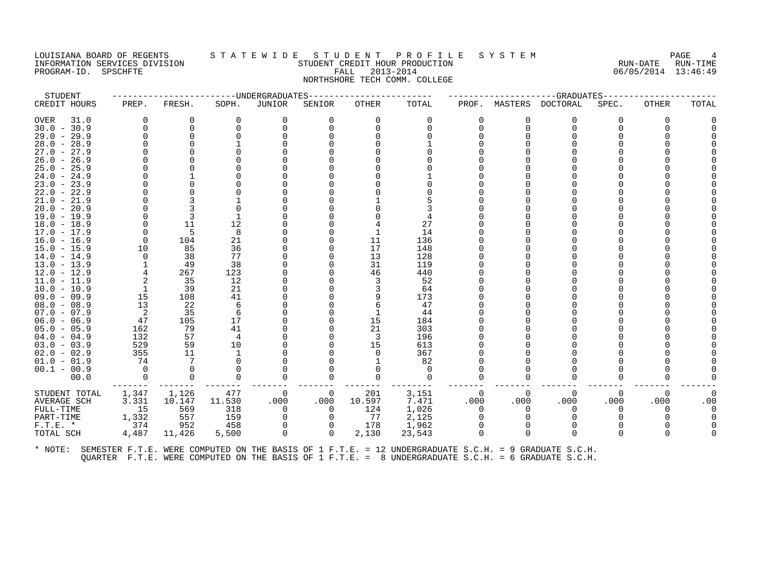LOUISIANA BOARD OF REGENTS
INFORMATION SERVICES DIVISION
PROGRAM-ID. SPSCHFTE

# STATEWIDE STUDENT PROFILE SYSTEM

STUDENT CREDIT HOUR PRODUCTION
FALL 2013-2014
NORTHSHORE TECH COMM. COLLEGE

RUN-DATE 06/05/2014 RUN-TIME 13:46:49

| STUDENT CREDIT HOURS | UNDERGRADUATES PREP. | FRESH. | SOPH. | JUNIOR | SENIOR | OTHER | TOTAL | GRADUATES PROF. | MASTERS | DOCTORAL | SPEC. | OTHER | TOTAL |
|---|---|---|---|---|---|---|---|---|---|---|---|---|---|
| OVER 31.0 | 0 | 0 | 0 | 0 | 0 | 0 | 0 | 0 | 0 | 0 | 0 | 0 | 0 |
| 30.0 - 30.9 | 0 | 0 | 0 | 0 | 0 | 0 | 0 | 0 | 0 | 0 | 0 | 0 | 0 |
| 29.0 - 29.9 | 0 | 0 | 0 | 0 | 0 | 0 | 0 | 0 | 0 | 0 | 0 | 0 | 0 |
| 28.0 - 28.9 | 0 | 0 | 1 | 0 | 0 | 0 | 1 | 0 | 0 | 0 | 0 | 0 | 0 |
| 27.0 - 27.9 | 0 | 0 | 0 | 0 | 0 | 0 | 0 | 0 | 0 | 0 | 0 | 0 | 0 |
| 26.0 - 26.9 | 0 | 0 | 0 | 0 | 0 | 0 | 0 | 0 | 0 | 0 | 0 | 0 | 0 |
| 25.0 - 25.9 | 0 | 0 | 0 | 0 | 0 | 0 | 0 | 0 | 0 | 0 | 0 | 0 | 0 |
| 24.0 - 24.9 | 0 | 1 | 0 | 0 | 0 | 0 | 1 | 0 | 0 | 0 | 0 | 0 | 0 |
| 23.0 - 23.9 | 0 | 0 | 0 | 0 | 0 | 0 | 0 | 0 | 0 | 0 | 0 | 0 | 0 |
| 22.0 - 22.9 | 0 | 0 | 0 | 0 | 0 | 0 | 0 | 0 | 0 | 0 | 0 | 0 | 0 |
| 21.0 - 21.9 | 0 | 3 | 1 | 0 | 0 | 1 | 5 | 0 | 0 | 0 | 0 | 0 | 0 |
| 20.0 - 20.9 | 0 | 3 | 0 | 0 | 0 | 0 | 3 | 0 | 0 | 0 | 0 | 0 | 0 |
| 19.0 - 19.9 | 0 | 3 | 1 | 0 | 0 | 0 | 4 | 0 | 0 | 0 | 0 | 0 | 0 |
| 18.0 - 18.9 | 0 | 11 | 12 | 0 | 0 | 4 | 27 | 0 | 0 | 0 | 0 | 0 | 0 |
| 17.0 - 17.9 | 0 | 5 | 8 | 0 | 0 | 1 | 14 | 0 | 0 | 0 | 0 | 0 | 0 |
| 16.0 - 16.9 | 0 | 104 | 21 | 0 | 0 | 11 | 136 | 0 | 0 | 0 | 0 | 0 | 0 |
| 15.0 - 15.9 | 10 | 85 | 36 | 0 | 0 | 17 | 148 | 0 | 0 | 0 | 0 | 0 | 0 |
| 14.0 - 14.9 | 0 | 38 | 77 | 0 | 0 | 13 | 128 | 0 | 0 | 0 | 0 | 0 | 0 |
| 13.0 - 13.9 | 1 | 49 | 38 | 0 | 0 | 31 | 119 | 0 | 0 | 0 | 0 | 0 | 0 |
| 12.0 - 12.9 | 4 | 267 | 123 | 0 | 0 | 46 | 440 | 0 | 0 | 0 | 0 | 0 | 0 |
| 11.0 - 11.9 | 2 | 35 | 12 | 0 | 0 | 3 | 52 | 0 | 0 | 0 | 0 | 0 | 0 |
| 10.0 - 10.9 | 1 | 39 | 21 | 0 | 0 | 3 | 64 | 0 | 0 | 0 | 0 | 0 | 0 |
| 09.0 - 09.9 | 15 | 108 | 41 | 0 | 0 | 9 | 173 | 0 | 0 | 0 | 0 | 0 | 0 |
| 08.0 - 08.9 | 13 | 22 | 6 | 0 | 0 | 6 | 47 | 0 | 0 | 0 | 0 | 0 | 0 |
| 07.0 - 07.9 | 2 | 35 | 6 | 0 | 0 | 1 | 44 | 0 | 0 | 0 | 0 | 0 | 0 |
| 06.0 - 06.9 | 47 | 105 | 17 | 0 | 0 | 15 | 184 | 0 | 0 | 0 | 0 | 0 | 0 |
| 05.0 - 05.9 | 162 | 79 | 41 | 0 | 0 | 21 | 303 | 0 | 0 | 0 | 0 | 0 | 0 |
| 04.0 - 04.9 | 132 | 57 | 4 | 0 | 0 | 3 | 196 | 0 | 0 | 0 | 0 | 0 | 0 |
| 03.0 - 03.9 | 529 | 59 | 10 | 0 | 0 | 15 | 613 | 0 | 0 | 0 | 0 | 0 | 0 |
| 02.0 - 02.9 | 355 | 11 | 1 | 0 | 0 | 0 | 367 | 0 | 0 | 0 | 0 | 0 | 0 |
| 01.0 - 01.9 | 74 | 7 | 0 | 0 | 0 | 1 | 82 | 0 | 0 | 0 | 0 | 0 | 0 |
| 00.1 - 00.9 | 0 | 0 | 0 | 0 | 0 | 0 | 0 | 0 | 0 | 0 | 0 | 0 | 0 |
| 00.0 | 0 | 0 | 0 | 0 | 0 | 0 | 0 | 0 | 0 | 0 | 0 | 0 | 0 |
| STUDENT TOTAL | 1,347 | 1,126 | 477 | 0 | 0 | 201 | 3,151 | 0 | 0 | 0 | 0 | 0 | 0 |
| AVERAGE SCH | 3.331 | 10.147 | 11.530 | .000 | .000 | 10.597 | 7.471 | .000 | .000 | .000 | .000 | .000 | .00 |
| FULL-TIME | 15 | 569 | 318 | 0 | 0 | 124 | 1,026 | 0 | 0 | 0 | 0 | 0 | 0 |
| PART-TIME | 1,332 | 557 | 159 | 0 | 0 | 77 | 2,125 | 0 | 0 | 0 | 0 | 0 | 0 |
| F.T.E. * | 374 | 952 | 458 | 0 | 0 | 178 | 1,962 | 0 | 0 | 0 | 0 | 0 | 0 |
| TOTAL SCH | 4,487 | 11,426 | 5,500 | 0 | 0 | 2,130 | 23,543 | 0 | 0 | 0 | 0 | 0 | 0 |

* NOTE: SEMESTER F.T.E. WERE COMPUTED ON THE BASIS OF 1 F.T.E. = 12 UNDERGRADUATE S.C.H. = 9 GRADUATE S.C.H.
QUARTER F.T.E. WERE COMPUTED ON THE BASIS OF 1 F.T.E. = 8 UNDERGRADUATE S.C.H. = 6 GRADUATE S.C.H.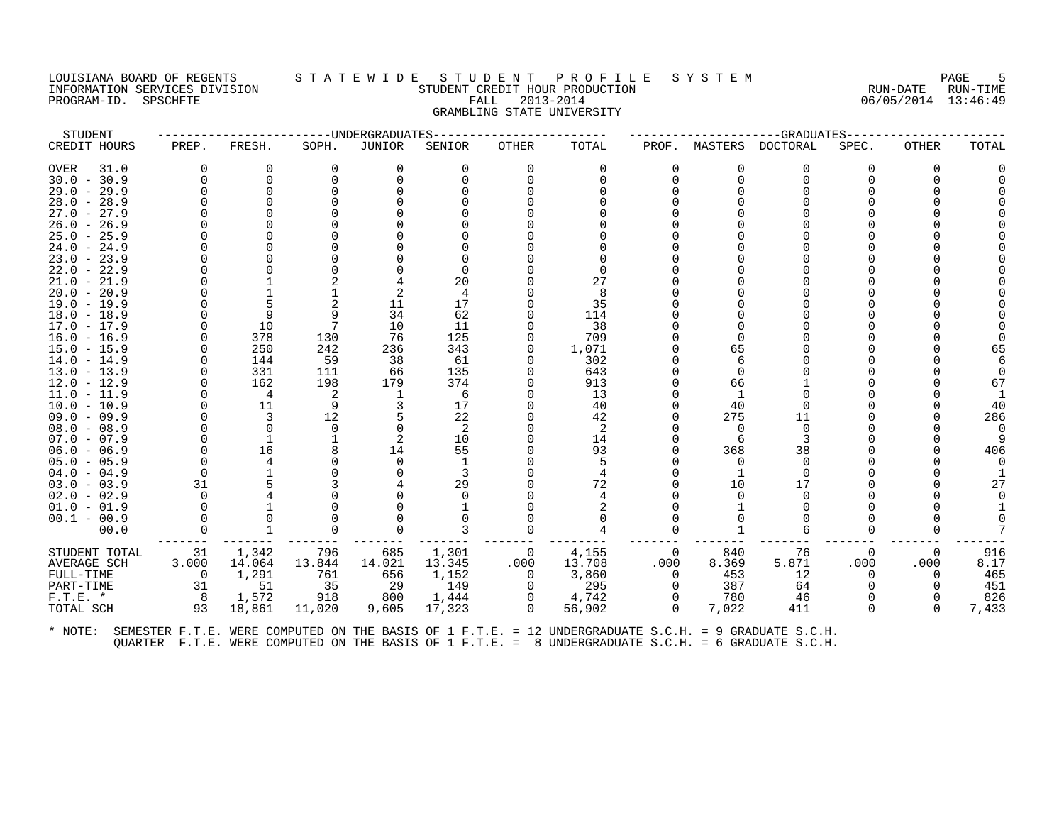LOUISIANA BOARD OF REGENTS — STATEWIDE STUDENT PROFILE SYSTEM
INFORMATION SERVICES DIVISION — STUDENT CREDIT HOUR PRODUCTION — RUN-DATE 06/05/2014 RUN-TIME 13:46:49
PROGRAM-ID. SPSCHFTE — FALL 2013-2014

GRAMBLING STATE UNIVERSITY

| STUDENT CREDIT HOURS | UNDERGRADUATES PREP. | FRESH. | SOPH. | JUNIOR | SENIOR | OTHER | TOTAL | GRADUATES PROF. | MASTERS | DOCTORAL | SPEC. | OTHER | TOTAL |
|---|---|---|---|---|---|---|---|---|---|---|---|---|---|
| OVER 31.0 | 0 | 0 | 0 | 0 | 0 | 0 | 0 | 0 | 0 | 0 | 0 | 0 | 0 |
| 30.0 - 30.9 | 0 | 0 | 0 | 0 | 0 | 0 | 0 | 0 | 0 | 0 | 0 | 0 | 0 |
| 29.0 - 29.9 | 0 | 0 | 0 | 0 | 0 | 0 | 0 | 0 | 0 | 0 | 0 | 0 | 0 |
| 28.0 - 28.9 | 0 | 0 | 0 | 0 | 0 | 0 | 0 | 0 | 0 | 0 | 0 | 0 | 0 |
| 27.0 - 27.9 | 0 | 0 | 0 | 0 | 0 | 0 | 0 | 0 | 0 | 0 | 0 | 0 | 0 |
| 26.0 - 26.9 | 0 | 0 | 0 | 0 | 0 | 0 | 0 | 0 | 0 | 0 | 0 | 0 | 0 |
| 25.0 - 25.9 | 0 | 0 | 0 | 0 | 0 | 0 | 0 | 0 | 0 | 0 | 0 | 0 | 0 |
| 24.0 - 24.9 | 0 | 0 | 0 | 0 | 0 | 0 | 0 | 0 | 0 | 0 | 0 | 0 | 0 |
| 23.0 - 23.9 | 0 | 0 | 0 | 0 | 0 | 0 | 0 | 0 | 0 | 0 | 0 | 0 | 0 |
| 22.0 - 22.9 | 0 | 0 | 0 | 0 | 0 | 0 | 0 | 0 | 0 | 0 | 0 | 0 | 0 |
| 21.0 - 21.9 | 0 | 1 | 2 | 4 | 20 | 0 | 27 | 0 | 0 | 0 | 0 | 0 | 0 |
| 20.0 - 20.9 | 0 | 1 | 1 | 2 | 4 | 0 | 8 | 0 | 0 | 0 | 0 | 0 | 0 |
| 19.0 - 19.9 | 0 | 5 | 2 | 11 | 17 | 0 | 35 | 0 | 0 | 0 | 0 | 0 | 0 |
| 18.0 - 18.9 | 0 | 9 | 9 | 34 | 62 | 0 | 114 | 0 | 0 | 0 | 0 | 0 | 0 |
| 17.0 - 17.9 | 0 | 10 | 7 | 10 | 11 | 0 | 38 | 0 | 0 | 0 | 0 | 0 | 0 |
| 16.0 - 16.9 | 0 | 378 | 130 | 76 | 125 | 0 | 709 | 0 | 0 | 0 | 0 | 0 | 0 |
| 15.0 - 15.9 | 0 | 250 | 242 | 236 | 343 | 0 | 1,071 | 0 | 65 | 0 | 0 | 0 | 65 |
| 14.0 - 14.9 | 0 | 144 | 59 | 38 | 61 | 0 | 302 | 0 | 6 | 0 | 0 | 0 | 6 |
| 13.0 - 13.9 | 0 | 331 | 111 | 66 | 135 | 0 | 643 | 0 | 0 | 0 | 0 | 0 | 0 |
| 12.0 - 12.9 | 0 | 162 | 198 | 179 | 374 | 0 | 913 | 0 | 66 | 1 | 0 | 0 | 67 |
| 11.0 - 11.9 | 0 | 4 | 2 | 1 | 6 | 0 | 13 | 0 | 1 | 0 | 0 | 0 | 1 |
| 10.0 - 10.9 | 0 | 11 | 9 | 3 | 17 | 0 | 40 | 0 | 40 | 0 | 0 | 0 | 40 |
| 09.0 - 09.9 | 0 | 3 | 12 | 5 | 22 | 0 | 42 | 0 | 275 | 11 | 0 | 0 | 286 |
| 08.0 - 08.9 | 0 | 0 | 0 | 0 | 2 | 0 | 2 | 0 | 0 | 0 | 0 | 0 | 0 |
| 07.0 - 07.9 | 0 | 1 | 1 | 2 | 10 | 0 | 14 | 0 | 6 | 3 | 0 | 0 | 9 |
| 06.0 - 06.9 | 0 | 16 | 8 | 14 | 55 | 0 | 93 | 0 | 368 | 38 | 0 | 0 | 406 |
| 05.0 - 05.9 | 0 | 4 | 0 | 0 | 1 | 0 | 5 | 0 | 0 | 0 | 0 | 0 | 0 |
| 04.0 - 04.9 | 0 | 1 | 0 | 0 | 3 | 0 | 4 | 0 | 1 | 0 | 0 | 0 | 1 |
| 03.0 - 03.9 | 31 | 5 | 3 | 4 | 29 | 0 | 72 | 0 | 10 | 17 | 0 | 0 | 27 |
| 02.0 - 02.9 | 0 | 4 | 0 | 0 | 0 | 0 | 4 | 0 | 0 | 0 | 0 | 0 | 0 |
| 01.0 - 01.9 | 0 | 1 | 0 | 0 | 1 | 0 | 2 | 0 | 1 | 0 | 0 | 0 | 1 |
| 00.1 - 00.9 | 0 | 0 | 0 | 0 | 0 | 0 | 0 | 0 | 0 | 0 | 0 | 0 | 0 |
| 00.0 | 0 | 1 | 0 | 0 | 3 | 0 | 4 | 0 | 1 | 6 | 0 | 0 | 7 |
| STUDENT TOTAL | 31 | 1,342 | 796 | 685 | 1,301 | 0 | 4,155 | 0 | 840 | 76 | 0 | 0 | 916 |
| AVERAGE SCH | 3.000 | 14.064 | 13.844 | 14.021 | 13.345 | .000 | 13.708 | .000 | 8.369 | 5.871 | .000 | .000 | 8.17 |
| FULL-TIME | 0 | 1,291 | 761 | 656 | 1,152 | 0 | 3,860 | 0 | 453 | 12 | 0 | 0 | 465 |
| PART-TIME | 31 | 51 | 35 | 29 | 149 | 0 | 295 | 0 | 387 | 64 | 0 | 0 | 451 |
| F.T.E. * | 8 | 1,572 | 918 | 800 | 1,444 | 0 | 4,742 | 0 | 780 | 46 | 0 | 0 | 826 |
| TOTAL SCH | 93 | 18,861 | 11,020 | 9,605 | 17,323 | 0 | 56,902 | 0 | 7,022 | 411 | 0 | 0 | 7,433 |

* NOTE: SEMESTER F.T.E. WERE COMPUTED ON THE BASIS OF 1 F.T.E. = 12 UNDERGRADUATE S.C.H. = 9 GRADUATE S.C.H.
QUARTER F.T.E. WERE COMPUTED ON THE BASIS OF 1 F.T.E. = 8 UNDERGRADUATE S.C.H. = 6 GRADUATE S.C.H.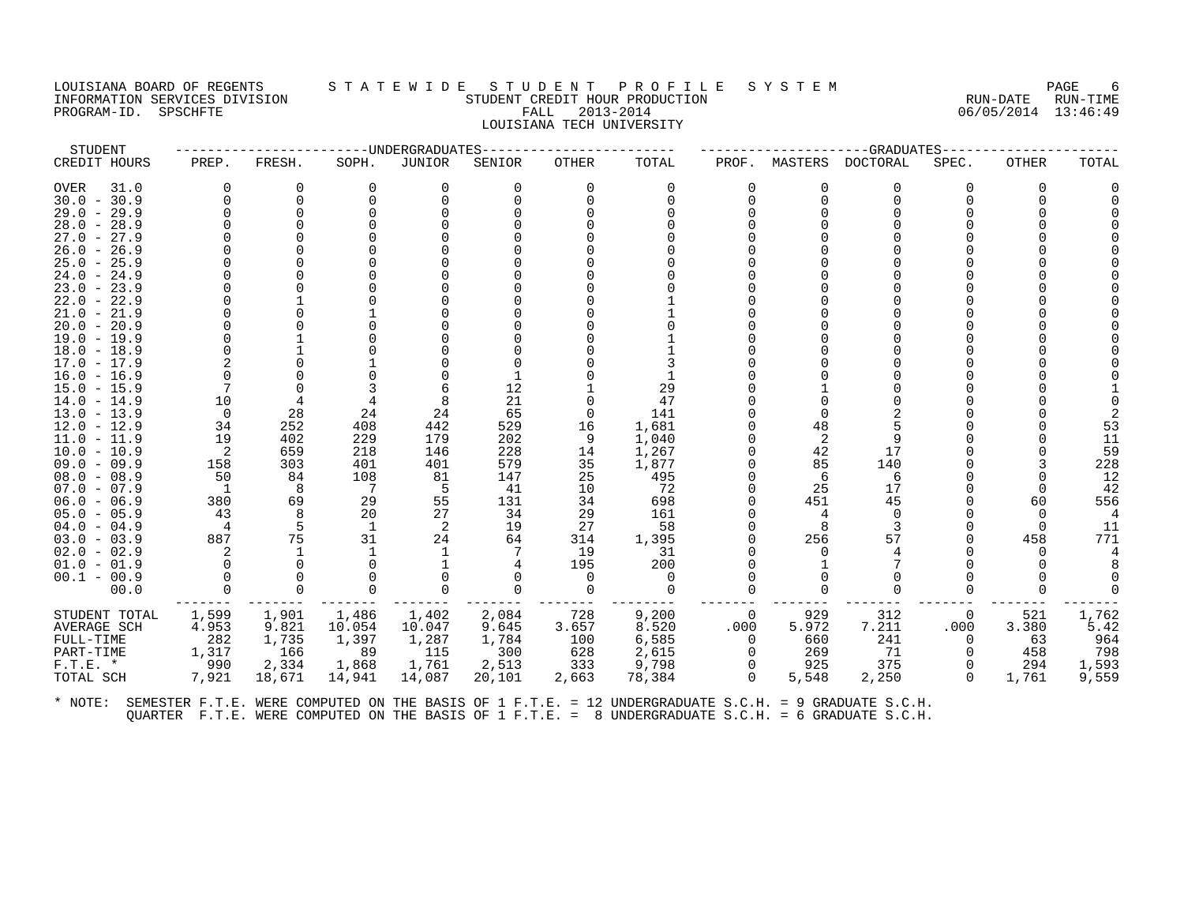LOUISIANA BOARD OF REGENTS — STATEWIDE STUDENT PROFILE SYSTEM
INFORMATION SERVICES DIVISION — STUDENT CREDIT HOUR PRODUCTION — RUN-DATE 06/05/2014 RUN-TIME 13:46:49
PROGRAM-ID. SPSCHFTE — FALL 2013-2014
LOUISIANA TECH UNIVERSITY

| STUDENT | UNDERGRADUATES | | | | | | | GRADUATES | | | | | |
|---|---|---|---|---|---|---|---|---|---|---|---|---|---|
| CREDIT HOURS | PREP. | FRESH. | SOPH. | JUNIOR | SENIOR | OTHER | TOTAL | PROF. | MASTERS | DOCTORAL | SPEC. | OTHER | TOTAL |
| OVER 31.0 | 0 | 0 | 0 | 0 | 0 | 0 | 0 | 0 | 0 | 0 | 0 | 0 | 0 |
| 30.0 - 30.9 | 0 | 0 | 0 | 0 | 0 | 0 | 0 | 0 | 0 | 0 | 0 | 0 | 0 |
| 29.0 - 29.9 | 0 | 0 | 0 | 0 | 0 | 0 | 0 | 0 | 0 | 0 | 0 | 0 | 0 |
| 28.0 - 28.9 | 0 | 0 | 0 | 0 | 0 | 0 | 0 | 0 | 0 | 0 | 0 | 0 | 0 |
| 27.0 - 27.9 | 0 | 0 | 0 | 0 | 0 | 0 | 0 | 0 | 0 | 0 | 0 | 0 | 0 |
| 26.0 - 26.9 | 0 | 0 | 0 | 0 | 0 | 0 | 0 | 0 | 0 | 0 | 0 | 0 | 0 |
| 25.0 - 25.9 | 0 | 0 | 0 | 0 | 0 | 0 | 0 | 0 | 0 | 0 | 0 | 0 | 0 |
| 24.0 - 24.9 | 0 | 0 | 0 | 0 | 0 | 0 | 0 | 0 | 0 | 0 | 0 | 0 | 0 |
| 23.0 - 23.9 | 0 | 0 | 0 | 0 | 0 | 0 | 0 | 0 | 0 | 0 | 0 | 0 | 0 |
| 22.0 - 22.9 | 0 | 1 | 0 | 0 | 0 | 0 | 1 | 0 | 0 | 0 | 0 | 0 | 0 |
| 21.0 - 21.9 | 0 | 0 | 1 | 0 | 0 | 0 | 1 | 0 | 0 | 0 | 0 | 0 | 0 |
| 20.0 - 20.9 | 0 | 0 | 0 | 0 | 0 | 0 | 0 | 0 | 0 | 0 | 0 | 0 | 0 |
| 19.0 - 19.9 | 0 | 1 | 0 | 0 | 0 | 0 | 1 | 0 | 0 | 0 | 0 | 0 | 0 |
| 18.0 - 18.9 | 0 | 1 | 0 | 0 | 0 | 0 | 1 | 0 | 0 | 0 | 0 | 0 | 0 |
| 17.0 - 17.9 | 2 | 0 | 1 | 0 | 0 | 0 | 3 | 0 | 0 | 0 | 0 | 0 | 0 |
| 16.0 - 16.9 | 0 | 0 | 0 | 0 | 1 | 0 | 1 | 0 | 0 | 0 | 0 | 0 | 0 |
| 15.0 - 15.9 | 7 | 0 | 3 | 6 | 12 | 1 | 29 | 0 | 1 | 0 | 0 | 0 | 1 |
| 14.0 - 14.9 | 10 | 4 | 4 | 8 | 21 | 0 | 47 | 0 | 0 | 0 | 0 | 0 | 0 |
| 13.0 - 13.9 | 0 | 28 | 24 | 24 | 65 | 0 | 141 | 0 | 0 | 2 | 0 | 0 | 2 |
| 12.0 - 12.9 | 34 | 252 | 408 | 442 | 529 | 16 | 1,681 | 0 | 48 | 5 | 0 | 0 | 53 |
| 11.0 - 11.9 | 19 | 402 | 229 | 179 | 202 | 9 | 1,040 | 0 | 2 | 9 | 0 | 0 | 11 |
| 10.0 - 10.9 | 2 | 659 | 218 | 146 | 228 | 14 | 1,267 | 0 | 42 | 17 | 0 | 0 | 59 |
| 09.0 - 09.9 | 158 | 303 | 401 | 401 | 579 | 35 | 1,877 | 0 | 85 | 140 | 0 | 3 | 228 |
| 08.0 - 08.9 | 50 | 84 | 108 | 81 | 147 | 25 | 495 | 0 | 6 | 6 | 0 | 0 | 12 |
| 07.0 - 07.9 | 1 | 8 | 7 | 5 | 41 | 10 | 72 | 0 | 25 | 17 | 0 | 0 | 42 |
| 06.0 - 06.9 | 380 | 69 | 29 | 55 | 131 | 34 | 698 | 0 | 451 | 45 | 0 | 60 | 556 |
| 05.0 - 05.9 | 43 | 8 | 20 | 27 | 34 | 29 | 161 | 0 | 4 | 0 | 0 | 0 | 4 |
| 04.0 - 04.9 | 4 | 5 | 1 | 2 | 19 | 27 | 58 | 0 | 8 | 3 | 0 | 0 | 11 |
| 03.0 - 03.9 | 887 | 75 | 31 | 24 | 64 | 314 | 1,395 | 0 | 256 | 57 | 0 | 458 | 771 |
| 02.0 - 02.9 | 2 | 1 | 1 | 1 | 7 | 19 | 31 | 0 | 0 | 4 | 0 | 0 | 4 |
| 01.0 - 01.9 | 0 | 0 | 0 | 1 | 4 | 195 | 200 | 0 | 1 | 7 | 0 | 0 | 8 |
| 00.1 - 00.9 | 0 | 0 | 0 | 0 | 0 | 0 | 0 | 0 | 0 | 0 | 0 | 0 | 0 |
| 00.0 | 0 | 0 | 0 | 0 | 0 | 0 | 0 | 0 | 0 | 0 | 0 | 0 | 0 |
| STUDENT TOTAL | 1,599 | 1,901 | 1,486 | 1,402 | 2,084 | 728 | 9,200 | 0 | 929 | 312 | 0 | 521 | 1,762 |
| AVERAGE SCH | 4.953 | 9.821 | 10.054 | 10.047 | 9.645 | 3.657 | 8.520 | .000 | 5.972 | 7.211 | .000 | 3.380 | 5.42 |
| FULL-TIME | 282 | 1,735 | 1,397 | 1,287 | 1,784 | 100 | 6,585 | 0 | 660 | 241 | 0 | 63 | 964 |
| PART-TIME | 1,317 | 166 | 89 | 115 | 300 | 628 | 2,615 | 0 | 269 | 71 | 0 | 458 | 798 |
| F.T.E. * | 990 | 2,334 | 1,868 | 1,761 | 2,513 | 333 | 9,798 | 0 | 925 | 375 | 0 | 294 | 1,593 |
| TOTAL SCH | 7,921 | 18,671 | 14,941 | 14,087 | 20,101 | 2,663 | 78,384 | 0 | 5,548 | 2,250 | 0 | 1,761 | 9,559 |

* NOTE: SEMESTER F.T.E. WERE COMPUTED ON THE BASIS OF 1 F.T.E. = 12 UNDERGRADUATE S.C.H. = 9 GRADUATE S.C.H.
QUARTER F.T.E. WERE COMPUTED ON THE BASIS OF 1 F.T.E. = 8 UNDERGRADUATE S.C.H. = 6 GRADUATE S.C.H.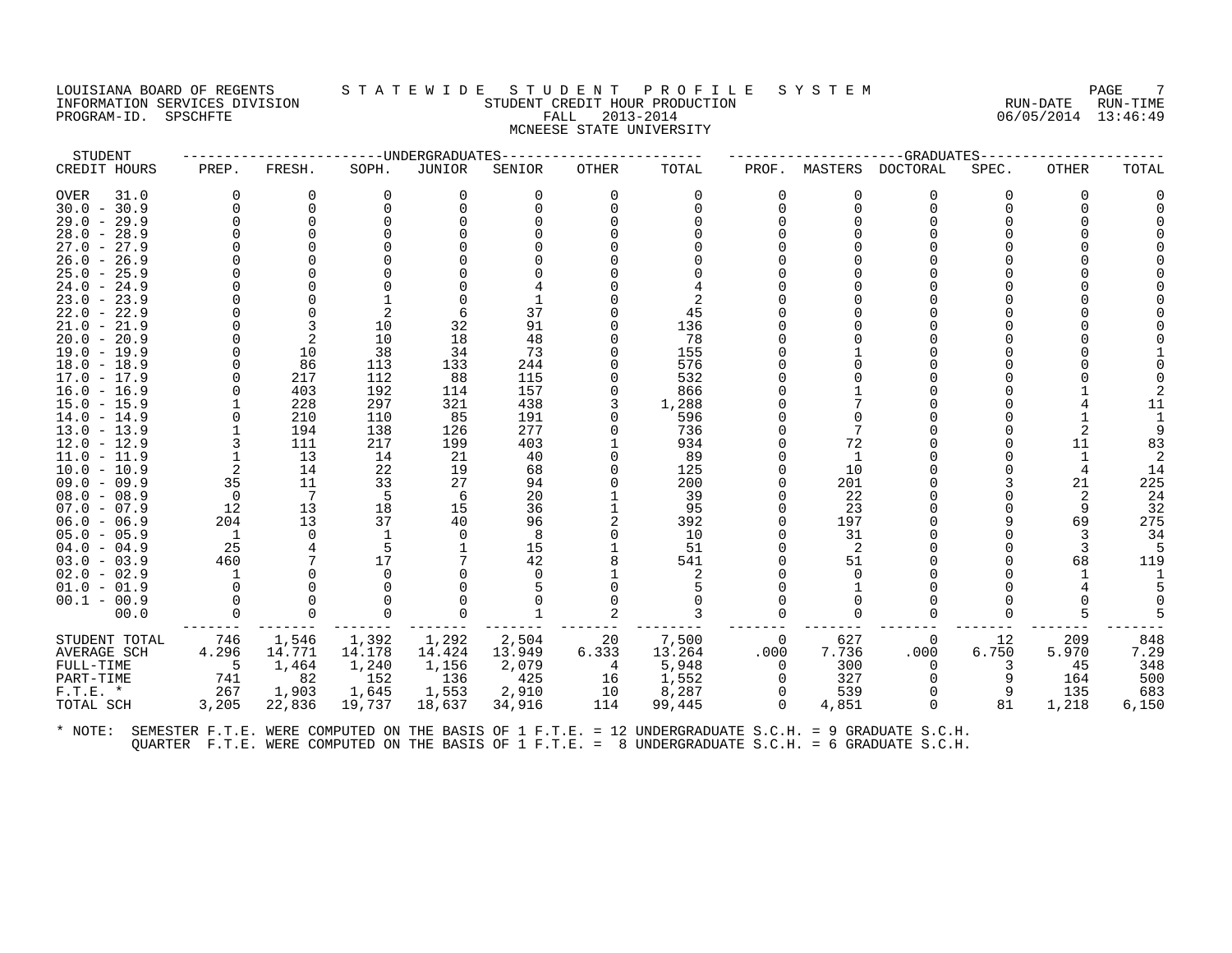LOUISIANA BOARD OF REGENTS — STATEWIDE STUDENT PROFILE SYSTEM
INFORMATION SERVICES DIVISION — STUDENT CREDIT HOUR PRODUCTION — RUN-DATE 06/05/2014 RUN-TIME 13:46:49
PROGRAM-ID. SPSCHFTE — FALL 2013-2014

MCNEESE STATE UNIVERSITY

| STUDENT | UNDERGRADUATES | | | | | | | GRADUATES | | | | | |
|---|---|---|---|---|---|---|---|---|---|---|---|---|---|
| CREDIT HOURS | PREP. | FRESH. | SOPH. | JUNIOR | SENIOR | OTHER | TOTAL | PROF. | MASTERS | DOCTORAL | SPEC. | OTHER | TOTAL |
| OVER 31.0 | 0 | 0 | 0 | 0 | 0 | 0 | 0 | 0 | 0 | 0 | 0 | 0 | 0 |
| 30.0 - 30.9 | 0 | 0 | 0 | 0 | 0 | 0 | 0 | 0 | 0 | 0 | 0 | 0 | 0 |
| 29.0 - 29.9 | 0 | 0 | 0 | 0 | 0 | 0 | 0 | 0 | 0 | 0 | 0 | 0 | 0 |
| 28.0 - 28.9 | 0 | 0 | 0 | 0 | 0 | 0 | 0 | 0 | 0 | 0 | 0 | 0 | 0 |
| 27.0 - 27.9 | 0 | 0 | 0 | 0 | 0 | 0 | 0 | 0 | 0 | 0 | 0 | 0 | 0 |
| 26.0 - 26.9 | 0 | 0 | 0 | 0 | 0 | 0 | 0 | 0 | 0 | 0 | 0 | 0 | 0 |
| 25.0 - 25.9 | 0 | 0 | 0 | 0 | 0 | 0 | 0 | 0 | 0 | 0 | 0 | 0 | 0 |
| 24.0 - 24.9 | 0 | 0 | 0 | 0 | 4 | 0 | 4 | 0 | 0 | 0 | 0 | 0 | 0 |
| 23.0 - 23.9 | 0 | 0 | 1 | 0 | 1 | 0 | 2 | 0 | 0 | 0 | 0 | 0 | 0 |
| 22.0 - 22.9 | 0 | 0 | 2 | 6 | 37 | 0 | 45 | 0 | 0 | 0 | 0 | 0 | 0 |
| 21.0 - 21.9 | 0 | 3 | 10 | 32 | 91 | 0 | 136 | 0 | 0 | 0 | 0 | 0 | 0 |
| 20.0 - 20.9 | 0 | 2 | 10 | 18 | 48 | 0 | 78 | 0 | 0 | 0 | 0 | 0 | 0 |
| 19.0 - 19.9 | 0 | 10 | 38 | 34 | 73 | 0 | 155 | 0 | 1 | 0 | 0 | 0 | 1 |
| 18.0 - 18.9 | 0 | 86 | 113 | 133 | 244 | 0 | 576 | 0 | 0 | 0 | 0 | 0 | 0 |
| 17.0 - 17.9 | 0 | 217 | 112 | 88 | 115 | 0 | 532 | 0 | 0 | 0 | 0 | 0 | 0 |
| 16.0 - 16.9 | 0 | 403 | 192 | 114 | 157 | 0 | 866 | 0 | 1 | 0 | 0 | 1 | 2 |
| 15.0 - 15.9 | 1 | 228 | 297 | 321 | 438 | 3 | 1,288 | 0 | 7 | 0 | 0 | 4 | 11 |
| 14.0 - 14.9 | 0 | 210 | 110 | 85 | 191 | 0 | 596 | 0 | 0 | 0 | 0 | 1 | 1 |
| 13.0 - 13.9 | 1 | 194 | 138 | 126 | 277 | 0 | 736 | 0 | 7 | 0 | 0 | 2 | 9 |
| 12.0 - 12.9 | 3 | 111 | 217 | 199 | 403 | 1 | 934 | 0 | 72 | 0 | 0 | 11 | 83 |
| 11.0 - 11.9 | 1 | 13 | 14 | 21 | 40 | 0 | 89 | 0 | 1 | 0 | 0 | 1 | 2 |
| 10.0 - 10.9 | 2 | 14 | 22 | 19 | 68 | 0 | 125 | 0 | 10 | 0 | 0 | 4 | 14 |
| 09.0 - 09.9 | 35 | 11 | 33 | 27 | 94 | 0 | 200 | 0 | 201 | 0 | 3 | 21 | 225 |
| 08.0 - 08.9 | 0 | 7 | 5 | 6 | 20 | 1 | 39 | 0 | 22 | 0 | 0 | 2 | 24 |
| 07.0 - 07.9 | 12 | 13 | 18 | 15 | 36 | 1 | 95 | 0 | 23 | 0 | 0 | 9 | 32 |
| 06.0 - 06.9 | 204 | 13 | 37 | 40 | 96 | 2 | 392 | 0 | 197 | 0 | 9 | 69 | 275 |
| 05.0 - 05.9 | 1 | 0 | 1 | 0 | 8 | 0 | 10 | 0 | 31 | 0 | 0 | 3 | 34 |
| 04.0 - 04.9 | 25 | 4 | 5 | 1 | 15 | 1 | 51 | 0 | 2 | 0 | 0 | 3 | 5 |
| 03.0 - 03.9 | 460 | 7 | 17 | 7 | 42 | 8 | 541 | 0 | 51 | 0 | 0 | 68 | 119 |
| 02.0 - 02.9 | 1 | 0 | 0 | 0 | 0 | 1 | 2 | 0 | 0 | 0 | 0 | 1 | 1 |
| 01.0 - 01.9 | 0 | 0 | 0 | 0 | 5 | 0 | 5 | 0 | 1 | 0 | 0 | 4 | 5 |
| 00.1 - 00.9 | 0 | 0 | 0 | 0 | 0 | 0 | 0 | 0 | 0 | 0 | 0 | 0 | 0 |
| 00.0 | 0 | 0 | 0 | 0 | 1 | 2 | 3 | 0 | 0 | 0 | 0 | 5 | 5 |
| STUDENT TOTAL | 746 | 1,546 | 1,392 | 1,292 | 2,504 | 20 | 7,500 | 0 | 627 | 0 | 12 | 209 | 848 |
| AVERAGE SCH | 4.296 | 14.771 | 14.178 | 14.424 | 13.949 | 6.333 | 13.264 | .000 | 7.736 | .000 | 6.750 | 5.970 | 7.29 |
| FULL-TIME | 5 | 1,464 | 1,240 | 1,156 | 2,079 | 4 | 5,948 | 0 | 300 | 0 | 3 | 45 | 348 |
| PART-TIME | 741 | 82 | 152 | 136 | 425 | 16 | 1,552 | 0 | 327 | 0 | 9 | 164 | 500 |
| F.T.E. * | 267 | 1,903 | 1,645 | 1,553 | 2,910 | 10 | 8,287 | 0 | 539 | 0 | 9 | 135 | 683 |
| TOTAL SCH | 3,205 | 22,836 | 19,737 | 18,637 | 34,916 | 114 | 99,445 | 0 | 4,851 | 0 | 81 | 1,218 | 6,150 |

* NOTE: SEMESTER F.T.E. WERE COMPUTED ON THE BASIS OF 1 F.T.E. = 12 UNDERGRADUATE S.C.H. = 9 GRADUATE S.C.H.
QUARTER F.T.E. WERE COMPUTED ON THE BASIS OF 1 F.T.E. = 8 UNDERGRADUATE S.C.H. = 6 GRADUATE S.C.H.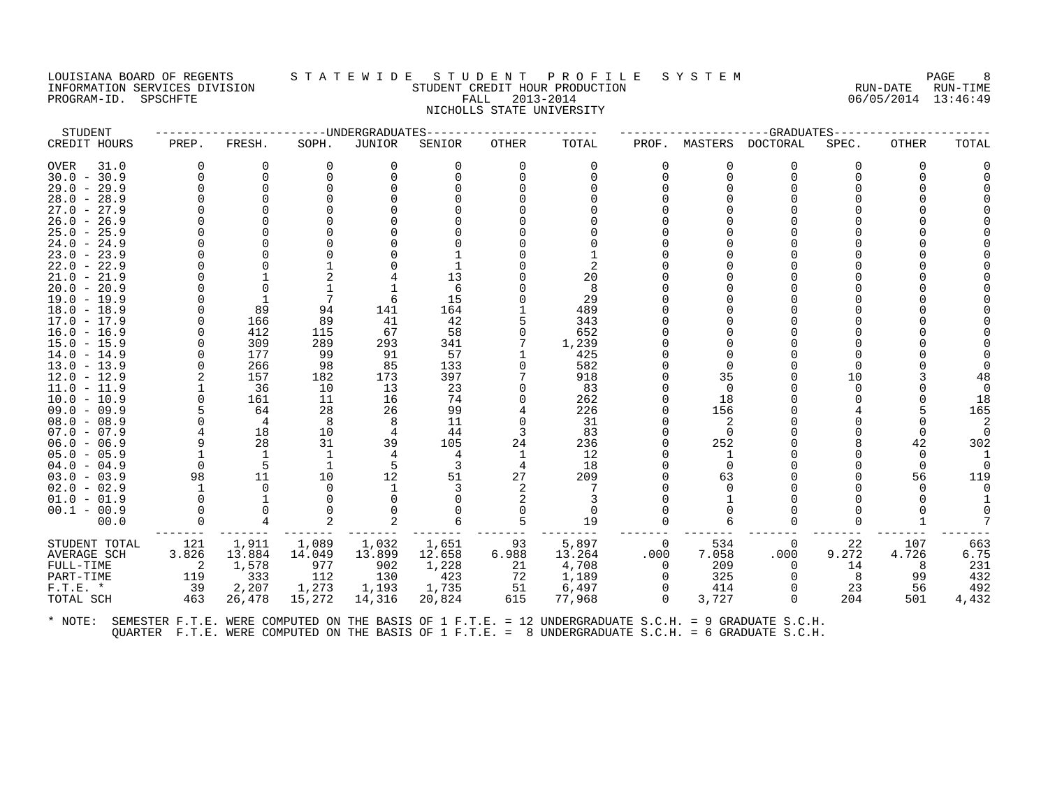LOUISIANA BOARD OF REGENTS — STATEWIDE STUDENT PROFILE SYSTEM
INFORMATION SERVICES DIVISION — STUDENT CREDIT HOUR PRODUCTION — RUN-DATE 06/05/2014 RUN-TIME 13:46:49
PROGRAM-ID. SPSCHFTE — FALL 2013-2014

NICHOLLS STATE UNIVERSITY

| STUDENT CREDIT HOURS | UNDERGRADUATES PREP. | FRESH. | SOPH. | JUNIOR | SENIOR | OTHER | TOTAL | GRADUATES PROF. | MASTERS | DOCTORAL | SPEC. | OTHER | TOTAL |
|---|---|---|---|---|---|---|---|---|---|---|---|---|---|
| OVER 31.0 | 0 | 0 | 0 | 0 | 0 | 0 | 0 | 0 | 0 | 0 | 0 | 0 | 0 |
| 30.0 - 30.9 | 0 | 0 | 0 | 0 | 0 | 0 | 0 | 0 | 0 | 0 | 0 | 0 | 0 |
| 29.0 - 29.9 | 0 | 0 | 0 | 0 | 0 | 0 | 0 | 0 | 0 | 0 | 0 | 0 | 0 |
| 28.0 - 28.9 | 0 | 0 | 0 | 0 | 0 | 0 | 0 | 0 | 0 | 0 | 0 | 0 | 0 |
| 27.0 - 27.9 | 0 | 0 | 0 | 0 | 0 | 0 | 0 | 0 | 0 | 0 | 0 | 0 | 0 |
| 26.0 - 26.9 | 0 | 0 | 0 | 0 | 0 | 0 | 0 | 0 | 0 | 0 | 0 | 0 | 0 |
| 25.0 - 25.9 | 0 | 0 | 0 | 0 | 0 | 0 | 0 | 0 | 0 | 0 | 0 | 0 | 0 |
| 24.0 - 24.9 | 0 | 0 | 0 | 0 | 0 | 0 | 0 | 0 | 0 | 0 | 0 | 0 | 0 |
| 23.0 - 23.9 | 0 | 0 | 0 | 0 | 1 | 0 | 1 | 0 | 0 | 0 | 0 | 0 | 0 |
| 22.0 - 22.9 | 0 | 0 | 1 | 0 | 1 | 0 | 2 | 0 | 0 | 0 | 0 | 0 | 0 |
| 21.0 - 21.9 | 0 | 1 | 2 | 4 | 13 | 0 | 20 | 0 | 0 | 0 | 0 | 0 | 0 |
| 20.0 - 20.9 | 0 | 0 | 1 | 1 | 6 | 0 | 8 | 0 | 0 | 0 | 0 | 0 | 0 |
| 19.0 - 19.9 | 0 | 1 | 7 | 6 | 15 | 0 | 29 | 0 | 0 | 0 | 0 | 0 | 0 |
| 18.0 - 18.9 | 0 | 89 | 94 | 141 | 164 | 1 | 489 | 0 | 0 | 0 | 0 | 0 | 0 |
| 17.0 - 17.9 | 0 | 166 | 89 | 41 | 42 | 5 | 343 | 0 | 0 | 0 | 0 | 0 | 0 |
| 16.0 - 16.9 | 0 | 412 | 115 | 67 | 58 | 0 | 652 | 0 | 0 | 0 | 0 | 0 | 0 |
| 15.0 - 15.9 | 0 | 309 | 289 | 293 | 341 | 7 | 1,239 | 0 | 0 | 0 | 0 | 0 | 0 |
| 14.0 - 14.9 | 0 | 177 | 99 | 91 | 57 | 1 | 425 | 0 | 0 | 0 | 0 | 0 | 0 |
| 13.0 - 13.9 | 0 | 266 | 98 | 85 | 133 | 0 | 582 | 0 | 0 | 0 | 0 | 0 | 0 |
| 12.0 - 12.9 | 2 | 157 | 182 | 173 | 397 | 7 | 918 | 0 | 35 | 0 | 10 | 3 | 48 |
| 11.0 - 11.9 | 1 | 36 | 10 | 13 | 23 | 0 | 83 | 0 | 0 | 0 | 0 | 0 | 0 |
| 10.0 - 10.9 | 0 | 161 | 11 | 16 | 74 | 0 | 262 | 0 | 18 | 0 | 0 | 0 | 18 |
| 09.0 - 09.9 | 5 | 64 | 28 | 26 | 99 | 4 | 226 | 0 | 156 | 0 | 4 | 5 | 165 |
| 08.0 - 08.9 | 0 | 4 | 8 | 8 | 11 | 0 | 31 | 0 | 2 | 0 | 0 | 0 | 2 |
| 07.0 - 07.9 | 4 | 18 | 10 | 4 | 44 | 3 | 83 | 0 | 0 | 0 | 0 | 0 | 0 |
| 06.0 - 06.9 | 9 | 28 | 31 | 39 | 105 | 24 | 236 | 0 | 252 | 0 | 8 | 42 | 302 |
| 05.0 - 05.9 | 1 | 1 | 1 | 4 | 4 | 1 | 12 | 0 | 1 | 0 | 0 | 0 | 1 |
| 04.0 - 04.9 | 0 | 5 | 1 | 5 | 3 | 4 | 18 | 0 | 0 | 0 | 0 | 0 | 0 |
| 03.0 - 03.9 | 98 | 11 | 10 | 12 | 51 | 27 | 209 | 0 | 63 | 0 | 0 | 56 | 119 |
| 02.0 - 02.9 | 1 | 0 | 0 | 1 | 3 | 2 | 7 | 0 | 0 | 0 | 0 | 0 | 0 |
| 01.0 - 01.9 | 0 | 1 | 0 | 0 | 0 | 2 | 3 | 0 | 1 | 0 | 0 | 0 | 1 |
| 00.1 - 00.9 | 0 | 0 | 0 | 0 | 0 | 0 | 0 | 0 | 0 | 0 | 0 | 0 | 0 |
| 00.0 | 0 | 4 | 2 | 2 | 6 | 5 | 19 | 0 | 6 | 0 | 0 | 1 | 7 |
| STUDENT TOTAL | 121 | 1,911 | 1,089 | 1,032 | 1,651 | 93 | 5,897 | 0 | 534 | 0 | 22 | 107 | 663 |
| AVERAGE SCH | 3.826 | 13.884 | 14.049 | 13.899 | 12.658 | 6.988 | 13.264 | .000 | 7.058 | .000 | 9.272 | 4.726 | 6.75 |
| FULL-TIME | 2 | 1,578 | 977 | 902 | 1,228 | 21 | 4,708 | 0 | 209 | 0 | 14 | 8 | 231 |
| PART-TIME | 119 | 333 | 112 | 130 | 423 | 72 | 1,189 | 0 | 325 | 0 | 8 | 99 | 432 |
| F.T.E. * | 39 | 2,207 | 1,273 | 1,193 | 1,735 | 51 | 6,497 | 0 | 414 | 0 | 23 | 56 | 492 |
| TOTAL SCH | 463 | 26,478 | 15,272 | 14,316 | 20,824 | 615 | 77,968 | 0 | 3,727 | 0 | 204 | 501 | 4,432 |

\* NOTE: SEMESTER F.T.E. WERE COMPUTED ON THE BASIS OF 1 F.T.E. = 12 UNDERGRADUATE S.C.H. = 9 GRADUATE S.C.H.
QUARTER F.T.E. WERE COMPUTED ON THE BASIS OF 1 F.T.E. = 8 UNDERGRADUATE S.C.H. = 6 GRADUATE S.C.H.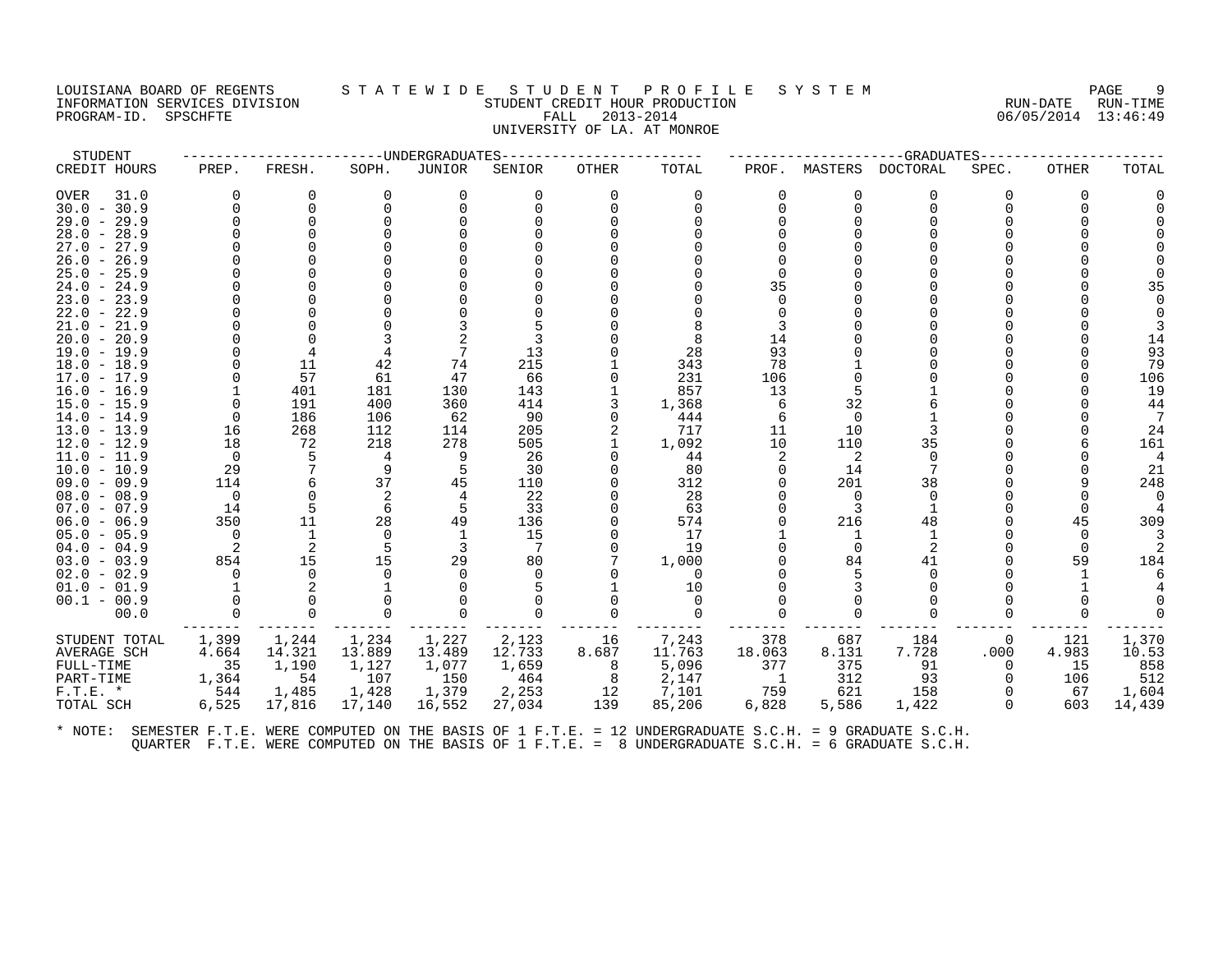LOUISIANA BOARD OF REGENTS
INFORMATION SERVICES DIVISION
PROGRAM-ID. SPSCHFTE

STATEWIDE STUDENT PROFILE SYSTEM
STUDENT CREDIT HOUR PRODUCTION
FALL 2013-2014
UNIVERSITY OF LA. AT MONROE

RUN-DATE 06/05/2014 RUN-TIME 13:46:49

| STUDENT CREDIT HOURS | UNDERGRADUATES PREP. | FRESH. | SOPH. | JUNIOR | SENIOR | OTHER | TOTAL | GRADUATES PROF. | MASTERS | DOCTORAL | SPEC. | OTHER | TOTAL |
|---|---|---|---|---|---|---|---|---|---|---|---|---|---|
| OVER 31.0 | 0 | 0 | 0 | 0 | 0 | 0 | 0 | 0 | 0 | 0 | 0 | 0 | 0 |
| 30.0 - 30.9 | 0 | 0 | 0 | 0 | 0 | 0 | 0 | 0 | 0 | 0 | 0 | 0 | 0 |
| 29.0 - 29.9 | 0 | 0 | 0 | 0 | 0 | 0 | 0 | 0 | 0 | 0 | 0 | 0 | 0 |
| 28.0 - 28.9 | 0 | 0 | 0 | 0 | 0 | 0 | 0 | 0 | 0 | 0 | 0 | 0 | 0 |
| 27.0 - 27.9 | 0 | 0 | 0 | 0 | 0 | 0 | 0 | 0 | 0 | 0 | 0 | 0 | 0 |
| 26.0 - 26.9 | 0 | 0 | 0 | 0 | 0 | 0 | 0 | 0 | 0 | 0 | 0 | 0 | 0 |
| 25.0 - 25.9 | 0 | 0 | 0 | 0 | 0 | 0 | 0 | 0 | 0 | 0 | 0 | 0 | 0 |
| 24.0 - 24.9 | 0 | 0 | 0 | 0 | 0 | 0 | 0 | 35 | 0 | 0 | 0 | 0 | 35 |
| 23.0 - 23.9 | 0 | 0 | 0 | 0 | 0 | 0 | 0 | 0 | 0 | 0 | 0 | 0 | 0 |
| 22.0 - 22.9 | 0 | 0 | 0 | 0 | 0 | 0 | 0 | 0 | 0 | 0 | 0 | 0 | 0 |
| 21.0 - 21.9 | 0 | 0 | 0 | 3 | 5 | 0 | 8 | 3 | 0 | 0 | 0 | 0 | 3 |
| 20.0 - 20.9 | 0 | 0 | 3 | 2 | 3 | 0 | 8 | 14 | 0 | 0 | 0 | 0 | 14 |
| 19.0 - 19.9 | 0 | 4 | 4 | 7 | 13 | 0 | 28 | 93 | 0 | 0 | 0 | 0 | 93 |
| 18.0 - 18.9 | 0 | 11 | 42 | 74 | 215 | 1 | 343 | 78 | 1 | 0 | 0 | 0 | 79 |
| 17.0 - 17.9 | 0 | 57 | 61 | 47 | 66 | 0 | 231 | 106 | 0 | 0 | 0 | 0 | 106 |
| 16.0 - 16.9 | 1 | 401 | 181 | 130 | 143 | 1 | 857 | 13 | 5 | 1 | 0 | 0 | 19 |
| 15.0 - 15.9 | 0 | 191 | 400 | 360 | 414 | 3 | 1,368 | 6 | 32 | 6 | 0 | 0 | 44 |
| 14.0 - 14.9 | 0 | 186 | 106 | 62 | 90 | 0 | 444 | 6 | 0 | 1 | 0 | 0 | 7 |
| 13.0 - 13.9 | 16 | 268 | 112 | 114 | 205 | 2 | 717 | 11 | 10 | 3 | 0 | 0 | 24 |
| 12.0 - 12.9 | 18 | 72 | 218 | 278 | 505 | 1 | 1,092 | 10 | 110 | 35 | 0 | 6 | 161 |
| 11.0 - 11.9 | 0 | 5 | 4 | 9 | 26 | 0 | 44 | 2 | 2 | 0 | 0 | 0 | 4 |
| 10.0 - 10.9 | 29 | 7 | 9 | 5 | 30 | 0 | 80 | 0 | 14 | 7 | 0 | 0 | 21 |
| 09.0 - 09.9 | 114 | 6 | 37 | 45 | 110 | 0 | 312 | 0 | 201 | 38 | 0 | 9 | 248 |
| 08.0 - 08.9 | 0 | 0 | 2 | 4 | 22 | 0 | 28 | 0 | 0 | 0 | 0 | 0 | 0 |
| 07.0 - 07.9 | 14 | 5 | 6 | 5 | 33 | 0 | 63 | 0 | 3 | 1 | 0 | 0 | 4 |
| 06.0 - 06.9 | 350 | 11 | 28 | 49 | 136 | 0 | 574 | 0 | 216 | 48 | 0 | 45 | 309 |
| 05.0 - 05.9 | 0 | 1 | 0 | 1 | 15 | 0 | 17 | 1 | 1 | 1 | 0 | 0 | 3 |
| 04.0 - 04.9 | 2 | 2 | 5 | 3 | 7 | 0 | 19 | 0 | 0 | 2 | 0 | 0 | 2 |
| 03.0 - 03.9 | 854 | 15 | 15 | 29 | 80 | 7 | 1,000 | 0 | 84 | 41 | 0 | 59 | 184 |
| 02.0 - 02.9 | 0 | 0 | 0 | 0 | 0 | 0 | 0 | 0 | 5 | 0 | 0 | 1 | 6 |
| 01.0 - 01.9 | 1 | 2 | 1 | 0 | 5 | 1 | 10 | 0 | 3 | 0 | 0 | 1 | 4 |
| 00.1 - 00.9 | 0 | 0 | 0 | 0 | 0 | 0 | 0 | 0 | 0 | 0 | 0 | 0 | 0 |
| 00.0 | 0 | 0 | 0 | 0 | 0 | 0 | 0 | 0 | 0 | 0 | 0 | 0 | 0 |
| STUDENT TOTAL | 1,399 | 1,244 | 1,234 | 1,227 | 2,123 | 16 | 7,243 | 378 | 687 | 184 | 0 | 121 | 1,370 |
| AVERAGE SCH | 4.664 | 14.321 | 13.889 | 13.489 | 12.733 | 8.687 | 11.763 | 18.063 | 8.131 | 7.728 | .000 | 4.983 | 10.53 |
| FULL-TIME | 35 | 1,190 | 1,127 | 1,077 | 1,659 | 8 | 5,096 | 377 | 375 | 91 | 0 | 15 | 858 |
| PART-TIME | 1,364 | 54 | 107 | 150 | 464 | 8 | 2,147 | 1 | 312 | 93 | 0 | 106 | 512 |
| F.T.E. * | 544 | 1,485 | 1,428 | 1,379 | 2,253 | 12 | 7,101 | 759 | 621 | 158 | 0 | 67 | 1,604 |
| TOTAL SCH | 6,525 | 17,816 | 17,140 | 16,552 | 27,034 | 139 | 85,206 | 6,828 | 5,586 | 1,422 | 0 | 603 | 14,439 |

* NOTE: SEMESTER F.T.E. WERE COMPUTED ON THE BASIS OF 1 F.T.E. = 12 UNDERGRADUATE S.C.H. = 9 GRADUATE S.C.H.
QUARTER F.T.E. WERE COMPUTED ON THE BASIS OF 1 F.T.E. = 8 UNDERGRADUATE S.C.H. = 6 GRADUATE S.C.H.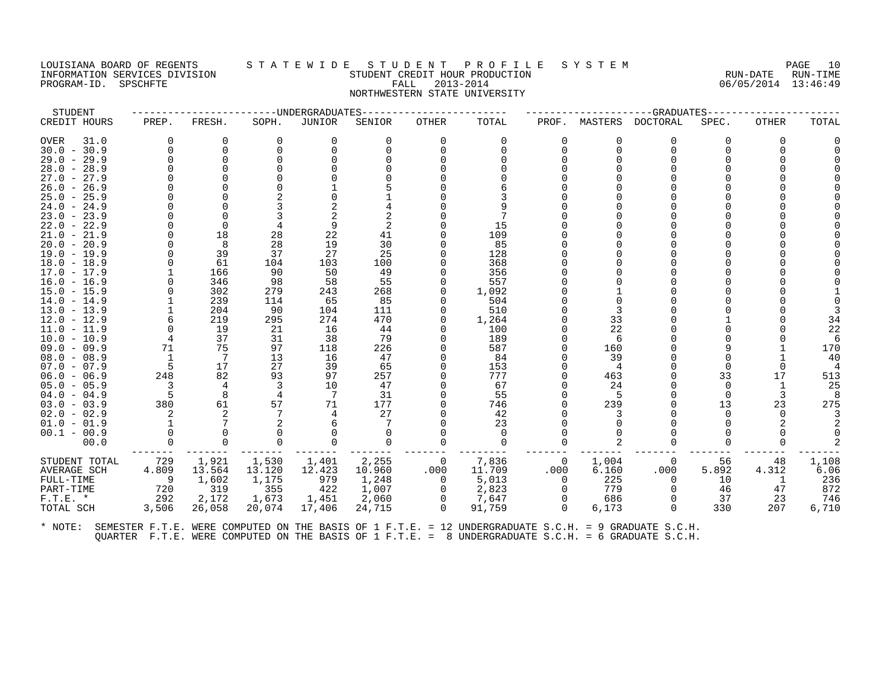LOUISIANA BOARD OF REGENTS
INFORMATION SERVICES DIVISION
PROGRAM-ID. SPSCHFTE

# S T A T E W I D E   S T U D E N T   P R O F I L E   S Y S T E M

## STUDENT CREDIT HOUR PRODUCTION
## FALL 2013-2014
## NORTHWESTERN STATE UNIVERSITY

RUN-DATE 06/05/2014 RUN-TIME 13:46:49

| STUDENT CREDIT HOURS | UNDERGRADUATES PREP. | FRESH. | SOPH. | JUNIOR | SENIOR | OTHER | TOTAL | GRADUATES PROF. | MASTERS | DOCTORAL | SPEC. | OTHER | TOTAL |
|---|---|---|---|---|---|---|---|---|---|---|---|---|---|
| OVER 31.0 | 0 | 0 | 0 | 0 | 0 | 0 | 0 | 0 | 0 | 0 | 0 | 0 | 0 |
| 30.0 - 30.9 | 0 | 0 | 0 | 0 | 0 | 0 | 0 | 0 | 0 | 0 | 0 | 0 | 0 |
| 29.0 - 29.9 | 0 | 0 | 0 | 0 | 0 | 0 | 0 | 0 | 0 | 0 | 0 | 0 | 0 |
| 28.0 - 28.9 | 0 | 0 | 0 | 0 | 0 | 0 | 0 | 0 | 0 | 0 | 0 | 0 | 0 |
| 27.0 - 27.9 | 0 | 0 | 0 | 0 | 0 | 0 | 0 | 0 | 0 | 0 | 0 | 0 | 0 |
| 26.0 - 26.9 | 0 | 0 | 0 | 1 | 5 | 0 | 6 | 0 | 0 | 0 | 0 | 0 | 0 |
| 25.0 - 25.9 | 0 | 0 | 2 | 0 | 1 | 0 | 3 | 0 | 0 | 0 | 0 | 0 | 0 |
| 24.0 - 24.9 | 0 | 0 | 3 | 2 | 4 | 0 | 9 | 0 | 0 | 0 | 0 | 0 | 0 |
| 23.0 - 23.9 | 0 | 0 | 3 | 2 | 2 | 0 | 7 | 0 | 0 | 0 | 0 | 0 | 0 |
| 22.0 - 22.9 | 0 | 0 | 4 | 9 | 2 | 0 | 15 | 0 | 0 | 0 | 0 | 0 | 0 |
| 21.0 - 21.9 | 0 | 18 | 28 | 22 | 41 | 0 | 109 | 0 | 0 | 0 | 0 | 0 | 0 |
| 20.0 - 20.9 | 0 | 8 | 28 | 19 | 30 | 0 | 85 | 0 | 0 | 0 | 0 | 0 | 0 |
| 19.0 - 19.9 | 0 | 39 | 37 | 27 | 25 | 0 | 128 | 0 | 0 | 0 | 0 | 0 | 0 |
| 18.0 - 18.9 | 0 | 61 | 104 | 103 | 100 | 0 | 368 | 0 | 0 | 0 | 0 | 0 | 0 |
| 17.0 - 17.9 | 1 | 166 | 90 | 50 | 49 | 0 | 356 | 0 | 0 | 0 | 0 | 0 | 0 |
| 16.0 - 16.9 | 0 | 346 | 98 | 58 | 55 | 0 | 557 | 0 | 0 | 0 | 0 | 0 | 0 |
| 15.0 - 15.9 | 0 | 302 | 279 | 243 | 268 | 0 | 1,092 | 0 | 1 | 0 | 0 | 0 | 1 |
| 14.0 - 14.9 | 1 | 239 | 114 | 65 | 85 | 0 | 504 | 0 | 0 | 0 | 0 | 0 | 0 |
| 13.0 - 13.9 | 1 | 204 | 90 | 104 | 111 | 0 | 510 | 0 | 3 | 0 | 0 | 0 | 3 |
| 12.0 - 12.9 | 6 | 219 | 295 | 274 | 470 | 0 | 1,264 | 0 | 33 | 0 | 1 | 0 | 34 |
| 11.0 - 11.9 | 0 | 19 | 21 | 16 | 44 | 0 | 100 | 0 | 22 | 0 | 0 | 0 | 22 |
| 10.0 - 10.9 | 4 | 37 | 31 | 38 | 79 | 0 | 189 | 0 | 6 | 0 | 0 | 0 | 6 |
| 09.0 - 09.9 | 71 | 75 | 97 | 118 | 226 | 0 | 587 | 0 | 160 | 0 | 9 | 1 | 170 |
| 08.0 - 08.9 | 1 | 7 | 13 | 16 | 47 | 0 | 84 | 0 | 39 | 0 | 0 | 1 | 40 |
| 07.0 - 07.9 | 5 | 17 | 27 | 39 | 65 | 0 | 153 | 0 | 4 | 0 | 0 | 0 | 4 |
| 06.0 - 06.9 | 248 | 82 | 93 | 97 | 257 | 0 | 777 | 0 | 463 | 0 | 33 | 17 | 513 |
| 05.0 - 05.9 | 3 | 4 | 3 | 10 | 47 | 0 | 67 | 0 | 24 | 0 | 0 | 1 | 25 |
| 04.0 - 04.9 | 5 | 8 | 4 | 7 | 31 | 0 | 55 | 0 | 5 | 0 | 0 | 3 | 8 |
| 03.0 - 03.9 | 380 | 61 | 57 | 71 | 177 | 0 | 746 | 0 | 239 | 0 | 13 | 23 | 275 |
| 02.0 - 02.9 | 2 | 2 | 7 | 4 | 27 | 0 | 42 | 0 | 3 | 0 | 0 | 0 | 3 |
| 01.0 - 01.9 | 1 | 7 | 2 | 6 | 7 | 0 | 23 | 0 | 0 | 0 | 0 | 2 | 2 |
| 00.1 - 00.9 | 0 | 0 | 0 | 0 | 0 | 0 | 0 | 0 | 0 | 0 | 0 | 0 | 0 |
| 00.0 | 0 | 0 | 0 | 0 | 0 | 0 | 0 | 0 | 2 | 0 | 0 | 0 | 2 |
| STUDENT TOTAL | 729 | 1,921 | 1,530 | 1,401 | 2,255 | 0 | 7,836 | 0 | 1,004 | 0 | 56 | 48 | 1,108 |
| AVERAGE SCH | 4.809 | 13.564 | 13.120 | 12.423 | 10.960 | .000 | 11.709 | .000 | 6.160 | .000 | 5.892 | 4.312 | 6.06 |
| FULL-TIME | 9 | 1,602 | 1,175 | 979 | 1,248 | 0 | 5,013 | 0 | 225 | 0 | 10 | 1 | 236 |
| PART-TIME | 720 | 319 | 355 | 422 | 1,007 | 0 | 2,823 | 0 | 779 | 0 | 46 | 47 | 872 |
| F.T.E. * | 292 | 2,172 | 1,673 | 1,451 | 2,060 | 0 | 7,647 | 0 | 686 | 0 | 37 | 23 | 746 |
| TOTAL SCH | 3,506 | 26,058 | 20,074 | 17,406 | 24,715 | 0 | 91,759 | 0 | 6,173 | 0 | 330 | 207 | 6,710 |

\* NOTE: SEMESTER F.T.E. WERE COMPUTED ON THE BASIS OF 1 F.T.E. = 12 UNDERGRADUATE S.C.H. = 9 GRADUATE S.C.H.
QUARTER F.T.E. WERE COMPUTED ON THE BASIS OF 1 F.T.E. = 8 UNDERGRADUATE S.C.H. = 6 GRADUATE S.C.H.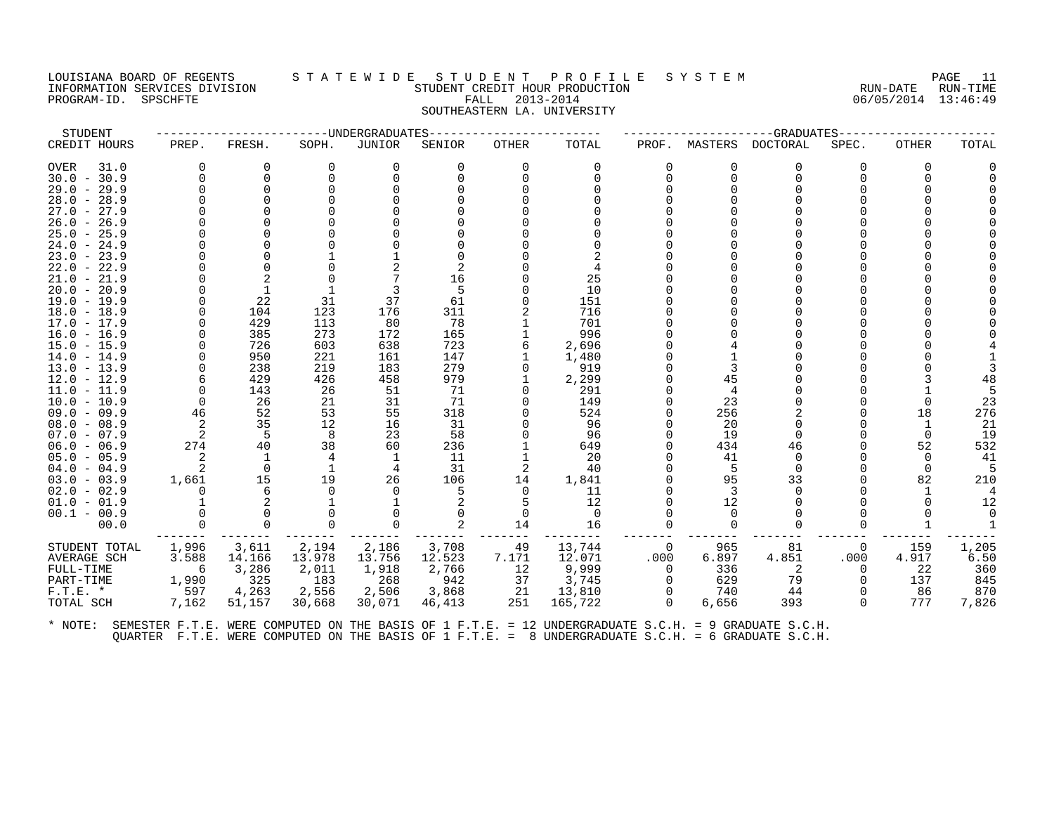LOUISIANA BOARD OF REGENTS
INFORMATION SERVICES DIVISION
PROGRAM-ID. SPSCHFTE

# STATEWIDE STUDENT PROFILE SYSTEM

STUDENT CREDIT HOUR PRODUCTION
FALL 2013-2014
SOUTHEASTERN LA. UNIVERSITY

RUN-DATE 06/05/2014 RUN-TIME 13:46:49

| STUDENT | UNDERGRADUATES | | | | | | | GRADUATES | | | | | |
|---|---|---|---|---|---|---|---|---|---|---|---|---|---|
| CREDIT HOURS | PREP. | FRESH. | SOPH. | JUNIOR | SENIOR | OTHER | TOTAL | PROF. | MASTERS | DOCTORAL | SPEC. | OTHER | TOTAL |
| OVER 31.0 | 0 | 0 | 0 | 0 | 0 | 0 | 0 | 0 | 0 | 0 | 0 | 0 | 0 |
| 30.0 - 30.9 | 0 | 0 | 0 | 0 | 0 | 0 | 0 | 0 | 0 | 0 | 0 | 0 | 0 |
| 29.0 - 29.9 | 0 | 0 | 0 | 0 | 0 | 0 | 0 | 0 | 0 | 0 | 0 | 0 | 0 |
| 28.0 - 28.9 | 0 | 0 | 0 | 0 | 0 | 0 | 0 | 0 | 0 | 0 | 0 | 0 | 0 |
| 27.0 - 27.9 | 0 | 0 | 0 | 0 | 0 | 0 | 0 | 0 | 0 | 0 | 0 | 0 | 0 |
| 26.0 - 26.9 | 0 | 0 | 0 | 0 | 0 | 0 | 0 | 0 | 0 | 0 | 0 | 0 | 0 |
| 25.0 - 25.9 | 0 | 0 | 0 | 0 | 0 | 0 | 0 | 0 | 0 | 0 | 0 | 0 | 0 |
| 24.0 - 24.9 | 0 | 0 | 0 | 0 | 0 | 0 | 0 | 0 | 0 | 0 | 0 | 0 | 0 |
| 23.0 - 23.9 | 0 | 0 | 1 | 1 | 0 | 0 | 2 | 0 | 0 | 0 | 0 | 0 | 0 |
| 22.0 - 22.9 | 0 | 0 | 0 | 2 | 2 | 0 | 4 | 0 | 0 | 0 | 0 | 0 | 0 |
| 21.0 - 21.9 | 0 | 2 | 0 | 7 | 16 | 0 | 25 | 0 | 0 | 0 | 0 | 0 | 0 |
| 20.0 - 20.9 | 0 | 1 | 1 | 3 | 5 | 0 | 10 | 0 | 0 | 0 | 0 | 0 | 0 |
| 19.0 - 19.9 | 0 | 22 | 31 | 37 | 61 | 0 | 151 | 0 | 0 | 0 | 0 | 0 | 0 |
| 18.0 - 18.9 | 0 | 104 | 123 | 176 | 311 | 2 | 716 | 0 | 0 | 0 | 0 | 0 | 0 |
| 17.0 - 17.9 | 0 | 429 | 113 | 80 | 78 | 1 | 701 | 0 | 0 | 0 | 0 | 0 | 0 |
| 16.0 - 16.9 | 0 | 385 | 273 | 172 | 165 | 1 | 996 | 0 | 0 | 0 | 0 | 0 | 0 |
| 15.0 - 15.9 | 0 | 726 | 603 | 638 | 723 | 6 | 2,696 | 0 | 4 | 0 | 0 | 0 | 4 |
| 14.0 - 14.9 | 0 | 950 | 221 | 161 | 147 | 1 | 1,480 | 0 | 1 | 0 | 0 | 0 | 1 |
| 13.0 - 13.9 | 0 | 238 | 219 | 183 | 279 | 0 | 919 | 0 | 3 | 0 | 0 | 0 | 3 |
| 12.0 - 12.9 | 6 | 429 | 426 | 458 | 979 | 1 | 2,299 | 0 | 45 | 0 | 0 | 3 | 48 |
| 11.0 - 11.9 | 0 | 143 | 26 | 51 | 71 | 0 | 291 | 0 | 4 | 0 | 0 | 1 | 5 |
| 10.0 - 10.9 | 0 | 26 | 21 | 31 | 71 | 0 | 149 | 0 | 23 | 0 | 0 | 0 | 23 |
| 09.0 - 09.9 | 46 | 52 | 53 | 55 | 318 | 0 | 524 | 0 | 256 | 2 | 0 | 18 | 276 |
| 08.0 - 08.9 | 2 | 35 | 12 | 16 | 31 | 0 | 96 | 0 | 20 | 0 | 0 | 1 | 21 |
| 07.0 - 07.9 | 2 | 5 | 8 | 23 | 58 | 0 | 96 | 0 | 19 | 0 | 0 | 0 | 19 |
| 06.0 - 06.9 | 274 | 40 | 38 | 60 | 236 | 1 | 649 | 0 | 434 | 46 | 0 | 52 | 532 |
| 05.0 - 05.9 | 2 | 1 | 4 | 1 | 11 | 1 | 20 | 0 | 41 | 0 | 0 | 0 | 41 |
| 04.0 - 04.9 | 2 | 0 | 1 | 4 | 31 | 2 | 40 | 0 | 5 | 0 | 0 | 0 | 5 |
| 03.0 - 03.9 | 1,661 | 15 | 19 | 26 | 106 | 14 | 1,841 | 0 | 95 | 33 | 0 | 82 | 210 |
| 02.0 - 02.9 | 0 | 6 | 0 | 0 | 5 | 0 | 11 | 0 | 3 | 0 | 0 | 1 | 4 |
| 01.0 - 01.9 | 1 | 2 | 1 | 1 | 2 | 5 | 12 | 0 | 12 | 0 | 0 | 0 | 12 |
| 00.1 - 00.9 | 0 | 0 | 0 | 0 | 0 | 0 | 0 | 0 | 0 | 0 | 0 | 0 | 0 |
| 00.0 | 0 | 0 | 0 | 0 | 2 | 14 | 16 | 0 | 0 | 0 | 0 | 1 | 1 |
| STUDENT TOTAL | 1,996 | 3,611 | 2,194 | 2,186 | 3,708 | 49 | 13,744 | 0 | 965 | 81 | 0 | 159 | 1,205 |
| AVERAGE SCH | 3.588 | 14.166 | 13.978 | 13.756 | 12.523 | 7.171 | 12.071 | .000 | 6.897 | 4.851 | .000 | 4.917 | 6.50 |
| FULL-TIME | 6 | 3,286 | 2,011 | 1,918 | 2,766 | 12 | 9,999 | 0 | 336 | 2 | 0 | 22 | 360 |
| PART-TIME | 1,990 | 325 | 183 | 268 | 942 | 37 | 3,745 | 0 | 629 | 79 | 0 | 137 | 845 |
| F.T.E. * | 597 | 4,263 | 2,556 | 2,506 | 3,868 | 21 | 13,810 | 0 | 740 | 44 | 0 | 86 | 870 |
| TOTAL SCH | 7,162 | 51,157 | 30,668 | 30,071 | 46,413 | 251 | 165,722 | 0 | 6,656 | 393 | 0 | 777 | 7,826 |

\* NOTE: SEMESTER F.T.E. WERE COMPUTED ON THE BASIS OF 1 F.T.E. = 12 UNDERGRADUATE S.C.H. = 9 GRADUATE S.C.H.
QUARTER F.T.E. WERE COMPUTED ON THE BASIS OF 1 F.T.E. = 8 UNDERGRADUATE S.C.H. = 6 GRADUATE S.C.H.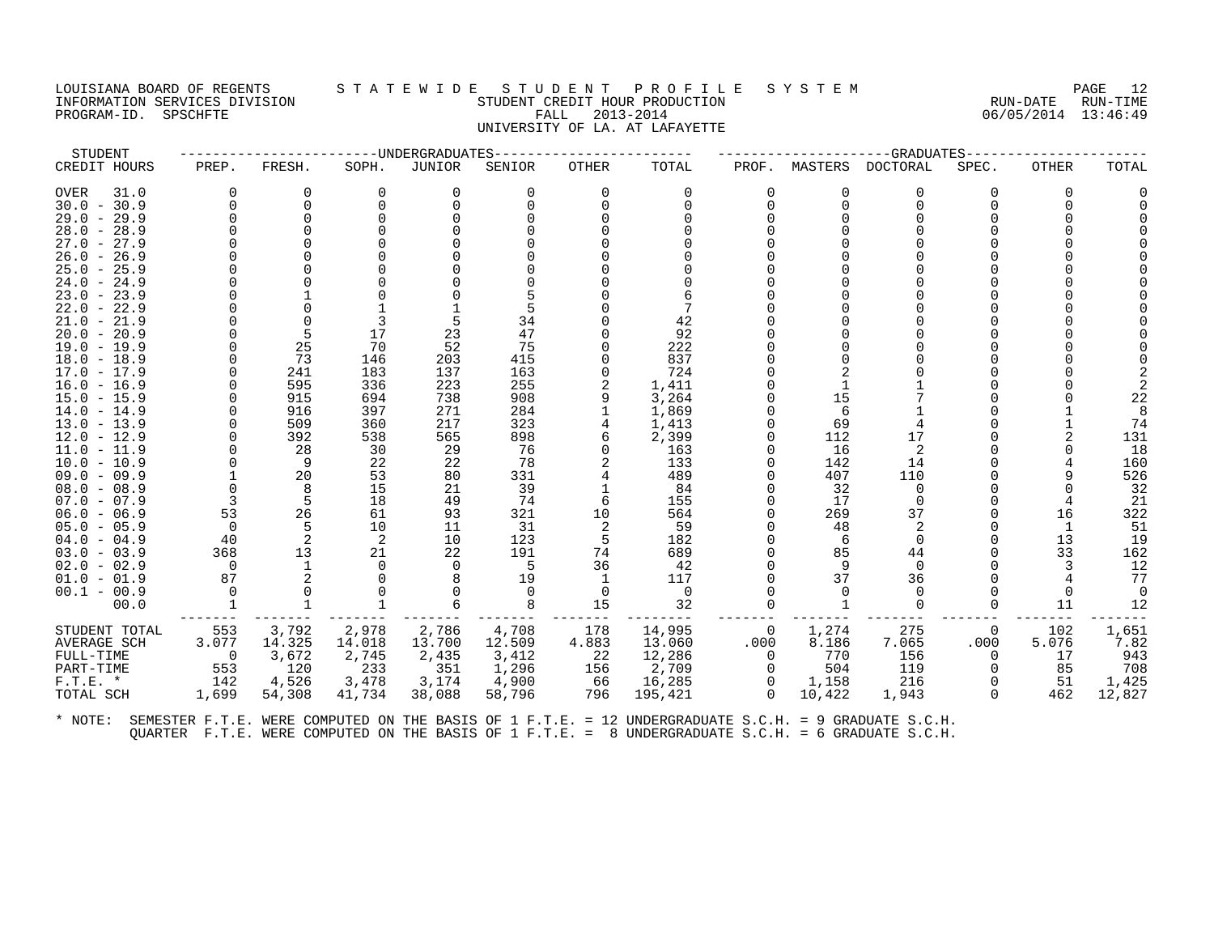LOUISIANA BOARD OF REGENTS
INFORMATION SERVICES DIVISION
PROGRAM-ID. SPSCHFTE

# STATEWIDE STUDENT PROFILE SYSTEM
## STUDENT CREDIT HOUR PRODUCTION
### FALL 2013-2014
### UNIVERSITY OF LA. AT LAFAYETTE

RUN-DATE 06/05/2014 RUN-TIME 13:46:49

| STUDENT CREDIT HOURS | UNDERGRADUATES PREP. | FRESH. | SOPH. | JUNIOR | SENIOR | OTHER | TOTAL | GRADUATES PROF. | MASTERS | DOCTORAL | SPEC. | OTHER | TOTAL |
|---|---|---|---|---|---|---|---|---|---|---|---|---|---|
| OVER 31.0 | 0 | 0 | 0 | 0 | 0 | 0 | 0 | 0 | 0 | 0 | 0 | 0 | 0 |
| 30.0 - 30.9 | 0 | 0 | 0 | 0 | 0 | 0 | 0 | 0 | 0 | 0 | 0 | 0 | 0 |
| 29.0 - 29.9 | 0 | 0 | 0 | 0 | 0 | 0 | 0 | 0 | 0 | 0 | 0 | 0 | 0 |
| 28.0 - 28.9 | 0 | 0 | 0 | 0 | 0 | 0 | 0 | 0 | 0 | 0 | 0 | 0 | 0 |
| 27.0 - 27.9 | 0 | 0 | 0 | 0 | 0 | 0 | 0 | 0 | 0 | 0 | 0 | 0 | 0 |
| 26.0 - 26.9 | 0 | 0 | 0 | 0 | 0 | 0 | 0 | 0 | 0 | 0 | 0 | 0 | 0 |
| 25.0 - 25.9 | 0 | 0 | 0 | 0 | 0 | 0 | 0 | 0 | 0 | 0 | 0 | 0 | 0 |
| 24.0 - 24.9 | 0 | 0 | 0 | 0 | 0 | 0 | 0 | 0 | 0 | 0 | 0 | 0 | 0 |
| 23.0 - 23.9 | 0 | 1 | 0 | 0 | 5 | 0 | 6 | 0 | 0 | 0 | 0 | 0 | 0 |
| 22.0 - 22.9 | 0 | 0 | 1 | 1 | 5 | 0 | 7 | 0 | 0 | 0 | 0 | 0 | 0 |
| 21.0 - 21.9 | 0 | 0 | 3 | 5 | 34 | 0 | 42 | 0 | 0 | 0 | 0 | 0 | 0 |
| 20.0 - 20.9 | 0 | 5 | 17 | 23 | 47 | 0 | 92 | 0 | 0 | 0 | 0 | 0 | 0 |
| 19.0 - 19.9 | 0 | 25 | 70 | 52 | 75 | 0 | 222 | 0 | 0 | 0 | 0 | 0 | 0 |
| 18.0 - 18.9 | 0 | 73 | 146 | 203 | 415 | 0 | 837 | 0 | 0 | 0 | 0 | 0 | 0 |
| 17.0 - 17.9 | 0 | 241 | 183 | 137 | 163 | 0 | 724 | 0 | 2 | 0 | 0 | 0 | 2 |
| 16.0 - 16.9 | 0 | 595 | 336 | 223 | 255 | 2 | 1,411 | 0 | 1 | 1 | 0 | 0 | 2 |
| 15.0 - 15.9 | 0 | 915 | 694 | 738 | 908 | 9 | 3,264 | 0 | 15 | 7 | 0 | 0 | 22 |
| 14.0 - 14.9 | 0 | 916 | 397 | 271 | 284 | 1 | 1,869 | 0 | 6 | 1 | 0 | 1 | 8 |
| 13.0 - 13.9 | 0 | 509 | 360 | 217 | 323 | 4 | 1,413 | 0 | 69 | 4 | 0 | 1 | 74 |
| 12.0 - 12.9 | 0 | 392 | 538 | 565 | 898 | 6 | 2,399 | 0 | 112 | 17 | 0 | 2 | 131 |
| 11.0 - 11.9 | 0 | 28 | 30 | 29 | 76 | 0 | 163 | 0 | 16 | 2 | 0 | 0 | 18 |
| 10.0 - 10.9 | 0 | 9 | 22 | 22 | 78 | 2 | 133 | 0 | 142 | 14 | 0 | 4 | 160 |
| 09.0 - 09.9 | 1 | 20 | 53 | 80 | 331 | 4 | 489 | 0 | 407 | 110 | 0 | 9 | 526 |
| 08.0 - 08.9 | 0 | 8 | 15 | 21 | 39 | 1 | 84 | 0 | 32 | 0 | 0 | 0 | 32 |
| 07.0 - 07.9 | 3 | 5 | 18 | 49 | 74 | 6 | 155 | 0 | 17 | 0 | 0 | 4 | 21 |
| 06.0 - 06.9 | 53 | 26 | 61 | 93 | 321 | 10 | 564 | 0 | 269 | 37 | 0 | 16 | 322 |
| 05.0 - 05.9 | 0 | 5 | 10 | 11 | 31 | 2 | 59 | 0 | 48 | 2 | 0 | 1 | 51 |
| 04.0 - 04.9 | 40 | 2 | 2 | 10 | 123 | 5 | 182 | 0 | 6 | 0 | 0 | 13 | 19 |
| 03.0 - 03.9 | 368 | 13 | 21 | 22 | 191 | 74 | 689 | 0 | 85 | 44 | 0 | 33 | 162 |
| 02.0 - 02.9 | 0 | 1 | 0 | 0 | 5 | 36 | 42 | 0 | 9 | 0 | 0 | 3 | 12 |
| 01.0 - 01.9 | 87 | 2 | 0 | 8 | 19 | 1 | 117 | 0 | 37 | 36 | 0 | 4 | 77 |
| 00.1 - 00.9 | 0 | 0 | 0 | 0 | 0 | 0 | 0 | 0 | 0 | 0 | 0 | 0 | 0 |
| 00.0 | 1 | 1 | 1 | 6 | 8 | 15 | 32 | 0 | 1 | 0 | 0 | 11 | 12 |
| STUDENT TOTAL | 553 | 3,792 | 2,978 | 2,786 | 4,708 | 178 | 14,995 | 0 | 1,274 | 275 | 0 | 102 | 1,651 |
| AVERAGE SCH | 3.077 | 14.325 | 14.018 | 13.700 | 12.509 | 4.883 | 13.060 | .000 | 8.186 | 7.065 | .000 | 5.076 | 7.82 |
| FULL-TIME | 0 | 3,672 | 2,745 | 2,435 | 3,412 | 22 | 12,286 | 0 | 770 | 156 | 0 | 17 | 943 |
| PART-TIME | 553 | 120 | 233 | 351 | 1,296 | 156 | 2,709 | 0 | 504 | 119 | 0 | 85 | 708 |
| F.T.E. * | 142 | 4,526 | 3,478 | 3,174 | 4,900 | 66 | 16,285 | 0 | 1,158 | 216 | 0 | 51 | 1,425 |
| TOTAL SCH | 1,699 | 54,308 | 41,734 | 38,088 | 58,796 | 796 | 195,421 | 0 | 10,422 | 1,943 | 0 | 462 | 12,827 |

* NOTE: SEMESTER F.T.E. WERE COMPUTED ON THE BASIS OF 1 F.T.E. = 12 UNDERGRADUATE S.C.H. = 9 GRADUATE S.C.H.
QUARTER F.T.E. WERE COMPUTED ON THE BASIS OF 1 F.T.E. = 8 UNDERGRADUATE S.C.H. = 6 GRADUATE S.C.H.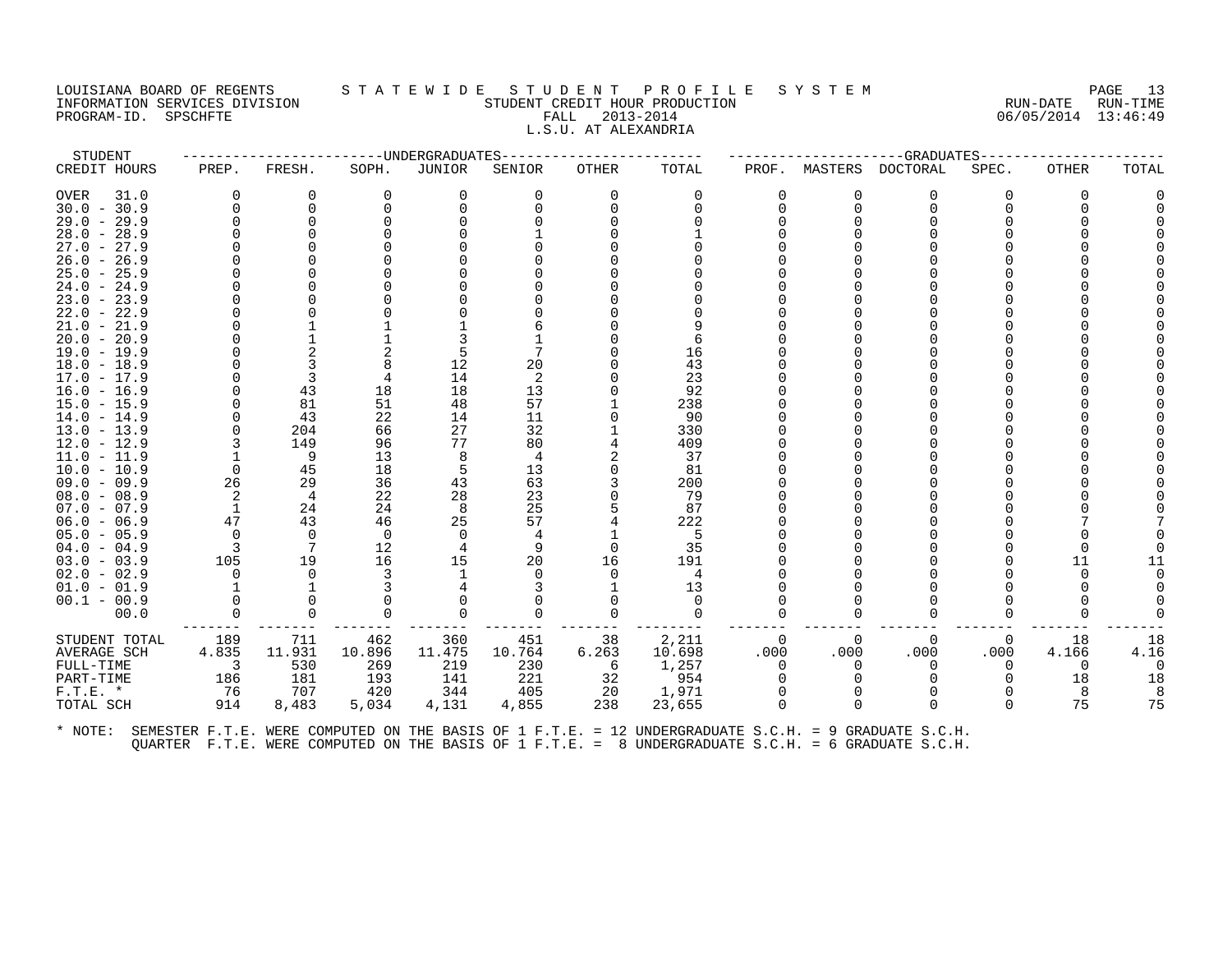LOUISIANA BOARD OF REGENTS — STATEWIDE STUDENT PROFILE SYSTEM
INFORMATION SERVICES DIVISION — STUDENT CREDIT HOUR PRODUCTION — RUN-DATE 06/05/2014 RUN-TIME 13:46:49
PROGRAM-ID. SPSCHFTE — FALL 2013-2014

## L.S.U. AT ALEXANDRIA

| STUDENT CREDIT HOURS | UNDERGRADUATES PREP. | FRESH. | SOPH. | JUNIOR | SENIOR | OTHER | TOTAL | GRADUATES PROF. | MASTERS | DOCTORAL | SPEC. | OTHER | TOTAL |
|---|---|---|---|---|---|---|---|---|---|---|---|---|---|
| OVER 31.0 | 0 | 0 | 0 | 0 | 0 | 0 | 0 | 0 | 0 | 0 | 0 | 0 | 0 |
| 30.0 - 30.9 | 0 | 0 | 0 | 0 | 0 | 0 | 0 | 0 | 0 | 0 | 0 | 0 | 0 |
| 29.0 - 29.9 | 0 | 0 | 0 | 0 | 0 | 0 | 0 | 0 | 0 | 0 | 0 | 0 | 0 |
| 28.0 - 28.9 | 0 | 0 | 0 | 0 | 1 | 0 | 1 | 0 | 0 | 0 | 0 | 0 | 0 |
| 27.0 - 27.9 | 0 | 0 | 0 | 0 | 0 | 0 | 0 | 0 | 0 | 0 | 0 | 0 | 0 |
| 26.0 - 26.9 | 0 | 0 | 0 | 0 | 0 | 0 | 0 | 0 | 0 | 0 | 0 | 0 | 0 |
| 25.0 - 25.9 | 0 | 0 | 0 | 0 | 0 | 0 | 0 | 0 | 0 | 0 | 0 | 0 | 0 |
| 24.0 - 24.9 | 0 | 0 | 0 | 0 | 0 | 0 | 0 | 0 | 0 | 0 | 0 | 0 | 0 |
| 23.0 - 23.9 | 0 | 0 | 0 | 0 | 0 | 0 | 0 | 0 | 0 | 0 | 0 | 0 | 0 |
| 22.0 - 22.9 | 0 | 0 | 0 | 0 | 0 | 0 | 0 | 0 | 0 | 0 | 0 | 0 | 0 |
| 21.0 - 21.9 | 0 | 1 | 1 | 1 | 6 | 0 | 9 | 0 | 0 | 0 | 0 | 0 | 0 |
| 20.0 - 20.9 | 0 | 1 | 1 | 3 | 1 | 0 | 6 | 0 | 0 | 0 | 0 | 0 | 0 |
| 19.0 - 19.9 | 0 | 2 | 2 | 5 | 7 | 0 | 16 | 0 | 0 | 0 | 0 | 0 | 0 |
| 18.0 - 18.9 | 0 | 3 | 8 | 12 | 20 | 0 | 43 | 0 | 0 | 0 | 0 | 0 | 0 |
| 17.0 - 17.9 | 0 | 3 | 4 | 14 | 2 | 0 | 23 | 0 | 0 | 0 | 0 | 0 | 0 |
| 16.0 - 16.9 | 0 | 43 | 18 | 18 | 13 | 0 | 92 | 0 | 0 | 0 | 0 | 0 | 0 |
| 15.0 - 15.9 | 0 | 81 | 51 | 48 | 57 | 1 | 238 | 0 | 0 | 0 | 0 | 0 | 0 |
| 14.0 - 14.9 | 0 | 43 | 22 | 14 | 11 | 0 | 90 | 0 | 0 | 0 | 0 | 0 | 0 |
| 13.0 - 13.9 | 0 | 204 | 66 | 27 | 32 | 1 | 330 | 0 | 0 | 0 | 0 | 0 | 0 |
| 12.0 - 12.9 | 3 | 149 | 96 | 77 | 80 | 4 | 409 | 0 | 0 | 0 | 0 | 0 | 0 |
| 11.0 - 11.9 | 1 | 9 | 13 | 8 | 4 | 2 | 37 | 0 | 0 | 0 | 0 | 0 | 0 |
| 10.0 - 10.9 | 0 | 45 | 18 | 5 | 13 | 0 | 81 | 0 | 0 | 0 | 0 | 0 | 0 |
| 09.0 - 09.9 | 26 | 29 | 36 | 43 | 63 | 3 | 200 | 0 | 0 | 0 | 0 | 0 | 0 |
| 08.0 - 08.9 | 2 | 4 | 22 | 28 | 23 | 0 | 79 | 0 | 0 | 0 | 0 | 0 | 0 |
| 07.0 - 07.9 | 1 | 24 | 24 | 8 | 25 | 5 | 87 | 0 | 0 | 0 | 0 | 0 | 0 |
| 06.0 - 06.9 | 47 | 43 | 46 | 25 | 57 | 4 | 222 | 0 | 0 | 0 | 0 | 7 | 7 |
| 05.0 - 05.9 | 0 | 0 | 0 | 0 | 4 | 1 | 5 | 0 | 0 | 0 | 0 | 0 | 0 |
| 04.0 - 04.9 | 3 | 7 | 12 | 4 | 9 | 0 | 35 | 0 | 0 | 0 | 0 | 0 | 0 |
| 03.0 - 03.9 | 105 | 19 | 16 | 15 | 20 | 16 | 191 | 0 | 0 | 0 | 0 | 11 | 11 |
| 02.0 - 02.9 | 0 | 0 | 3 | 1 | 0 | 0 | 4 | 0 | 0 | 0 | 0 | 0 | 0 |
| 01.0 - 01.9 | 1 | 1 | 3 | 4 | 3 | 1 | 13 | 0 | 0 | 0 | 0 | 0 | 0 |
| 00.1 - 00.9 | 0 | 0 | 0 | 0 | 0 | 0 | 0 | 0 | 0 | 0 | 0 | 0 | 0 |
| 00.0 | 0 | 0 | 0 | 0 | 0 | 0 | 0 | 0 | 0 | 0 | 0 | 0 | 0 |
| STUDENT TOTAL | 189 | 711 | 462 | 360 | 451 | 38 | 2,211 | 0 | 0 | 0 | 0 | 18 | 18 |
| AVERAGE SCH | 4.835 | 11.931 | 10.896 | 11.475 | 10.764 | 6.263 | 10.698 | .000 | .000 | .000 | .000 | 4.166 | 4.16 |
| FULL-TIME | 3 | 530 | 269 | 219 | 230 | 6 | 1,257 | 0 | 0 | 0 | 0 | 0 | 0 |
| PART-TIME | 186 | 181 | 193 | 141 | 221 | 32 | 954 | 0 | 0 | 0 | 0 | 18 | 18 |
| F.T.E. * | 76 | 707 | 420 | 344 | 405 | 20 | 1,971 | 0 | 0 | 0 | 0 | 8 | 8 |
| TOTAL SCH | 914 | 8,483 | 5,034 | 4,131 | 4,855 | 238 | 23,655 | 0 | 0 | 0 | 0 | 75 | 75 |

\* NOTE: SEMESTER F.T.E. WERE COMPUTED ON THE BASIS OF 1 F.T.E. = 12 UNDERGRADUATE S.C.H. = 9 GRADUATE S.C.H.
QUARTER F.T.E. WERE COMPUTED ON THE BASIS OF 1 F.T.E. = 8 UNDERGRADUATE S.C.H. = 6 GRADUATE S.C.H.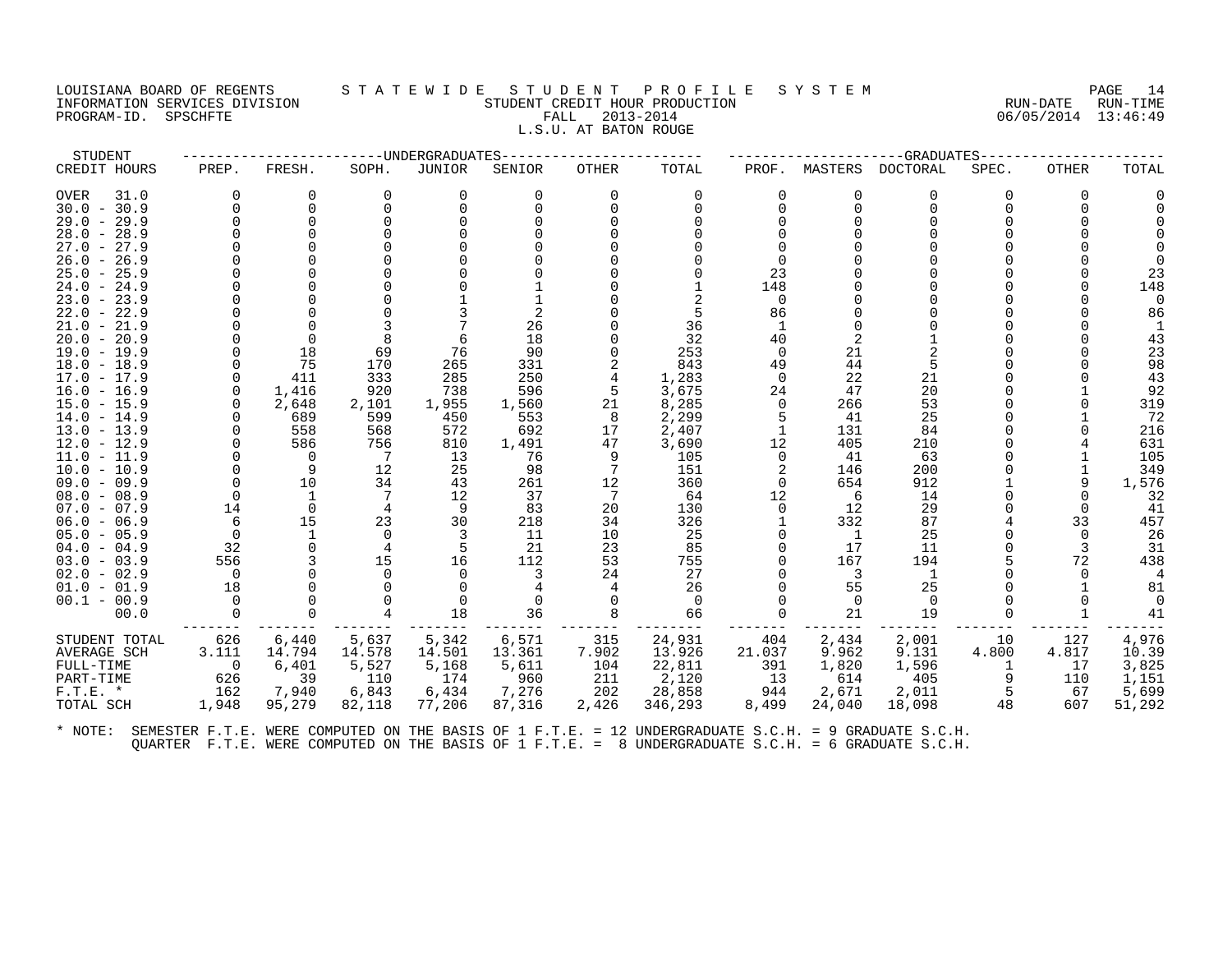LOUISIANA BOARD OF REGENTS — STATEWIDE STUDENT PROFILE SYSTEM
INFORMATION SERVICES DIVISION — STUDENT CREDIT HOUR PRODUCTION — RUN-DATE 06/05/2014 RUN-TIME 13:46:49
PROGRAM-ID. SPSCHFTE — FALL 2013-2014

## L.S.U. AT BATON ROUGE

| STUDENT CREDIT HOURS | UNDERGRADUATES PREP. | FRESH. | SOPH. | JUNIOR | SENIOR | OTHER | TOTAL | GRADUATES PROF. | MASTERS | DOCTORAL | SPEC. | OTHER | TOTAL |
|---|---|---|---|---|---|---|---|---|---|---|---|---|---|
| OVER 31.0 | 0 | 0 | 0 | 0 | 0 | 0 | 0 | 0 | 0 | 0 | 0 | 0 | 0 |
| 30.0 - 30.9 | 0 | 0 | 0 | 0 | 0 | 0 | 0 | 0 | 0 | 0 | 0 | 0 | 0 |
| 29.0 - 29.9 | 0 | 0 | 0 | 0 | 0 | 0 | 0 | 0 | 0 | 0 | 0 | 0 | 0 |
| 28.0 - 28.9 | 0 | 0 | 0 | 0 | 0 | 0 | 0 | 0 | 0 | 0 | 0 | 0 | 0 |
| 27.0 - 27.9 | 0 | 0 | 0 | 0 | 0 | 0 | 0 | 0 | 0 | 0 | 0 | 0 | 0 |
| 26.0 - 26.9 | 0 | 0 | 0 | 0 | 0 | 0 | 0 | 0 | 0 | 0 | 0 | 0 | 0 |
| 25.0 - 25.9 | 0 | 0 | 0 | 0 | 0 | 0 | 0 | 23 | 0 | 0 | 0 | 0 | 23 |
| 24.0 - 24.9 | 0 | 0 | 0 | 0 | 1 | 0 | 1 | 148 | 0 | 0 | 0 | 0 | 148 |
| 23.0 - 23.9 | 0 | 0 | 0 | 1 | 1 | 0 | 2 | 0 | 0 | 0 | 0 | 0 | 0 |
| 22.0 - 22.9 | 0 | 0 | 0 | 3 | 2 | 0 | 5 | 86 | 0 | 0 | 0 | 0 | 86 |
| 21.0 - 21.9 | 0 | 0 | 3 | 7 | 26 | 0 | 36 | 1 | 0 | 0 | 0 | 0 | 1 |
| 20.0 - 20.9 | 0 | 0 | 8 | 6 | 18 | 0 | 32 | 40 | 2 | 1 | 0 | 0 | 43 |
| 19.0 - 19.9 | 0 | 18 | 69 | 76 | 90 | 0 | 253 | 0 | 21 | 2 | 0 | 0 | 23 |
| 18.0 - 18.9 | 0 | 75 | 170 | 265 | 331 | 2 | 843 | 49 | 44 | 5 | 0 | 0 | 98 |
| 17.0 - 17.9 | 0 | 411 | 333 | 285 | 250 | 4 | 1,283 | 0 | 22 | 21 | 0 | 0 | 43 |
| 16.0 - 16.9 | 0 | 1,416 | 920 | 738 | 596 | 5 | 3,675 | 24 | 47 | 20 | 0 | 1 | 92 |
| 15.0 - 15.9 | 0 | 2,648 | 2,101 | 1,955 | 1,560 | 21 | 8,285 | 0 | 266 | 53 | 0 | 0 | 319 |
| 14.0 - 14.9 | 0 | 689 | 599 | 450 | 553 | 8 | 2,299 | 5 | 41 | 25 | 0 | 1 | 72 |
| 13.0 - 13.9 | 0 | 558 | 568 | 572 | 692 | 17 | 2,407 | 1 | 131 | 84 | 0 | 0 | 216 |
| 12.0 - 12.9 | 0 | 586 | 756 | 810 | 1,491 | 47 | 3,690 | 12 | 405 | 210 | 0 | 4 | 631 |
| 11.0 - 11.9 | 0 | 0 | 7 | 13 | 76 | 9 | 105 | 0 | 41 | 63 | 0 | 1 | 105 |
| 10.0 - 10.9 | 0 | 9 | 12 | 25 | 98 | 7 | 151 | 2 | 146 | 200 | 0 | 1 | 349 |
| 09.0 - 09.9 | 0 | 10 | 34 | 43 | 261 | 12 | 360 | 0 | 654 | 912 | 1 | 9 | 1,576 |
| 08.0 - 08.9 | 0 | 1 | 7 | 12 | 37 | 7 | 64 | 12 | 6 | 14 | 0 | 0 | 32 |
| 07.0 - 07.9 | 14 | 0 | 4 | 9 | 83 | 20 | 130 | 0 | 12 | 29 | 0 | 0 | 41 |
| 06.0 - 06.9 | 6 | 15 | 23 | 30 | 218 | 34 | 326 | 1 | 332 | 87 | 4 | 33 | 457 |
| 05.0 - 05.9 | 0 | 1 | 0 | 3 | 11 | 10 | 25 | 0 | 1 | 25 | 0 | 0 | 26 |
| 04.0 - 04.9 | 32 | 0 | 4 | 5 | 21 | 23 | 85 | 0 | 17 | 11 | 0 | 3 | 31 |
| 03.0 - 03.9 | 556 | 3 | 15 | 16 | 112 | 53 | 755 | 0 | 167 | 194 | 5 | 72 | 438 |
| 02.0 - 02.9 | 0 | 0 | 0 | 0 | 3 | 24 | 27 | 0 | 3 | 1 | 0 | 0 | 4 |
| 01.0 - 01.9 | 18 | 0 | 0 | 0 | 4 | 4 | 26 | 0 | 55 | 25 | 0 | 1 | 81 |
| 00.1 - 00.9 | 0 | 0 | 0 | 0 | 0 | 0 | 0 | 0 | 0 | 0 | 0 | 0 | 0 |
| 00.0 | 0 | 0 | 4 | 18 | 36 | 8 | 66 | 0 | 21 | 19 | 0 | 1 | 41 |
| STUDENT TOTAL | 626 | 6,440 | 5,637 | 5,342 | 6,571 | 315 | 24,931 | 404 | 2,434 | 2,001 | 10 | 127 | 4,976 |
| AVERAGE SCH | 3.111 | 14.794 | 14.578 | 14.501 | 13.361 | 7.902 | 13.926 | 21.037 | 9.962 | 9.131 | 4.800 | 4.817 | 10.39 |
| FULL-TIME | 0 | 6,401 | 5,527 | 5,168 | 5,611 | 104 | 22,811 | 391 | 1,820 | 1,596 | 1 | 17 | 3,825 |
| PART-TIME | 626 | 39 | 110 | 174 | 960 | 211 | 2,120 | 13 | 614 | 405 | 9 | 110 | 1,151 |
| F.T.E. * | 162 | 7,940 | 6,843 | 6,434 | 7,276 | 202 | 28,858 | 944 | 2,671 | 2,011 | 5 | 67 | 5,699 |
| TOTAL SCH | 1,948 | 95,279 | 82,118 | 77,206 | 87,316 | 2,426 | 346,293 | 8,499 | 24,040 | 18,098 | 48 | 607 | 51,292 |

\* NOTE: SEMESTER F.T.E. WERE COMPUTED ON THE BASIS OF 1 F.T.E. = 12 UNDERGRADUATE S.C.H. = 9 GRADUATE S.C.H.
QUARTER F.T.E. WERE COMPUTED ON THE BASIS OF 1 F.T.E. = 8 UNDERGRADUATE S.C.H. = 6 GRADUATE S.C.H.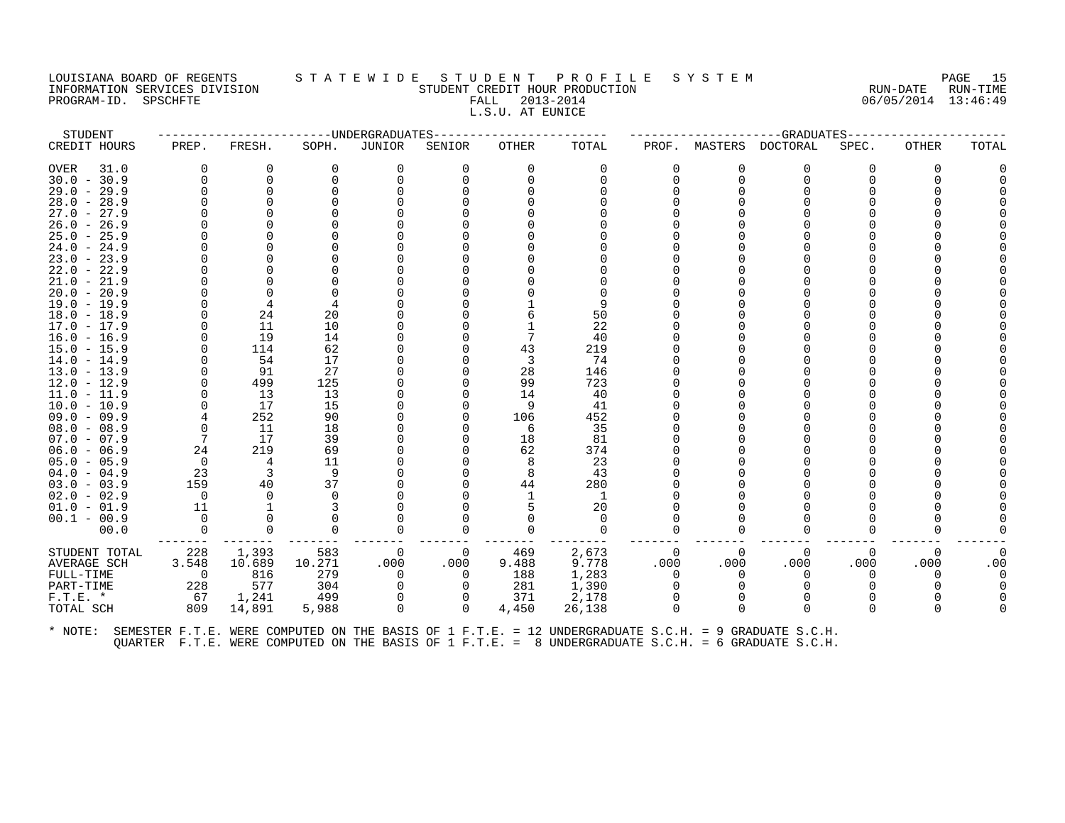LOUISIANA BOARD OF REGENTS — STATEWIDE STUDENT PROFILE SYSTEM
INFORMATION SERVICES DIVISION — STUDENT CREDIT HOUR PRODUCTION — RUN-DATE 06/05/2014 RUN-TIME 13:46:49
PROGRAM-ID. SPSCHFTE — FALL 2013-2014

L.S.U. AT EUNICE

| STUDENT CREDIT HOURS | UNDERGRADUATES PREP. | FRESH. | SOPH. | JUNIOR | SENIOR | OTHER | TOTAL | GRADUATES PROF. | MASTERS | DOCTORAL | SPEC. | OTHER | TOTAL |
|---|---|---|---|---|---|---|---|---|---|---|---|---|---|
| OVER 31.0 | 0 | 0 | 0 | 0 | 0 | 0 | 0 | 0 | 0 | 0 | 0 | 0 | 0 |
| 30.0 - 30.9 | 0 | 0 | 0 | 0 | 0 | 0 | 0 | 0 | 0 | 0 | 0 | 0 | 0 |
| 29.0 - 29.9 | 0 | 0 | 0 | 0 | 0 | 0 | 0 | 0 | 0 | 0 | 0 | 0 | 0 |
| 28.0 - 28.9 | 0 | 0 | 0 | 0 | 0 | 0 | 0 | 0 | 0 | 0 | 0 | 0 | 0 |
| 27.0 - 27.9 | 0 | 0 | 0 | 0 | 0 | 0 | 0 | 0 | 0 | 0 | 0 | 0 | 0 |
| 26.0 - 26.9 | 0 | 0 | 0 | 0 | 0 | 0 | 0 | 0 | 0 | 0 | 0 | 0 | 0 |
| 25.0 - 25.9 | 0 | 0 | 0 | 0 | 0 | 0 | 0 | 0 | 0 | 0 | 0 | 0 | 0 |
| 24.0 - 24.9 | 0 | 0 | 0 | 0 | 0 | 0 | 0 | 0 | 0 | 0 | 0 | 0 | 0 |
| 23.0 - 23.9 | 0 | 0 | 0 | 0 | 0 | 0 | 0 | 0 | 0 | 0 | 0 | 0 | 0 |
| 22.0 - 22.9 | 0 | 0 | 0 | 0 | 0 | 0 | 0 | 0 | 0 | 0 | 0 | 0 | 0 |
| 21.0 - 21.9 | 0 | 0 | 0 | 0 | 0 | 0 | 0 | 0 | 0 | 0 | 0 | 0 | 0 |
| 20.0 - 20.9 | 0 | 0 | 0 | 0 | 0 | 0 | 0 | 0 | 0 | 0 | 0 | 0 | 0 |
| 19.0 - 19.9 | 0 | 4 | 4 | 0 | 0 | 1 | 9 | 0 | 0 | 0 | 0 | 0 | 0 |
| 18.0 - 18.9 | 0 | 24 | 20 | 0 | 0 | 6 | 50 | 0 | 0 | 0 | 0 | 0 | 0 |
| 17.0 - 17.9 | 0 | 11 | 10 | 0 | 0 | 1 | 22 | 0 | 0 | 0 | 0 | 0 | 0 |
| 16.0 - 16.9 | 0 | 19 | 14 | 0 | 0 | 7 | 40 | 0 | 0 | 0 | 0 | 0 | 0 |
| 15.0 - 15.9 | 0 | 114 | 62 | 0 | 0 | 43 | 219 | 0 | 0 | 0 | 0 | 0 | 0 |
| 14.0 - 14.9 | 0 | 54 | 17 | 0 | 0 | 3 | 74 | 0 | 0 | 0 | 0 | 0 | 0 |
| 13.0 - 13.9 | 0 | 91 | 27 | 0 | 0 | 28 | 146 | 0 | 0 | 0 | 0 | 0 | 0 |
| 12.0 - 12.9 | 0 | 499 | 125 | 0 | 0 | 99 | 723 | 0 | 0 | 0 | 0 | 0 | 0 |
| 11.0 - 11.9 | 0 | 13 | 13 | 0 | 0 | 14 | 40 | 0 | 0 | 0 | 0 | 0 | 0 |
| 10.0 - 10.9 | 0 | 17 | 15 | 0 | 0 | 9 | 41 | 0 | 0 | 0 | 0 | 0 | 0 |
| 09.0 - 09.9 | 4 | 252 | 90 | 0 | 0 | 106 | 452 | 0 | 0 | 0 | 0 | 0 | 0 |
| 08.0 - 08.9 | 0 | 11 | 18 | 0 | 0 | 6 | 35 | 0 | 0 | 0 | 0 | 0 | 0 |
| 07.0 - 07.9 | 7 | 17 | 39 | 0 | 0 | 18 | 81 | 0 | 0 | 0 | 0 | 0 | 0 |
| 06.0 - 06.9 | 24 | 219 | 69 | 0 | 0 | 62 | 374 | 0 | 0 | 0 | 0 | 0 | 0 |
| 05.0 - 05.9 | 0 | 4 | 11 | 0 | 0 | 8 | 23 | 0 | 0 | 0 | 0 | 0 | 0 |
| 04.0 - 04.9 | 23 | 3 | 9 | 0 | 0 | 8 | 43 | 0 | 0 | 0 | 0 | 0 | 0 |
| 03.0 - 03.9 | 159 | 40 | 37 | 0 | 0 | 44 | 280 | 0 | 0 | 0 | 0 | 0 | 0 |
| 02.0 - 02.9 | 0 | 0 | 0 | 0 | 0 | 1 | 1 | 0 | 0 | 0 | 0 | 0 | 0 |
| 01.0 - 01.9 | 11 | 1 | 3 | 0 | 0 | 5 | 20 | 0 | 0 | 0 | 0 | 0 | 0 |
| 00.1 - 00.9 | 0 | 0 | 0 | 0 | 0 | 0 | 0 | 0 | 0 | 0 | 0 | 0 | 0 |
| 00.0 | 0 | 0 | 0 | 0 | 0 | 0 | 0 | 0 | 0 | 0 | 0 | 0 | 0 |
| STUDENT TOTAL | 228 | 1,393 | 583 | 0 | 0 | 469 | 2,673 | 0 | 0 | 0 | 0 | 0 | 0 |
| AVERAGE SCH | 3.548 | 10.689 | 10.271 | .000 | .000 | 9.488 | 9.778 | .000 | .000 | .000 | .000 | .000 | .00 |
| FULL-TIME | 0 | 816 | 279 | 0 | 0 | 188 | 1,283 | 0 | 0 | 0 | 0 | 0 | 0 |
| PART-TIME | 228 | 577 | 304 | 0 | 0 | 281 | 1,390 | 0 | 0 | 0 | 0 | 0 | 0 |
| F.T.E. * | 67 | 1,241 | 499 | 0 | 0 | 371 | 2,178 | 0 | 0 | 0 | 0 | 0 | 0 |
| TOTAL SCH | 809 | 14,891 | 5,988 | 0 | 0 | 4,450 | 26,138 | 0 | 0 | 0 | 0 | 0 | 0 |

\* NOTE: SEMESTER F.T.E. WERE COMPUTED ON THE BASIS OF 1 F.T.E. = 12 UNDERGRADUATE S.C.H. = 9 GRADUATE S.C.H.
QUARTER F.T.E. WERE COMPUTED ON THE BASIS OF 1 F.T.E. = 8 UNDERGRADUATE S.C.H. = 6 GRADUATE S.C.H.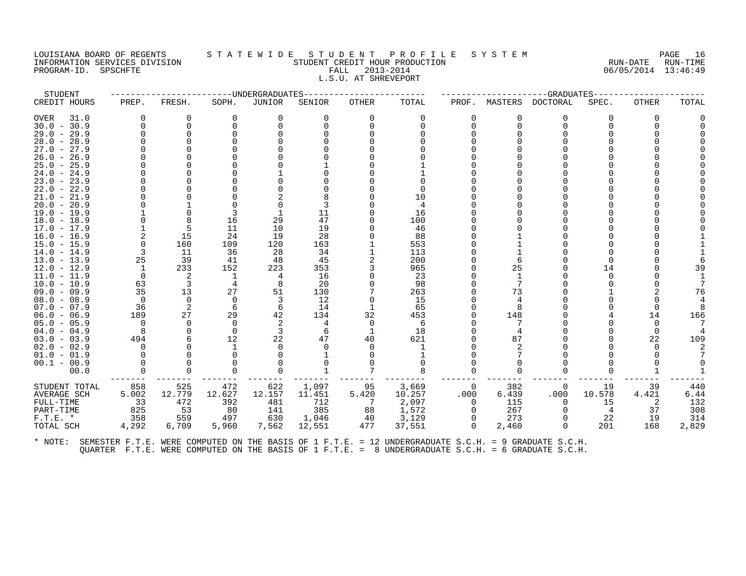LOUISIANA BOARD OF REGENTS
INFORMATION SERVICES DIVISION
PROGRAM-ID. SPSCHFTE

# STATEWIDE STUDENT PROFILE SYSTEM

## STUDENT CREDIT HOUR PRODUCTION

FALL 2013-2014

L.S.U. AT SHREVEPORT

RUN-DATE 06/05/2014 RUN-TIME 13:46:49

| STUDENT CREDIT HOURS | UNDERGRADUATES | | | | | | | GRADUATES | | | | | |
|---|---|---|---|---|---|---|---|---|---|---|---|---|---|
| | PREP. | FRESH. | SOPH. | JUNIOR | SENIOR | OTHER | TOTAL | PROF. | MASTERS | DOCTORAL | SPEC. | OTHER | TOTAL |
| OVER 31.0 | 0 | 0 | 0 | 0 | 0 | 0 | 0 | 0 | 0 | 0 | 0 | 0 | 0 |
| 30.0 - 30.9 | 0 | 0 | 0 | 0 | 0 | 0 | 0 | 0 | 0 | 0 | 0 | 0 | 0 |
| 29.0 - 29.9 | 0 | 0 | 0 | 0 | 0 | 0 | 0 | 0 | 0 | 0 | 0 | 0 | 0 |
| 28.0 - 28.9 | 0 | 0 | 0 | 0 | 0 | 0 | 0 | 0 | 0 | 0 | 0 | 0 | 0 |
| 27.0 - 27.9 | 0 | 0 | 0 | 0 | 0 | 0 | 0 | 0 | 0 | 0 | 0 | 0 | 0 |
| 26.0 - 26.9 | 0 | 0 | 0 | 0 | 0 | 0 | 0 | 0 | 0 | 0 | 0 | 0 | 0 |
| 25.0 - 25.9 | 0 | 0 | 0 | 0 | 1 | 0 | 1 | 0 | 0 | 0 | 0 | 0 | 0 |
| 24.0 - 24.9 | 0 | 0 | 0 | 1 | 0 | 0 | 1 | 0 | 0 | 0 | 0 | 0 | 0 |
| 23.0 - 23.9 | 0 | 0 | 0 | 0 | 0 | 0 | 0 | 0 | 0 | 0 | 0 | 0 | 0 |
| 22.0 - 22.9 | 0 | 0 | 0 | 0 | 0 | 0 | 0 | 0 | 0 | 0 | 0 | 0 | 0 |
| 21.0 - 21.9 | 0 | 0 | 0 | 2 | 8 | 0 | 10 | 0 | 0 | 0 | 0 | 0 | 0 |
| 20.0 - 20.9 | 0 | 1 | 0 | 0 | 3 | 0 | 4 | 0 | 0 | 0 | 0 | 0 | 0 |
| 19.0 - 19.9 | 1 | 0 | 3 | 1 | 11 | 0 | 16 | 0 | 0 | 0 | 0 | 0 | 0 |
| 18.0 - 18.9 | 0 | 8 | 16 | 29 | 47 | 0 | 100 | 0 | 0 | 0 | 0 | 0 | 0 |
| 17.0 - 17.9 | 1 | 5 | 11 | 10 | 19 | 0 | 46 | 0 | 0 | 0 | 0 | 0 | 0 |
| 16.0 - 16.9 | 2 | 15 | 24 | 19 | 28 | 0 | 88 | 0 | 1 | 0 | 0 | 0 | 1 |
| 15.0 - 15.9 | 0 | 160 | 109 | 120 | 163 | 1 | 553 | 0 | 1 | 0 | 0 | 0 | 1 |
| 14.0 - 14.9 | 3 | 11 | 36 | 28 | 34 | 1 | 113 | 0 | 1 | 0 | 0 | 0 | 1 |
| 13.0 - 13.9 | 25 | 39 | 41 | 48 | 45 | 2 | 200 | 0 | 6 | 0 | 0 | 0 | 6 |
| 12.0 - 12.9 | 1 | 233 | 152 | 223 | 353 | 3 | 965 | 0 | 25 | 0 | 14 | 0 | 39 |
| 11.0 - 11.9 | 0 | 2 | 1 | 4 | 16 | 0 | 23 | 0 | 1 | 0 | 0 | 0 | 1 |
| 10.0 - 10.9 | 63 | 3 | 4 | 8 | 20 | 0 | 98 | 0 | 7 | 0 | 0 | 0 | 7 |
| 09.0 - 09.9 | 35 | 13 | 27 | 51 | 130 | 7 | 263 | 0 | 73 | 0 | 1 | 2 | 76 |
| 08.0 - 08.9 | 0 | 0 | 0 | 3 | 12 | 0 | 15 | 0 | 4 | 0 | 0 | 0 | 4 |
| 07.0 - 07.9 | 36 | 2 | 6 | 6 | 14 | 1 | 65 | 0 | 8 | 0 | 0 | 0 | 8 |
| 06.0 - 06.9 | 189 | 27 | 29 | 42 | 134 | 32 | 453 | 0 | 148 | 0 | 4 | 14 | 166 |
| 05.0 - 05.9 | 0 | 0 | 0 | 2 | 4 | 0 | 6 | 0 | 7 | 0 | 0 | 0 | 7 |
| 04.0 - 04.9 | 8 | 0 | 0 | 3 | 6 | 1 | 18 | 0 | 4 | 0 | 0 | 0 | 4 |
| 03.0 - 03.9 | 494 | 6 | 12 | 22 | 47 | 40 | 621 | 0 | 87 | 0 | 0 | 22 | 109 |
| 02.0 - 02.9 | 0 | 0 | 1 | 0 | 0 | 0 | 1 | 0 | 2 | 0 | 0 | 0 | 2 |
| 01.0 - 01.9 | 0 | 0 | 0 | 0 | 1 | 0 | 1 | 0 | 7 | 0 | 0 | 0 | 7 |
| 00.1 - 00.9 | 0 | 0 | 0 | 0 | 0 | 0 | 0 | 0 | 0 | 0 | 0 | 0 | 0 |
| 00.0 | 0 | 0 | 0 | 0 | 1 | 7 | 8 | 0 | 0 | 0 | 0 | 1 | 1 |
| STUDENT TOTAL | 858 | 525 | 472 | 622 | 1,097 | 95 | 3,669 | 0 | 382 | 0 | 19 | 39 | 440 |
| AVERAGE SCH | 5.002 | 12.779 | 12.627 | 12.157 | 11.451 | 5.420 | 10.257 | .000 | 6.439 | .000 | 10.578 | 4.421 | 6.44 |
| FULL-TIME | 33 | 472 | 392 | 481 | 712 | 7 | 2,097 | 0 | 115 | 0 | 15 | 2 | 132 |
| PART-TIME | 825 | 53 | 80 | 141 | 385 | 88 | 1,572 | 0 | 267 | 0 | 4 | 37 | 308 |
| F.T.E. * | 358 | 559 | 497 | 630 | 1,046 | 40 | 3,129 | 0 | 273 | 0 | 22 | 19 | 314 |
| TOTAL SCH | 4,292 | 6,709 | 5,960 | 7,562 | 12,551 | 477 | 37,551 | 0 | 2,460 | 0 | 201 | 168 | 2,829 |

* NOTE: SEMESTER F.T.E. WERE COMPUTED ON THE BASIS OF 1 F.T.E. = 12 UNDERGRADUATE S.C.H. = 9 GRADUATE S.C.H.
QUARTER F.T.E. WERE COMPUTED ON THE BASIS OF 1 F.T.E. = 8 UNDERGRADUATE S.C.H. = 6 GRADUATE S.C.H.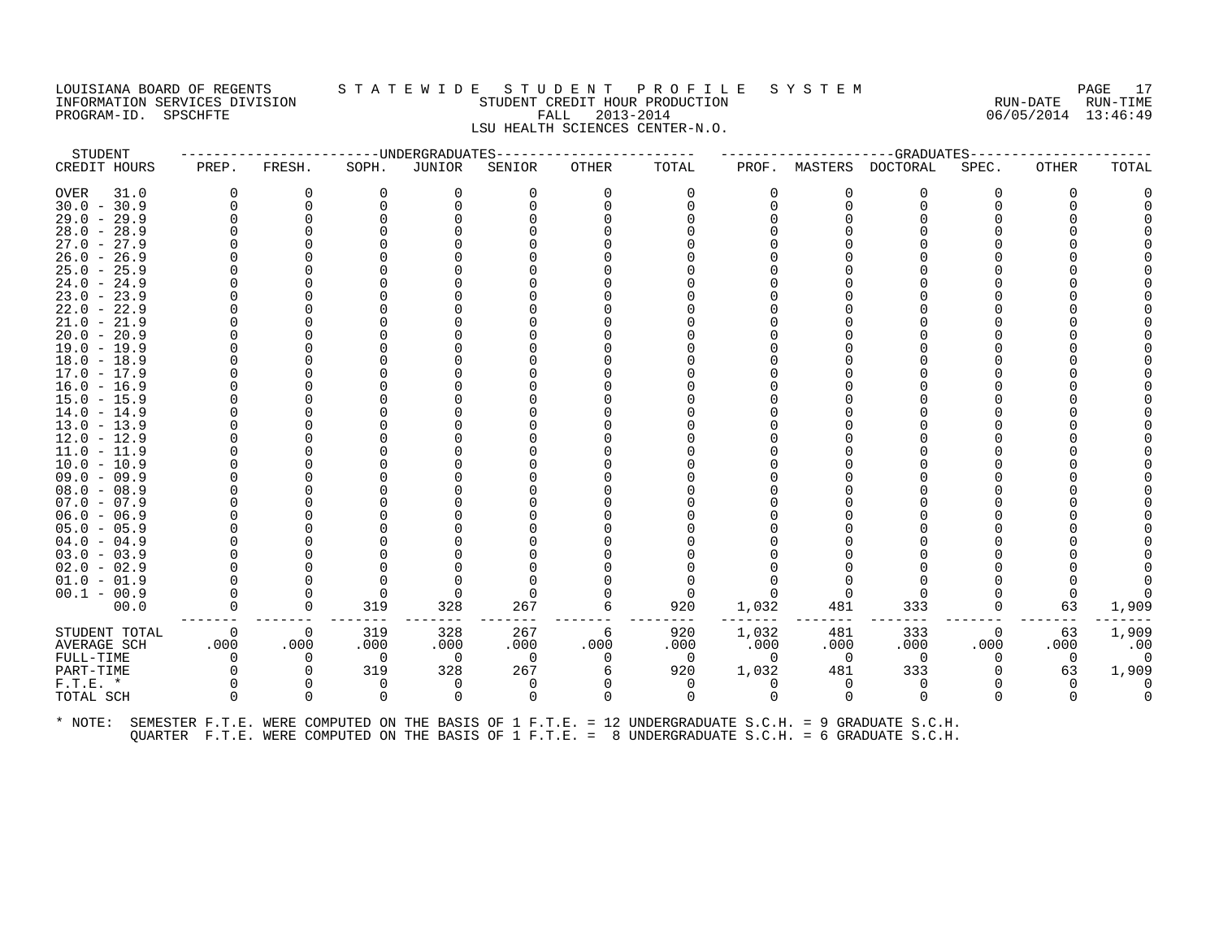LOUISIANA BOARD OF REGENTS — STATEWIDE STUDENT PROFILE SYSTEM
INFORMATION SERVICES DIVISION — STUDENT CREDIT HOUR PRODUCTION — RUN-DATE 06/05/2014 RUN-TIME 13:46:49
PROGRAM-ID. SPSCHFTE — FALL 2013-2014
LSU HEALTH SCIENCES CENTER-N.O.

| STUDENT CREDIT HOURS | UNDERGRADUATES PREP. | FRESH. | SOPH. | JUNIOR | SENIOR | OTHER | TOTAL | GRADUATES PROF. | MASTERS | DOCTORAL | SPEC. | OTHER | TOTAL |
|---|---|---|---|---|---|---|---|---|---|---|---|---|---|
| OVER 31.0 | 0 | 0 | 0 | 0 | 0 | 0 | 0 | 0 | 0 | 0 | 0 | 0 | 0 |
| 30.0 - 30.9 | 0 | 0 | 0 | 0 | 0 | 0 | 0 | 0 | 0 | 0 | 0 | 0 | 0 |
| 29.0 - 29.9 | 0 | 0 | 0 | 0 | 0 | 0 | 0 | 0 | 0 | 0 | 0 | 0 | 0 |
| 28.0 - 28.9 | 0 | 0 | 0 | 0 | 0 | 0 | 0 | 0 | 0 | 0 | 0 | 0 | 0 |
| 27.0 - 27.9 | 0 | 0 | 0 | 0 | 0 | 0 | 0 | 0 | 0 | 0 | 0 | 0 | 0 |
| 26.0 - 26.9 | 0 | 0 | 0 | 0 | 0 | 0 | 0 | 0 | 0 | 0 | 0 | 0 | 0 |
| 25.0 - 25.9 | 0 | 0 | 0 | 0 | 0 | 0 | 0 | 0 | 0 | 0 | 0 | 0 | 0 |
| 24.0 - 24.9 | 0 | 0 | 0 | 0 | 0 | 0 | 0 | 0 | 0 | 0 | 0 | 0 | 0 |
| 23.0 - 23.9 | 0 | 0 | 0 | 0 | 0 | 0 | 0 | 0 | 0 | 0 | 0 | 0 | 0 |
| 22.0 - 22.9 | 0 | 0 | 0 | 0 | 0 | 0 | 0 | 0 | 0 | 0 | 0 | 0 | 0 |
| 21.0 - 21.9 | 0 | 0 | 0 | 0 | 0 | 0 | 0 | 0 | 0 | 0 | 0 | 0 | 0 |
| 20.0 - 20.9 | 0 | 0 | 0 | 0 | 0 | 0 | 0 | 0 | 0 | 0 | 0 | 0 | 0 |
| 19.0 - 19.9 | 0 | 0 | 0 | 0 | 0 | 0 | 0 | 0 | 0 | 0 | 0 | 0 | 0 |
| 18.0 - 18.9 | 0 | 0 | 0 | 0 | 0 | 0 | 0 | 0 | 0 | 0 | 0 | 0 | 0 |
| 17.0 - 17.9 | 0 | 0 | 0 | 0 | 0 | 0 | 0 | 0 | 0 | 0 | 0 | 0 | 0 |
| 16.0 - 16.9 | 0 | 0 | 0 | 0 | 0 | 0 | 0 | 0 | 0 | 0 | 0 | 0 | 0 |
| 15.0 - 15.9 | 0 | 0 | 0 | 0 | 0 | 0 | 0 | 0 | 0 | 0 | 0 | 0 | 0 |
| 14.0 - 14.9 | 0 | 0 | 0 | 0 | 0 | 0 | 0 | 0 | 0 | 0 | 0 | 0 | 0 |
| 13.0 - 13.9 | 0 | 0 | 0 | 0 | 0 | 0 | 0 | 0 | 0 | 0 | 0 | 0 | 0 |
| 12.0 - 12.9 | 0 | 0 | 0 | 0 | 0 | 0 | 0 | 0 | 0 | 0 | 0 | 0 | 0 |
| 11.0 - 11.9 | 0 | 0 | 0 | 0 | 0 | 0 | 0 | 0 | 0 | 0 | 0 | 0 | 0 |
| 10.0 - 10.9 | 0 | 0 | 0 | 0 | 0 | 0 | 0 | 0 | 0 | 0 | 0 | 0 | 0 |
| 09.0 - 09.9 | 0 | 0 | 0 | 0 | 0 | 0 | 0 | 0 | 0 | 0 | 0 | 0 | 0 |
| 08.0 - 08.9 | 0 | 0 | 0 | 0 | 0 | 0 | 0 | 0 | 0 | 0 | 0 | 0 | 0 |
| 07.0 - 07.9 | 0 | 0 | 0 | 0 | 0 | 0 | 0 | 0 | 0 | 0 | 0 | 0 | 0 |
| 06.0 - 06.9 | 0 | 0 | 0 | 0 | 0 | 0 | 0 | 0 | 0 | 0 | 0 | 0 | 0 |
| 05.0 - 05.9 | 0 | 0 | 0 | 0 | 0 | 0 | 0 | 0 | 0 | 0 | 0 | 0 | 0 |
| 04.0 - 04.9 | 0 | 0 | 0 | 0 | 0 | 0 | 0 | 0 | 0 | 0 | 0 | 0 | 0 |
| 03.0 - 03.9 | 0 | 0 | 0 | 0 | 0 | 0 | 0 | 0 | 0 | 0 | 0 | 0 | 0 |
| 02.0 - 02.9 | 0 | 0 | 0 | 0 | 0 | 0 | 0 | 0 | 0 | 0 | 0 | 0 | 0 |
| 01.0 - 01.9 | 0 | 0 | 0 | 0 | 0 | 0 | 0 | 0 | 0 | 0 | 0 | 0 | 0 |
| 00.1 - 00.9 | 0 | 0 | 0 | 0 | 0 | 0 | 0 | 0 | 0 | 0 | 0 | 0 | 0 |
| 00.0 | 0 | 0 | 319 | 328 | 267 | 6 | 920 | 1,032 | 481 | 333 | 0 | 63 | 1,909 |
| STUDENT TOTAL | 0 | 0 | 319 | 328 | 267 | 6 | 920 | 1,032 | 481 | 333 | 0 | 63 | 1,909 |
| AVERAGE SCH | .000 | .000 | .000 | .000 | .000 | .000 | .000 | .000 | .000 | .000 | .000 | .000 | .00 |
| FULL-TIME | 0 | 0 | 0 | 0 | 0 | 0 | 0 | 0 | 0 | 0 | 0 | 0 | 0 |
| PART-TIME | 0 | 0 | 319 | 328 | 267 | 6 | 920 | 1,032 | 481 | 333 | 0 | 63 | 1,909 |
| F.T.E. * | 0 | 0 | 0 | 0 | 0 | 0 | 0 | 0 | 0 | 0 | 0 | 0 | 0 |
| TOTAL SCH | 0 | 0 | 0 | 0 | 0 | 0 | 0 | 0 | 0 | 0 | 0 | 0 | 0 |

\* NOTE: SEMESTER F.T.E. WERE COMPUTED ON THE BASIS OF 1 F.T.E. = 12 UNDERGRADUATE S.C.H. = 9 GRADUATE S.C.H.
QUARTER F.T.E. WERE COMPUTED ON THE BASIS OF 1 F.T.E. = 8 UNDERGRADUATE S.C.H. = 6 GRADUATE S.C.H.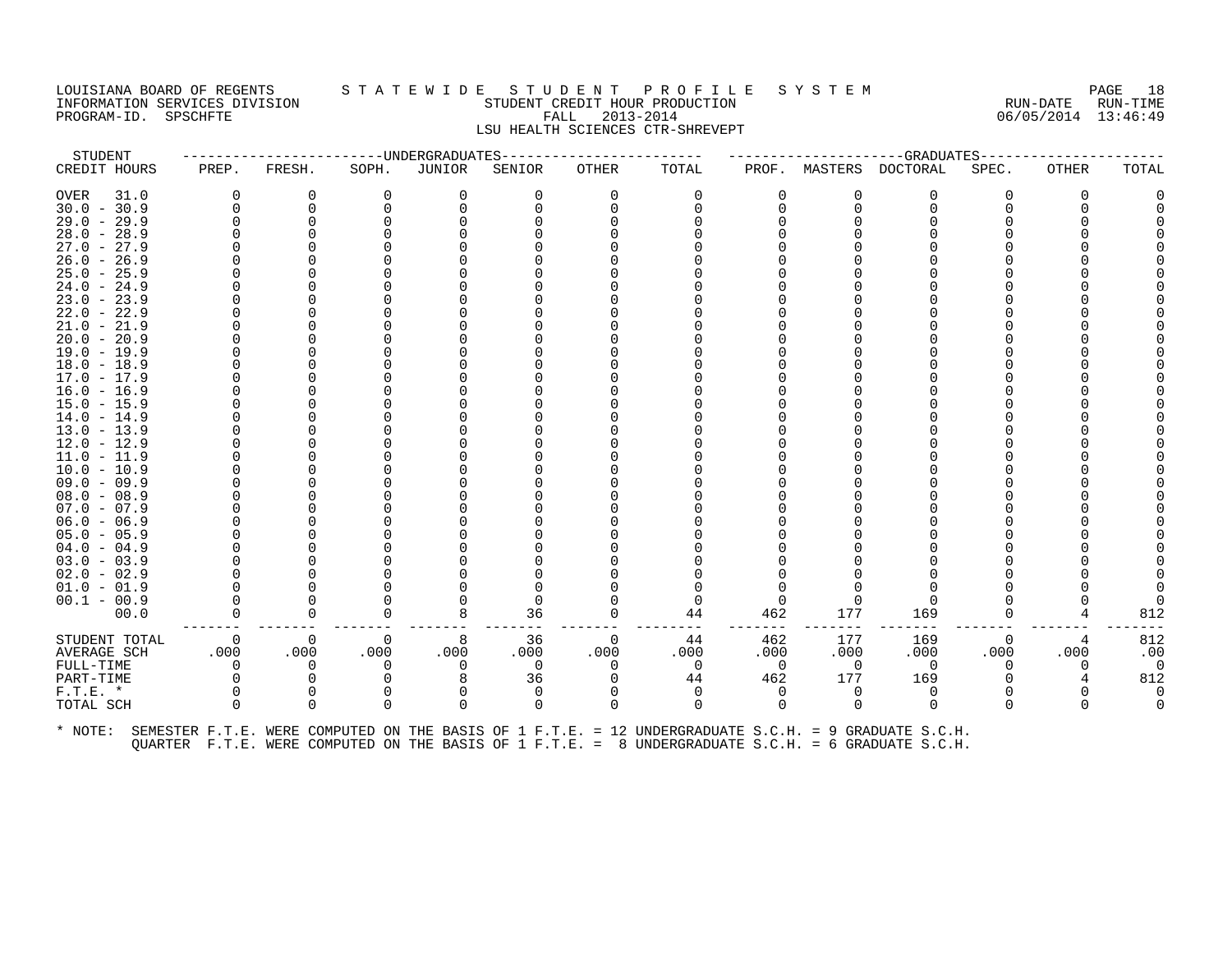LOUISIANA BOARD OF REGENTS — S T A T E W I D E   S T U D E N T   P R O F I L E   S Y S T E M

INFORMATION SERVICES DIVISION — STUDENT CREDIT HOUR PRODUCTION — RUN-DATE 06/05/2014 RUN-TIME 13:46:49

PROGRAM-ID. SPSCHFTE — FALL 2013-2014

LSU HEALTH SCIENCES CTR-SHREVEPT

| STUDENT CREDIT HOURS | UNDERGRADUATES PREP. | FRESH. | SOPH. | JUNIOR | SENIOR | OTHER | TOTAL | GRADUATES PROF. | MASTERS | DOCTORAL | SPEC. | OTHER | TOTAL |
|---|---|---|---|---|---|---|---|---|---|---|---|---|---|
| OVER 31.0 | 0 | 0 | 0 | 0 | 0 | 0 | 0 | 0 | 0 | 0 | 0 | 0 | 0 |
| 30.0 - 30.9 | 0 | 0 | 0 | 0 | 0 | 0 | 0 | 0 | 0 | 0 | 0 | 0 | 0 |
| 29.0 - 29.9 | 0 | 0 | 0 | 0 | 0 | 0 | 0 | 0 | 0 | 0 | 0 | 0 | 0 |
| 28.0 - 28.9 | 0 | 0 | 0 | 0 | 0 | 0 | 0 | 0 | 0 | 0 | 0 | 0 | 0 |
| 27.0 - 27.9 | 0 | 0 | 0 | 0 | 0 | 0 | 0 | 0 | 0 | 0 | 0 | 0 | 0 |
| 26.0 - 26.9 | 0 | 0 | 0 | 0 | 0 | 0 | 0 | 0 | 0 | 0 | 0 | 0 | 0 |
| 25.0 - 25.9 | 0 | 0 | 0 | 0 | 0 | 0 | 0 | 0 | 0 | 0 | 0 | 0 | 0 |
| 24.0 - 24.9 | 0 | 0 | 0 | 0 | 0 | 0 | 0 | 0 | 0 | 0 | 0 | 0 | 0 |
| 23.0 - 23.9 | 0 | 0 | 0 | 0 | 0 | 0 | 0 | 0 | 0 | 0 | 0 | 0 | 0 |
| 22.0 - 22.9 | 0 | 0 | 0 | 0 | 0 | 0 | 0 | 0 | 0 | 0 | 0 | 0 | 0 |
| 21.0 - 21.9 | 0 | 0 | 0 | 0 | 0 | 0 | 0 | 0 | 0 | 0 | 0 | 0 | 0 |
| 20.0 - 20.9 | 0 | 0 | 0 | 0 | 0 | 0 | 0 | 0 | 0 | 0 | 0 | 0 | 0 |
| 19.0 - 19.9 | 0 | 0 | 0 | 0 | 0 | 0 | 0 | 0 | 0 | 0 | 0 | 0 | 0 |
| 18.0 - 18.9 | 0 | 0 | 0 | 0 | 0 | 0 | 0 | 0 | 0 | 0 | 0 | 0 | 0 |
| 17.0 - 17.9 | 0 | 0 | 0 | 0 | 0 | 0 | 0 | 0 | 0 | 0 | 0 | 0 | 0 |
| 16.0 - 16.9 | 0 | 0 | 0 | 0 | 0 | 0 | 0 | 0 | 0 | 0 | 0 | 0 | 0 |
| 15.0 - 15.9 | 0 | 0 | 0 | 0 | 0 | 0 | 0 | 0 | 0 | 0 | 0 | 0 | 0 |
| 14.0 - 14.9 | 0 | 0 | 0 | 0 | 0 | 0 | 0 | 0 | 0 | 0 | 0 | 0 | 0 |
| 13.0 - 13.9 | 0 | 0 | 0 | 0 | 0 | 0 | 0 | 0 | 0 | 0 | 0 | 0 | 0 |
| 12.0 - 12.9 | 0 | 0 | 0 | 0 | 0 | 0 | 0 | 0 | 0 | 0 | 0 | 0 | 0 |
| 11.0 - 11.9 | 0 | 0 | 0 | 0 | 0 | 0 | 0 | 0 | 0 | 0 | 0 | 0 | 0 |
| 10.0 - 10.9 | 0 | 0 | 0 | 0 | 0 | 0 | 0 | 0 | 0 | 0 | 0 | 0 | 0 |
| 09.0 - 09.9 | 0 | 0 | 0 | 0 | 0 | 0 | 0 | 0 | 0 | 0 | 0 | 0 | 0 |
| 08.0 - 08.9 | 0 | 0 | 0 | 0 | 0 | 0 | 0 | 0 | 0 | 0 | 0 | 0 | 0 |
| 07.0 - 07.9 | 0 | 0 | 0 | 0 | 0 | 0 | 0 | 0 | 0 | 0 | 0 | 0 | 0 |
| 06.0 - 06.9 | 0 | 0 | 0 | 0 | 0 | 0 | 0 | 0 | 0 | 0 | 0 | 0 | 0 |
| 05.0 - 05.9 | 0 | 0 | 0 | 0 | 0 | 0 | 0 | 0 | 0 | 0 | 0 | 0 | 0 |
| 04.0 - 04.9 | 0 | 0 | 0 | 0 | 0 | 0 | 0 | 0 | 0 | 0 | 0 | 0 | 0 |
| 03.0 - 03.9 | 0 | 0 | 0 | 0 | 0 | 0 | 0 | 0 | 0 | 0 | 0 | 0 | 0 |
| 02.0 - 02.9 | 0 | 0 | 0 | 0 | 0 | 0 | 0 | 0 | 0 | 0 | 0 | 0 | 0 |
| 01.0 - 01.9 | 0 | 0 | 0 | 0 | 0 | 0 | 0 | 0 | 0 | 0 | 0 | 0 | 0 |
| 00.1 - 00.9 | 0 | 0 | 0 | 0 | 0 | 0 | 0 | 0 | 0 | 0 | 0 | 0 | 0 |
| 00.0 | 0 | 0 | 0 | 8 | 36 | 0 | 44 | 462 | 177 | 169 | 0 | 4 | 812 |
| STUDENT TOTAL | 0 | 0 | 0 | 8 | 36 | 0 | 44 | 462 | 177 | 169 | 0 | 4 | 812 |
| AVERAGE SCH | .000 | .000 | .000 | .000 | .000 | .000 | .000 | .000 | .000 | .000 | .000 | .000 | .00 |
| FULL-TIME | 0 | 0 | 0 | 0 | 0 | 0 | 0 | 0 | 0 | 0 | 0 | 0 | 0 |
| PART-TIME | 0 | 0 | 0 | 8 | 36 | 0 | 44 | 462 | 177 | 169 | 0 | 4 | 812 |
| F.T.E. * | 0 | 0 | 0 | 0 | 0 | 0 | 0 | 0 | 0 | 0 | 0 | 0 | 0 |
| TOTAL SCH | 0 | 0 | 0 | 0 | 0 | 0 | 0 | 0 | 0 | 0 | 0 | 0 | 0 |

\* NOTE: SEMESTER F.T.E. WERE COMPUTED ON THE BASIS OF 1 F.T.E. = 12 UNDERGRADUATE S.C.H. = 9 GRADUATE S.C.H.
QUARTER F.T.E. WERE COMPUTED ON THE BASIS OF 1 F.T.E. = 8 UNDERGRADUATE S.C.H. = 6 GRADUATE S.C.H.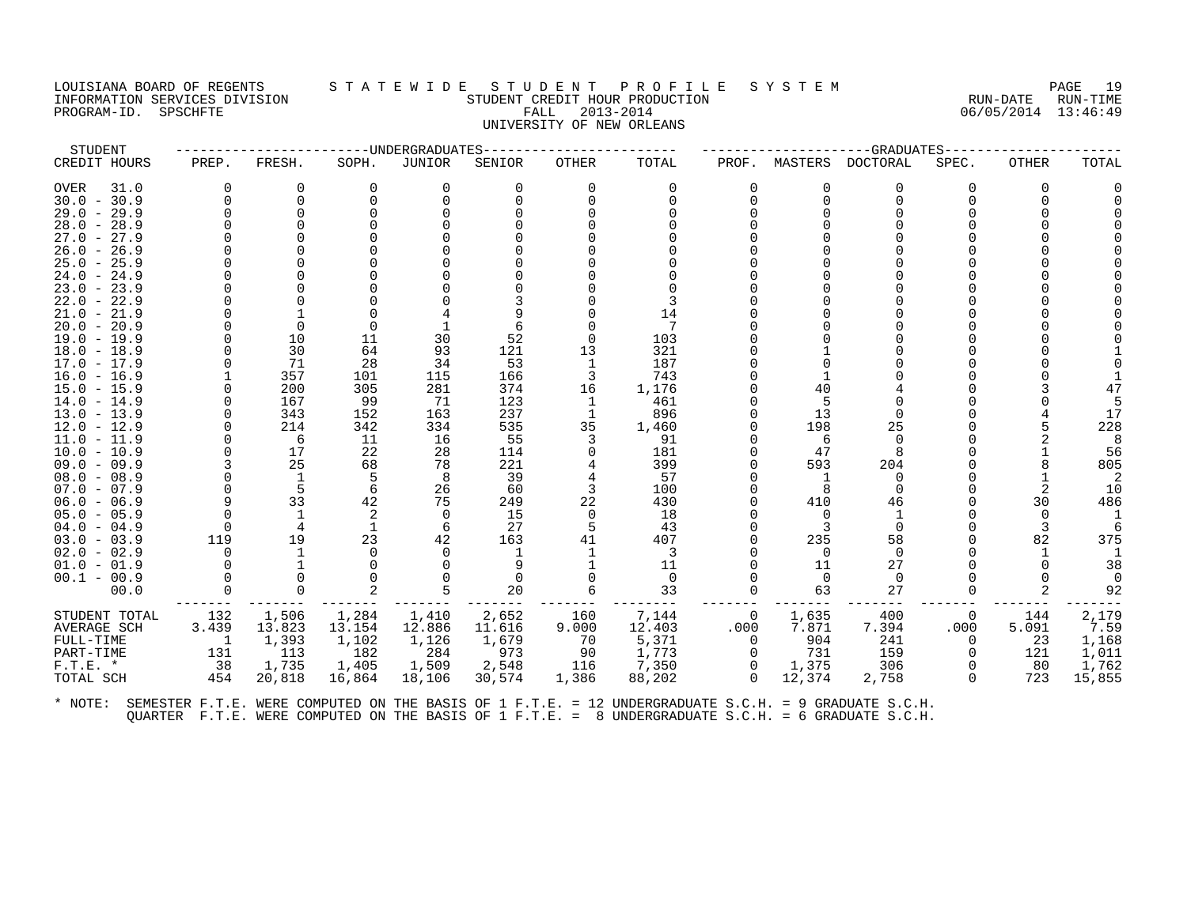LOUISIANA BOARD OF REGENTS — STATEWIDE STUDENT PROFILE SYSTEM
INFORMATION SERVICES DIVISION — STUDENT CREDIT HOUR PRODUCTION — RUN-DATE 06/05/2014 RUN-TIME 13:46:49
PROGRAM-ID. SPSCHFTE — FALL 2013-2014
UNIVERSITY OF NEW ORLEANS

| STUDENT CREDIT HOURS | UNDERGRADUATES PREP. | FRESH. | SOPH. | JUNIOR | SENIOR | OTHER | TOTAL | GRADUATES PROF. | MASTERS | DOCTORAL | SPEC. | OTHER | TOTAL |
|---|---|---|---|---|---|---|---|---|---|---|---|---|---|
| OVER 31.0 | 0 | 0 | 0 | 0 | 0 | 0 | 0 | 0 | 0 | 0 | 0 | 0 | 0 |
| 30.0 - 30.9 | 0 | 0 | 0 | 0 | 0 | 0 | 0 | 0 | 0 | 0 | 0 | 0 | 0 |
| 29.0 - 29.9 | 0 | 0 | 0 | 0 | 0 | 0 | 0 | 0 | 0 | 0 | 0 | 0 | 0 |
| 28.0 - 28.9 | 0 | 0 | 0 | 0 | 0 | 0 | 0 | 0 | 0 | 0 | 0 | 0 | 0 |
| 27.0 - 27.9 | 0 | 0 | 0 | 0 | 0 | 0 | 0 | 0 | 0 | 0 | 0 | 0 | 0 |
| 26.0 - 26.9 | 0 | 0 | 0 | 0 | 0 | 0 | 0 | 0 | 0 | 0 | 0 | 0 | 0 |
| 25.0 - 25.9 | 0 | 0 | 0 | 0 | 0 | 0 | 0 | 0 | 0 | 0 | 0 | 0 | 0 |
| 24.0 - 24.9 | 0 | 0 | 0 | 0 | 0 | 0 | 0 | 0 | 0 | 0 | 0 | 0 | 0 |
| 23.0 - 23.9 | 0 | 0 | 0 | 0 | 0 | 0 | 0 | 0 | 0 | 0 | 0 | 0 | 0 |
| 22.0 - 22.9 | 0 | 0 | 0 | 0 | 3 | 0 | 3 | 0 | 0 | 0 | 0 | 0 | 0 |
| 21.0 - 21.9 | 0 | 1 | 0 | 4 | 9 | 0 | 14 | 0 | 0 | 0 | 0 | 0 | 0 |
| 20.0 - 20.9 | 0 | 0 | 0 | 1 | 6 | 0 | 7 | 0 | 0 | 0 | 0 | 0 | 0 |
| 19.0 - 19.9 | 0 | 10 | 11 | 30 | 52 | 0 | 103 | 0 | 0 | 0 | 0 | 0 | 0 |
| 18.0 - 18.9 | 0 | 30 | 64 | 93 | 121 | 13 | 321 | 0 | 1 | 0 | 0 | 0 | 1 |
| 17.0 - 17.9 | 0 | 71 | 28 | 34 | 53 | 1 | 187 | 0 | 0 | 0 | 0 | 0 | 0 |
| 16.0 - 16.9 | 1 | 357 | 101 | 115 | 166 | 3 | 743 | 0 | 1 | 0 | 0 | 0 | 1 |
| 15.0 - 15.9 | 0 | 200 | 305 | 281 | 374 | 16 | 1,176 | 0 | 40 | 4 | 0 | 3 | 47 |
| 14.0 - 14.9 | 0 | 167 | 99 | 71 | 123 | 1 | 461 | 0 | 5 | 0 | 0 | 0 | 5 |
| 13.0 - 13.9 | 0 | 343 | 152 | 163 | 237 | 1 | 896 | 0 | 13 | 0 | 0 | 4 | 17 |
| 12.0 - 12.9 | 0 | 214 | 342 | 334 | 535 | 35 | 1,460 | 0 | 198 | 25 | 0 | 5 | 228 |
| 11.0 - 11.9 | 0 | 6 | 11 | 16 | 55 | 3 | 91 | 0 | 6 | 0 | 0 | 2 | 8 |
| 10.0 - 10.9 | 0 | 17 | 22 | 28 | 114 | 0 | 181 | 0 | 47 | 8 | 0 | 1 | 56 |
| 09.0 - 09.9 | 3 | 25 | 68 | 78 | 221 | 4 | 399 | 0 | 593 | 204 | 0 | 8 | 805 |
| 08.0 - 08.9 | 0 | 1 | 5 | 8 | 39 | 4 | 57 | 0 | 1 | 0 | 0 | 1 | 2 |
| 07.0 - 07.9 | 0 | 5 | 6 | 26 | 60 | 3 | 100 | 0 | 8 | 0 | 0 | 2 | 10 |
| 06.0 - 06.9 | 9 | 33 | 42 | 75 | 249 | 22 | 430 | 0 | 410 | 46 | 0 | 30 | 486 |
| 05.0 - 05.9 | 0 | 1 | 2 | 0 | 15 | 0 | 18 | 0 | 0 | 1 | 0 | 0 | 1 |
| 04.0 - 04.9 | 0 | 4 | 1 | 6 | 27 | 5 | 43 | 0 | 3 | 0 | 0 | 3 | 6 |
| 03.0 - 03.9 | 119 | 19 | 23 | 42 | 163 | 41 | 407 | 0 | 235 | 58 | 0 | 82 | 375 |
| 02.0 - 02.9 | 0 | 1 | 0 | 0 | 1 | 1 | 3 | 0 | 0 | 0 | 0 | 1 | 1 |
| 01.0 - 01.9 | 0 | 1 | 0 | 0 | 9 | 1 | 11 | 0 | 11 | 27 | 0 | 0 | 38 |
| 00.1 - 00.9 | 0 | 0 | 0 | 0 | 0 | 0 | 0 | 0 | 0 | 0 | 0 | 0 | 0 |
| 00.0 | 0 | 0 | 2 | 5 | 20 | 6 | 33 | 0 | 63 | 27 | 0 | 2 | 92 |
| STUDENT TOTAL | 132 | 1,506 | 1,284 | 1,410 | 2,652 | 160 | 7,144 | 0 | 1,635 | 400 | 0 | 144 | 2,179 |
| AVERAGE SCH | 3.439 | 13.823 | 13.154 | 12.886 | 11.616 | 9.000 | 12.403 | .000 | 7.871 | 7.394 | .000 | 5.091 | 7.59 |
| FULL-TIME | 1 | 1,393 | 1,102 | 1,126 | 1,679 | 70 | 5,371 | 0 | 904 | 241 | 0 | 23 | 1,168 |
| PART-TIME | 131 | 113 | 182 | 284 | 973 | 90 | 1,773 | 0 | 731 | 159 | 0 | 121 | 1,011 |
| F.T.E. * | 38 | 1,735 | 1,405 | 1,509 | 2,548 | 116 | 7,350 | 0 | 1,375 | 306 | 0 | 80 | 1,762 |
| TOTAL SCH | 454 | 20,818 | 16,864 | 18,106 | 30,574 | 1,386 | 88,202 | 0 | 12,374 | 2,758 | 0 | 723 | 15,855 |

* NOTE: SEMESTER F.T.E. WERE COMPUTED ON THE BASIS OF 1 F.T.E. = 12 UNDERGRADUATE S.C.H. = 9 GRADUATE S.C.H.
QUARTER F.T.E. WERE COMPUTED ON THE BASIS OF 1 F.T.E. = 8 UNDERGRADUATE S.C.H. = 6 GRADUATE S.C.H.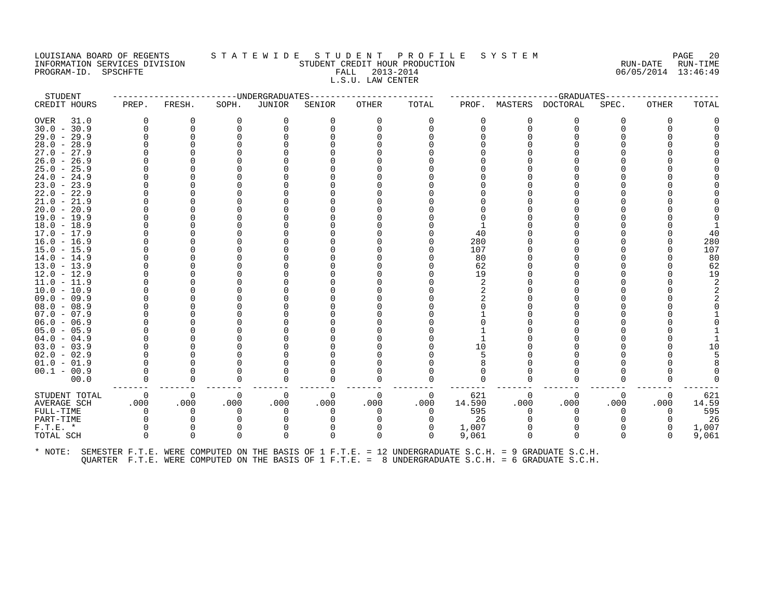LOUISIANA BOARD OF REGENTS — STATEWIDE STUDENT PROFILE SYSTEM
INFORMATION SERVICES DIVISION — STUDENT CREDIT HOUR PRODUCTION — RUN-DATE 06/05/2014 RUN-TIME 13:46:49
PROGRAM-ID. SPSCHFTE — FALL 2013-2014

L.S.U. LAW CENTER

| STUDENT CREDIT HOURS | UNDERGRADUATES PREP. | FRESH. | SOPH. | JUNIOR | SENIOR | OTHER | TOTAL | GRADUATES PROF. | MASTERS | DOCTORAL | SPEC. | OTHER | TOTAL |
|---|---|---|---|---|---|---|---|---|---|---|---|---|---|
| OVER 31.0 | 0 | 0 | 0 | 0 | 0 | 0 | 0 | 0 | 0 | 0 | 0 | 0 | 0 |
| 30.0 - 30.9 | 0 | 0 | 0 | 0 | 0 | 0 | 0 | 0 | 0 | 0 | 0 | 0 | 0 |
| 29.0 - 29.9 | 0 | 0 | 0 | 0 | 0 | 0 | 0 | 0 | 0 | 0 | 0 | 0 | 0 |
| 28.0 - 28.9 | 0 | 0 | 0 | 0 | 0 | 0 | 0 | 0 | 0 | 0 | 0 | 0 | 0 |
| 27.0 - 27.9 | 0 | 0 | 0 | 0 | 0 | 0 | 0 | 0 | 0 | 0 | 0 | 0 | 0 |
| 26.0 - 26.9 | 0 | 0 | 0 | 0 | 0 | 0 | 0 | 0 | 0 | 0 | 0 | 0 | 0 |
| 25.0 - 25.9 | 0 | 0 | 0 | 0 | 0 | 0 | 0 | 0 | 0 | 0 | 0 | 0 | 0 |
| 24.0 - 24.9 | 0 | 0 | 0 | 0 | 0 | 0 | 0 | 0 | 0 | 0 | 0 | 0 | 0 |
| 23.0 - 23.9 | 0 | 0 | 0 | 0 | 0 | 0 | 0 | 0 | 0 | 0 | 0 | 0 | 0 |
| 22.0 - 22.9 | 0 | 0 | 0 | 0 | 0 | 0 | 0 | 0 | 0 | 0 | 0 | 0 | 0 |
| 21.0 - 21.9 | 0 | 0 | 0 | 0 | 0 | 0 | 0 | 0 | 0 | 0 | 0 | 0 | 0 |
| 20.0 - 20.9 | 0 | 0 | 0 | 0 | 0 | 0 | 0 | 0 | 0 | 0 | 0 | 0 | 0 |
| 19.0 - 19.9 | 0 | 0 | 0 | 0 | 0 | 0 | 0 | 0 | 0 | 0 | 0 | 0 | 0 |
| 18.0 - 18.9 | 0 | 0 | 0 | 0 | 0 | 0 | 0 | 1 | 0 | 0 | 0 | 0 | 1 |
| 17.0 - 17.9 | 0 | 0 | 0 | 0 | 0 | 0 | 0 | 40 | 0 | 0 | 0 | 0 | 40 |
| 16.0 - 16.9 | 0 | 0 | 0 | 0 | 0 | 0 | 0 | 280 | 0 | 0 | 0 | 0 | 280 |
| 15.0 - 15.9 | 0 | 0 | 0 | 0 | 0 | 0 | 0 | 107 | 0 | 0 | 0 | 0 | 107 |
| 14.0 - 14.9 | 0 | 0 | 0 | 0 | 0 | 0 | 0 | 80 | 0 | 0 | 0 | 0 | 80 |
| 13.0 - 13.9 | 0 | 0 | 0 | 0 | 0 | 0 | 0 | 62 | 0 | 0 | 0 | 0 | 62 |
| 12.0 - 12.9 | 0 | 0 | 0 | 0 | 0 | 0 | 0 | 19 | 0 | 0 | 0 | 0 | 19 |
| 11.0 - 11.9 | 0 | 0 | 0 | 0 | 0 | 0 | 0 | 2 | 0 | 0 | 0 | 0 | 2 |
| 10.0 - 10.9 | 0 | 0 | 0 | 0 | 0 | 0 | 0 | 2 | 0 | 0 | 0 | 0 | 2 |
| 09.0 - 09.9 | 0 | 0 | 0 | 0 | 0 | 0 | 0 | 2 | 0 | 0 | 0 | 0 | 2 |
| 08.0 - 08.9 | 0 | 0 | 0 | 0 | 0 | 0 | 0 | 0 | 0 | 0 | 0 | 0 | 0 |
| 07.0 - 07.9 | 0 | 0 | 0 | 0 | 0 | 0 | 0 | 1 | 0 | 0 | 0 | 0 | 1 |
| 06.0 - 06.9 | 0 | 0 | 0 | 0 | 0 | 0 | 0 | 0 | 0 | 0 | 0 | 0 | 0 |
| 05.0 - 05.9 | 0 | 0 | 0 | 0 | 0 | 0 | 0 | 1 | 0 | 0 | 0 | 0 | 1 |
| 04.0 - 04.9 | 0 | 0 | 0 | 0 | 0 | 0 | 0 | 1 | 0 | 0 | 0 | 0 | 1 |
| 03.0 - 03.9 | 0 | 0 | 0 | 0 | 0 | 0 | 0 | 10 | 0 | 0 | 0 | 0 | 10 |
| 02.0 - 02.9 | 0 | 0 | 0 | 0 | 0 | 0 | 0 | 5 | 0 | 0 | 0 | 0 | 5 |
| 01.0 - 01.9 | 0 | 0 | 0 | 0 | 0 | 0 | 0 | 8 | 0 | 0 | 0 | 0 | 8 |
| 00.1 - 00.9 | 0 | 0 | 0 | 0 | 0 | 0 | 0 | 0 | 0 | 0 | 0 | 0 | 0 |
| 00.0 | 0 | 0 | 0 | 0 | 0 | 0 | 0 | 0 | 0 | 0 | 0 | 0 | 0 |
| STUDENT TOTAL | 0 | 0 | 0 | 0 | 0 | 0 | 0 | 621 | 0 | 0 | 0 | 0 | 621 |
| AVERAGE SCH | .000 | .000 | .000 | .000 | .000 | .000 | .000 | 14.590 | .000 | .000 | .000 | .000 | 14.59 |
| FULL-TIME | 0 | 0 | 0 | 0 | 0 | 0 | 0 | 595 | 0 | 0 | 0 | 0 | 595 |
| PART-TIME | 0 | 0 | 0 | 0 | 0 | 0 | 0 | 26 | 0 | 0 | 0 | 0 | 26 |
| F.T.E. * | 0 | 0 | 0 | 0 | 0 | 0 | 0 | 1,007 | 0 | 0 | 0 | 0 | 1,007 |
| TOTAL SCH | 0 | 0 | 0 | 0 | 0 | 0 | 0 | 9,061 | 0 | 0 | 0 | 0 | 9,061 |

* NOTE: SEMESTER F.T.E. WERE COMPUTED ON THE BASIS OF 1 F.T.E. = 12 UNDERGRADUATE S.C.H. = 9 GRADUATE S.C.H.
QUARTER F.T.E. WERE COMPUTED ON THE BASIS OF 1 F.T.E. = 8 UNDERGRADUATE S.C.H. = 6 GRADUATE S.C.H.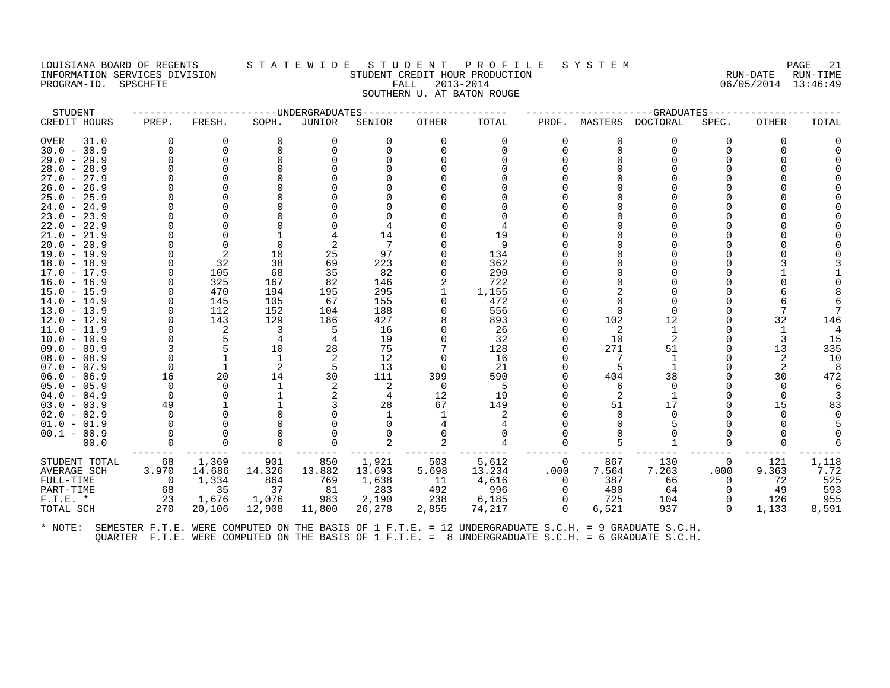LOUISIANA BOARD OF REGENTS
INFORMATION SERVICES DIVISION
PROGRAM-ID. SPSCHFTE

# STATEWIDE STUDENT PROFILE SYSTEM
## STUDENT CREDIT HOUR PRODUCTION
### FALL 2013-2014
### SOUTHERN U. AT BATON ROUGE

RUN-DATE 06/05/2014 RUN-TIME 13:46:49

| STUDENT | UNDERGRADUATES | | | | | | | GRADUATES | | | | | |
|---|---|---|---|---|---|---|---|---|---|---|---|---|---|
| CREDIT HOURS | PREP. | FRESH. | SOPH. | JUNIOR | SENIOR | OTHER | TOTAL | PROF. | MASTERS | DOCTORAL | SPEC. | OTHER | TOTAL |
| OVER 31.0 | 0 | 0 | 0 | 0 | 0 | 0 | 0 | 0 | 0 | 0 | 0 | 0 | 0 |
| 30.0 - 30.9 | 0 | 0 | 0 | 0 | 0 | 0 | 0 | 0 | 0 | 0 | 0 | 0 | 0 |
| 29.0 - 29.9 | 0 | 0 | 0 | 0 | 0 | 0 | 0 | 0 | 0 | 0 | 0 | 0 | 0 |
| 28.0 - 28.9 | 0 | 0 | 0 | 0 | 0 | 0 | 0 | 0 | 0 | 0 | 0 | 0 | 0 |
| 27.0 - 27.9 | 0 | 0 | 0 | 0 | 0 | 0 | 0 | 0 | 0 | 0 | 0 | 0 | 0 |
| 26.0 - 26.9 | 0 | 0 | 0 | 0 | 0 | 0 | 0 | 0 | 0 | 0 | 0 | 0 | 0 |
| 25.0 - 25.9 | 0 | 0 | 0 | 0 | 0 | 0 | 0 | 0 | 0 | 0 | 0 | 0 | 0 |
| 24.0 - 24.9 | 0 | 0 | 0 | 0 | 0 | 0 | 0 | 0 | 0 | 0 | 0 | 0 | 0 |
| 23.0 - 23.9 | 0 | 0 | 0 | 0 | 0 | 0 | 0 | 0 | 0 | 0 | 0 | 0 | 0 |
| 22.0 - 22.9 | 0 | 0 | 0 | 0 | 4 | 0 | 4 | 0 | 0 | 0 | 0 | 0 | 0 |
| 21.0 - 21.9 | 0 | 0 | 1 | 4 | 14 | 0 | 19 | 0 | 0 | 0 | 0 | 0 | 0 |
| 20.0 - 20.9 | 0 | 0 | 0 | 2 | 7 | 0 | 9 | 0 | 0 | 0 | 0 | 0 | 0 |
| 19.0 - 19.9 | 0 | 2 | 10 | 25 | 97 | 0 | 134 | 0 | 0 | 0 | 0 | 0 | 0 |
| 18.0 - 18.9 | 0 | 32 | 38 | 69 | 223 | 0 | 362 | 0 | 0 | 0 | 0 | 3 | 3 |
| 17.0 - 17.9 | 0 | 105 | 68 | 35 | 82 | 0 | 290 | 0 | 0 | 0 | 0 | 1 | 1 |
| 16.0 - 16.9 | 0 | 325 | 167 | 82 | 146 | 2 | 722 | 0 | 0 | 0 | 0 | 0 | 0 |
| 15.0 - 15.9 | 0 | 470 | 194 | 195 | 295 | 1 | 1,155 | 0 | 2 | 0 | 0 | 6 | 8 |
| 14.0 - 14.9 | 0 | 145 | 105 | 67 | 155 | 0 | 472 | 0 | 0 | 0 | 0 | 6 | 6 |
| 13.0 - 13.9 | 0 | 112 | 152 | 104 | 188 | 0 | 556 | 0 | 0 | 0 | 0 | 7 | 7 |
| 12.0 - 12.9 | 0 | 143 | 129 | 186 | 427 | 8 | 893 | 0 | 102 | 12 | 0 | 32 | 146 |
| 11.0 - 11.9 | 0 | 2 | 3 | 5 | 16 | 0 | 26 | 0 | 2 | 1 | 0 | 1 | 4 |
| 10.0 - 10.9 | 0 | 5 | 4 | 4 | 19 | 0 | 32 | 0 | 10 | 2 | 0 | 3 | 15 |
| 09.0 - 09.9 | 3 | 5 | 10 | 28 | 75 | 7 | 128 | 0 | 271 | 51 | 0 | 13 | 335 |
| 08.0 - 08.9 | 0 | 1 | 1 | 2 | 12 | 0 | 16 | 0 | 7 | 1 | 0 | 2 | 10 |
| 07.0 - 07.9 | 0 | 1 | 2 | 5 | 13 | 0 | 21 | 0 | 5 | 1 | 0 | 2 | 8 |
| 06.0 - 06.9 | 16 | 20 | 14 | 30 | 111 | 399 | 590 | 0 | 404 | 38 | 0 | 30 | 472 |
| 05.0 - 05.9 | 0 | 0 | 1 | 2 | 2 | 0 | 5 | 0 | 6 | 0 | 0 | 0 | 6 |
| 04.0 - 04.9 | 0 | 0 | 1 | 2 | 4 | 12 | 19 | 0 | 2 | 1 | 0 | 0 | 3 |
| 03.0 - 03.9 | 49 | 1 | 1 | 3 | 28 | 67 | 149 | 0 | 51 | 17 | 0 | 15 | 83 |
| 02.0 - 02.9 | 0 | 0 | 0 | 0 | 1 | 1 | 2 | 0 | 0 | 0 | 0 | 0 | 0 |
| 01.0 - 01.9 | 0 | 0 | 0 | 0 | 0 | 4 | 4 | 0 | 0 | 5 | 0 | 0 | 5 |
| 00.1 - 00.9 | 0 | 0 | 0 | 0 | 0 | 0 | 0 | 0 | 0 | 0 | 0 | 0 | 0 |
| 00.0 | 0 | 0 | 0 | 0 | 2 | 2 | 4 | 0 | 5 | 1 | 0 | 0 | 6 |
| STUDENT TOTAL | 68 | 1,369 | 901 | 850 | 1,921 | 503 | 5,612 | 0 | 867 | 130 | 0 | 121 | 1,118 |
| AVERAGE SCH | 3.970 | 14.686 | 14.326 | 13.882 | 13.693 | 5.698 | 13.234 | .000 | 7.564 | 7.263 | .000 | 9.363 | 7.72 |
| FULL-TIME | 0 | 1,334 | 864 | 769 | 1,638 | 11 | 4,616 | 0 | 387 | 66 | 0 | 72 | 525 |
| PART-TIME | 68 | 35 | 37 | 81 | 283 | 492 | 996 | 0 | 480 | 64 | 0 | 49 | 593 |
| F.T.E. * | 23 | 1,676 | 1,076 | 983 | 2,190 | 238 | 6,185 | 0 | 725 | 104 | 0 | 126 | 955 |
| TOTAL SCH | 270 | 20,106 | 12,908 | 11,800 | 26,278 | 2,855 | 74,217 | 0 | 6,521 | 937 | 0 | 1,133 | 8,591 |

\* NOTE: SEMESTER F.T.E. WERE COMPUTED ON THE BASIS OF 1 F.T.E. = 12 UNDERGRADUATE S.C.H. = 9 GRADUATE S.C.H.
QUARTER F.T.E. WERE COMPUTED ON THE BASIS OF 1 F.T.E. = 8 UNDERGRADUATE S.C.H. = 6 GRADUATE S.C.H.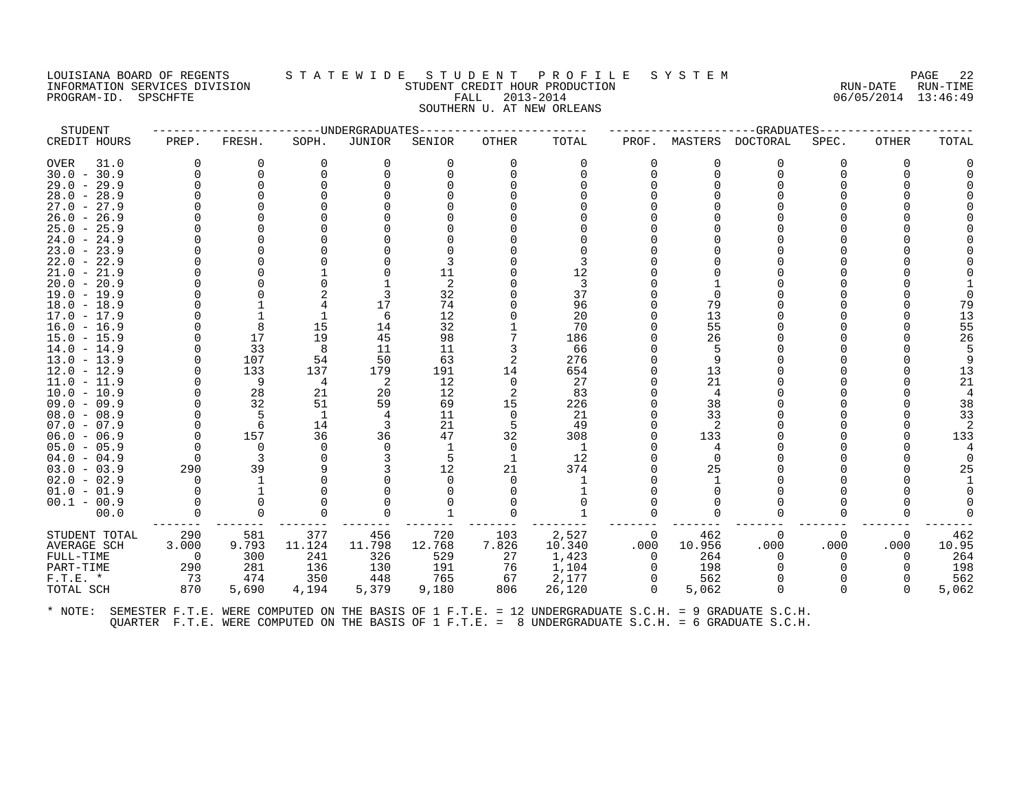LOUISIANA BOARD OF REGENTS S T A T E W I D E S T U D E N T P R O F I L E S Y S T E M
INFORMATION SERVICES DIVISION STUDENT CREDIT HOUR PRODUCTION RUN-DATE RUN-TIME
PROGRAM-ID. SPSCHFTE FALL 2013-2014 06/05/2014 13:46:49
SOUTHERN U. AT NEW ORLEANS

| STUDENT | UNDERGRADUATES | | | | | | | GRADUATES | | | | | |
|---|---|---|---|---|---|---|---|---|---|---|---|---|---|
| CREDIT HOURS | PREP. | FRESH. | SOPH. | JUNIOR | SENIOR | OTHER | TOTAL | PROF. | MASTERS | DOCTORAL | SPEC. | OTHER | TOTAL |
| OVER 31.0 | 0 | 0 | 0 | 0 | 0 | 0 | 0 | 0 | 0 | 0 | 0 | 0 | 0 |
| 30.0 - 30.9 | 0 | 0 | 0 | 0 | 0 | 0 | 0 | 0 | 0 | 0 | 0 | 0 | 0 |
| 29.0 - 29.9 | 0 | 0 | 0 | 0 | 0 | 0 | 0 | 0 | 0 | 0 | 0 | 0 | 0 |
| 28.0 - 28.9 | 0 | 0 | 0 | 0 | 0 | 0 | 0 | 0 | 0 | 0 | 0 | 0 | 0 |
| 27.0 - 27.9 | 0 | 0 | 0 | 0 | 0 | 0 | 0 | 0 | 0 | 0 | 0 | 0 | 0 |
| 26.0 - 26.9 | 0 | 0 | 0 | 0 | 0 | 0 | 0 | 0 | 0 | 0 | 0 | 0 | 0 |
| 25.0 - 25.9 | 0 | 0 | 0 | 0 | 0 | 0 | 0 | 0 | 0 | 0 | 0 | 0 | 0 |
| 24.0 - 24.9 | 0 | 0 | 0 | 0 | 0 | 0 | 0 | 0 | 0 | 0 | 0 | 0 | 0 |
| 23.0 - 23.9 | 0 | 0 | 0 | 0 | 0 | 0 | 0 | 0 | 0 | 0 | 0 | 0 | 0 |
| 22.0 - 22.9 | 0 | 0 | 0 | 0 | 3 | 0 | 3 | 0 | 0 | 0 | 0 | 0 | 0 |
| 21.0 - 21.9 | 0 | 0 | 1 | 0 | 11 | 0 | 12 | 0 | 0 | 0 | 0 | 0 | 0 |
| 20.0 - 20.9 | 0 | 0 | 0 | 1 | 2 | 0 | 3 | 0 | 1 | 0 | 0 | 0 | 1 |
| 19.0 - 19.9 | 0 | 0 | 2 | 3 | 32 | 0 | 37 | 0 | 0 | 0 | 0 | 0 | 0 |
| 18.0 - 18.9 | 0 | 1 | 4 | 17 | 74 | 0 | 96 | 0 | 79 | 0 | 0 | 0 | 79 |
| 17.0 - 17.9 | 0 | 1 | 1 | 6 | 12 | 0 | 20 | 0 | 13 | 0 | 0 | 0 | 13 |
| 16.0 - 16.9 | 0 | 8 | 15 | 14 | 32 | 1 | 70 | 0 | 55 | 0 | 0 | 0 | 55 |
| 15.0 - 15.9 | 0 | 17 | 19 | 45 | 98 | 7 | 186 | 0 | 26 | 0 | 0 | 0 | 26 |
| 14.0 - 14.9 | 0 | 33 | 8 | 11 | 11 | 3 | 66 | 0 | 5 | 0 | 0 | 0 | 5 |
| 13.0 - 13.9 | 0 | 107 | 54 | 50 | 63 | 2 | 276 | 0 | 9 | 0 | 0 | 0 | 9 |
| 12.0 - 12.9 | 0 | 133 | 137 | 179 | 191 | 14 | 654 | 0 | 13 | 0 | 0 | 0 | 13 |
| 11.0 - 11.9 | 0 | 9 | 4 | 2 | 12 | 0 | 27 | 0 | 21 | 0 | 0 | 0 | 21 |
| 10.0 - 10.9 | 0 | 28 | 21 | 20 | 12 | 2 | 83 | 0 | 4 | 0 | 0 | 0 | 4 |
| 09.0 - 09.9 | 0 | 32 | 51 | 59 | 69 | 15 | 226 | 0 | 38 | 0 | 0 | 0 | 38 |
| 08.0 - 08.9 | 0 | 5 | 1 | 4 | 11 | 0 | 21 | 0 | 33 | 0 | 0 | 0 | 33 |
| 07.0 - 07.9 | 0 | 6 | 14 | 3 | 21 | 5 | 49 | 0 | 2 | 0 | 0 | 0 | 2 |
| 06.0 - 06.9 | 0 | 157 | 36 | 36 | 47 | 32 | 308 | 0 | 133 | 0 | 0 | 0 | 133 |
| 05.0 - 05.9 | 0 | 0 | 0 | 0 | 1 | 0 | 1 | 0 | 4 | 0 | 0 | 0 | 4 |
| 04.0 - 04.9 | 0 | 3 | 0 | 3 | 5 | 1 | 12 | 0 | 0 | 0 | 0 | 0 | 0 |
| 03.0 - 03.9 | 290 | 39 | 9 | 3 | 12 | 21 | 374 | 0 | 25 | 0 | 0 | 0 | 25 |
| 02.0 - 02.9 | 0 | 1 | 0 | 0 | 0 | 0 | 1 | 0 | 1 | 0 | 0 | 0 | 1 |
| 01.0 - 01.9 | 0 | 1 | 0 | 0 | 0 | 0 | 1 | 0 | 0 | 0 | 0 | 0 | 0 |
| 00.1 - 00.9 | 0 | 0 | 0 | 0 | 0 | 0 | 0 | 0 | 0 | 0 | 0 | 0 | 0 |
| 00.0 | 0 | 0 | 0 | 0 | 1 | 0 | 1 | 0 | 0 | 0 | 0 | 0 | 0 |
| STUDENT TOTAL | 290 | 581 | 377 | 456 | 720 | 103 | 2,527 | 0 | 462 | 0 | 0 | 0 | 462 |
| AVERAGE SCH | 3.000 | 9.793 | 11.124 | 11.798 | 12.768 | 7.826 | 10.340 | .000 | 10.956 | .000 | .000 | .000 | 10.95 |
| FULL-TIME | 0 | 300 | 241 | 326 | 529 | 27 | 1,423 | 0 | 264 | 0 | 0 | 0 | 264 |
| PART-TIME | 290 | 281 | 136 | 130 | 191 | 76 | 1,104 | 0 | 198 | 0 | 0 | 0 | 198 |
| F.T.E. * | 73 | 474 | 350 | 448 | 765 | 67 | 2,177 | 0 | 562 | 0 | 0 | 0 | 562 |
| TOTAL SCH | 870 | 5,690 | 4,194 | 5,379 | 9,180 | 806 | 26,120 | 0 | 5,062 | 0 | 0 | 0 | 5,062 |

* NOTE: SEMESTER F.T.E. WERE COMPUTED ON THE BASIS OF 1 F.T.E. = 12 UNDERGRADUATE S.C.H. = 9 GRADUATE S.C.H.
QUARTER F.T.E. WERE COMPUTED ON THE BASIS OF 1 F.T.E. = 8 UNDERGRADUATE S.C.H. = 6 GRADUATE S.C.H.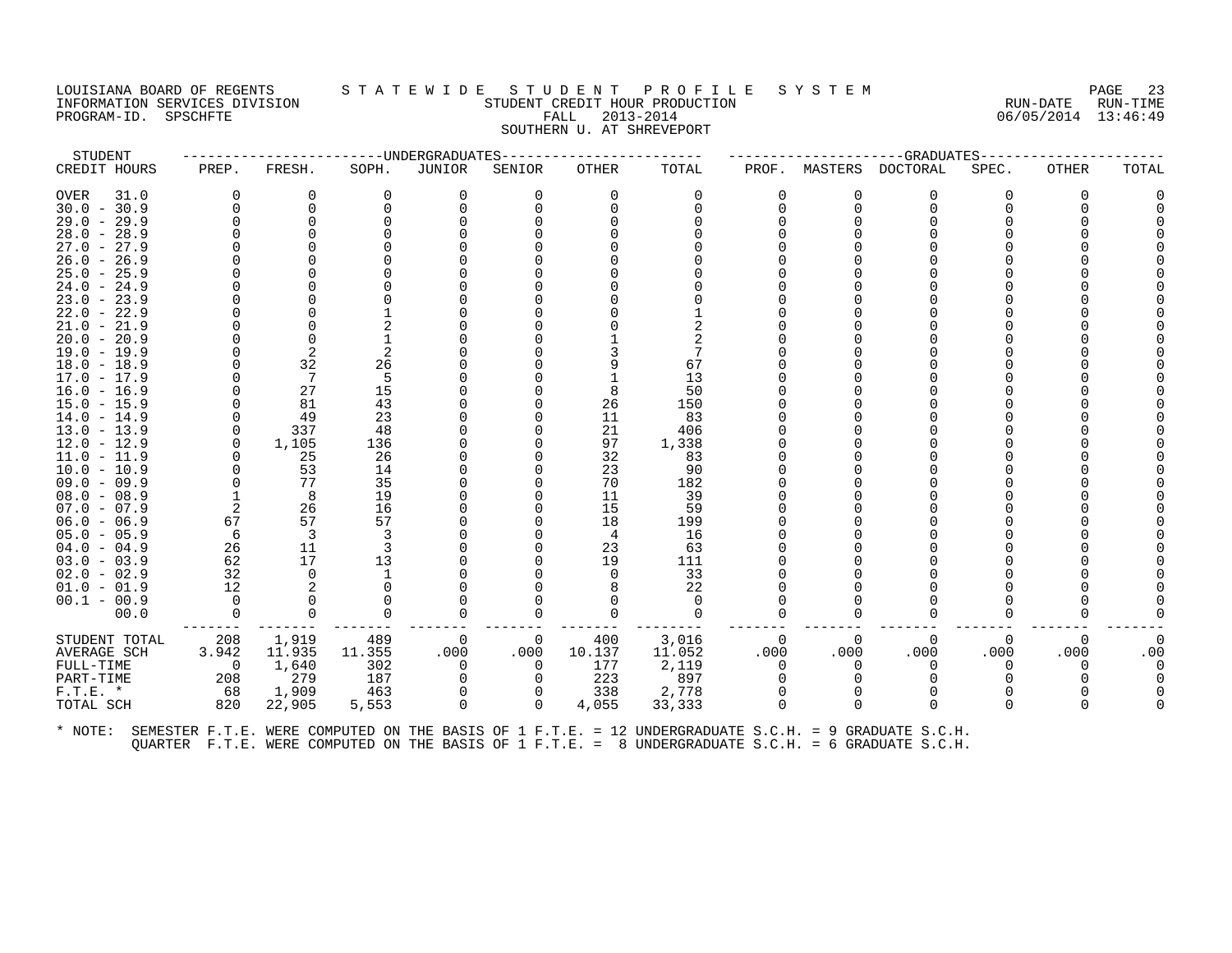LOUISIANA BOARD OF REGENTS
INFORMATION SERVICES DIVISION
PROGRAM-ID. SPSCHFTE

# STATEWIDE STUDENT PROFILE SYSTEM

## STUDENT CREDIT HOUR PRODUCTION
FALL 2013-2014
SOUTHERN U. AT SHREVEPORT

RUN-DATE 06/05/2014 RUN-TIME 13:46:49

| STUDENT CREDIT HOURS | UNDERGRADUATES PREP. | FRESH. | SOPH. | JUNIOR | SENIOR | OTHER | TOTAL | GRADUATES PROF. | MASTERS | DOCTORAL | SPEC. | OTHER | TOTAL |
|---|---|---|---|---|---|---|---|---|---|---|---|---|---|
| OVER 31.0 | 0 | 0 | 0 | 0 | 0 | 0 | 0 | 0 | 0 | 0 | 0 | 0 | 0 |
| 30.0 - 30.9 | 0 | 0 | 0 | 0 | 0 | 0 | 0 | 0 | 0 | 0 | 0 | 0 | 0 |
| 29.0 - 29.9 | 0 | 0 | 0 | 0 | 0 | 0 | 0 | 0 | 0 | 0 | 0 | 0 | 0 |
| 28.0 - 28.9 | 0 | 0 | 0 | 0 | 0 | 0 | 0 | 0 | 0 | 0 | 0 | 0 | 0 |
| 27.0 - 27.9 | 0 | 0 | 0 | 0 | 0 | 0 | 0 | 0 | 0 | 0 | 0 | 0 | 0 |
| 26.0 - 26.9 | 0 | 0 | 0 | 0 | 0 | 0 | 0 | 0 | 0 | 0 | 0 | 0 | 0 |
| 25.0 - 25.9 | 0 | 0 | 0 | 0 | 0 | 0 | 0 | 0 | 0 | 0 | 0 | 0 | 0 |
| 24.0 - 24.9 | 0 | 0 | 0 | 0 | 0 | 0 | 0 | 0 | 0 | 0 | 0 | 0 | 0 |
| 23.0 - 23.9 | 0 | 0 | 0 | 0 | 0 | 0 | 0 | 0 | 0 | 0 | 0 | 0 | 0 |
| 22.0 - 22.9 | 0 | 0 | 1 | 0 | 0 | 0 | 1 | 0 | 0 | 0 | 0 | 0 | 0 |
| 21.0 - 21.9 | 0 | 0 | 2 | 0 | 0 | 0 | 2 | 0 | 0 | 0 | 0 | 0 | 0 |
| 20.0 - 20.9 | 0 | 0 | 1 | 0 | 0 | 1 | 2 | 0 | 0 | 0 | 0 | 0 | 0 |
| 19.0 - 19.9 | 0 | 2 | 2 | 0 | 0 | 3 | 7 | 0 | 0 | 0 | 0 | 0 | 0 |
| 18.0 - 18.9 | 0 | 32 | 26 | 0 | 0 | 9 | 67 | 0 | 0 | 0 | 0 | 0 | 0 |
| 17.0 - 17.9 | 0 | 7 | 5 | 0 | 0 | 1 | 13 | 0 | 0 | 0 | 0 | 0 | 0 |
| 16.0 - 16.9 | 0 | 27 | 15 | 0 | 0 | 8 | 50 | 0 | 0 | 0 | 0 | 0 | 0 |
| 15.0 - 15.9 | 0 | 81 | 43 | 0 | 0 | 26 | 150 | 0 | 0 | 0 | 0 | 0 | 0 |
| 14.0 - 14.9 | 0 | 49 | 23 | 0 | 0 | 11 | 83 | 0 | 0 | 0 | 0 | 0 | 0 |
| 13.0 - 13.9 | 0 | 337 | 48 | 0 | 0 | 21 | 406 | 0 | 0 | 0 | 0 | 0 | 0 |
| 12.0 - 12.9 | 0 | 1,105 | 136 | 0 | 0 | 97 | 1,338 | 0 | 0 | 0 | 0 | 0 | 0 |
| 11.0 - 11.9 | 0 | 25 | 26 | 0 | 0 | 32 | 83 | 0 | 0 | 0 | 0 | 0 | 0 |
| 10.0 - 10.9 | 0 | 53 | 14 | 0 | 0 | 23 | 90 | 0 | 0 | 0 | 0 | 0 | 0 |
| 09.0 - 09.9 | 0 | 77 | 35 | 0 | 0 | 70 | 182 | 0 | 0 | 0 | 0 | 0 | 0 |
| 08.0 - 08.9 | 1 | 8 | 19 | 0 | 0 | 11 | 39 | 0 | 0 | 0 | 0 | 0 | 0 |
| 07.0 - 07.9 | 2 | 26 | 16 | 0 | 0 | 15 | 59 | 0 | 0 | 0 | 0 | 0 | 0 |
| 06.0 - 06.9 | 67 | 57 | 57 | 0 | 0 | 18 | 199 | 0 | 0 | 0 | 0 | 0 | 0 |
| 05.0 - 05.9 | 6 | 3 | 3 | 0 | 0 | 4 | 16 | 0 | 0 | 0 | 0 | 0 | 0 |
| 04.0 - 04.9 | 26 | 11 | 3 | 0 | 0 | 23 | 63 | 0 | 0 | 0 | 0 | 0 | 0 |
| 03.0 - 03.9 | 62 | 17 | 13 | 0 | 0 | 19 | 111 | 0 | 0 | 0 | 0 | 0 | 0 |
| 02.0 - 02.9 | 32 | 0 | 1 | 0 | 0 | 0 | 33 | 0 | 0 | 0 | 0 | 0 | 0 |
| 01.0 - 01.9 | 12 | 2 | 0 | 0 | 0 | 8 | 22 | 0 | 0 | 0 | 0 | 0 | 0 |
| 00.1 - 00.9 | 0 | 0 | 0 | 0 | 0 | 0 | 0 | 0 | 0 | 0 | 0 | 0 | 0 |
| 00.0 | 0 | 0 | 0 | 0 | 0 | 0 | 0 | 0 | 0 | 0 | 0 | 0 | 0 |
| STUDENT TOTAL | 208 | 1,919 | 489 | 0 | 0 | 400 | 3,016 | 0 | 0 | 0 | 0 | 0 | 0 |
| AVERAGE SCH | 3.942 | 11.935 | 11.355 | .000 | .000 | 10.137 | 11.052 | .000 | .000 | .000 | .000 | .000 | .00 |
| FULL-TIME | 0 | 1,640 | 302 | 0 | 0 | 177 | 2,119 | 0 | 0 | 0 | 0 | 0 | 0 |
| PART-TIME | 208 | 279 | 187 | 0 | 0 | 223 | 897 | 0 | 0 | 0 | 0 | 0 | 0 |
| F.T.E. * | 68 | 1,909 | 463 | 0 | 0 | 338 | 2,778 | 0 | 0 | 0 | 0 | 0 | 0 |
| TOTAL SCH | 820 | 22,905 | 5,553 | 0 | 0 | 4,055 | 33,333 | 0 | 0 | 0 | 0 | 0 | 0 |

\* NOTE: SEMESTER F.T.E. WERE COMPUTED ON THE BASIS OF 1 F.T.E. = 12 UNDERGRADUATE S.C.H. = 9 GRADUATE S.C.H.
QUARTER F.T.E. WERE COMPUTED ON THE BASIS OF 1 F.T.E. = 8 UNDERGRADUATE S.C.H. = 6 GRADUATE S.C.H.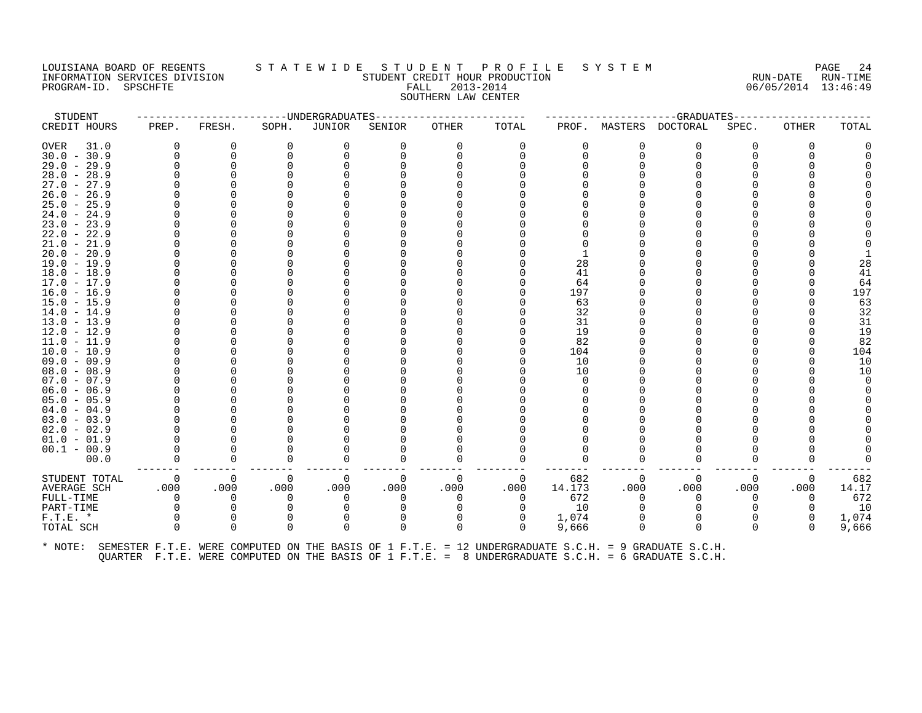LOUISIANA BOARD OF REGENTS
INFORMATION SERVICES DIVISION
PROGRAM-ID. SPSCHFTE

# S T A T E W I D E S T U D E N T P R O F I L E S Y S T E M

## STUDENT CREDIT HOUR PRODUCTION
FALL 2013-2014
SOUTHERN LAW CENTER

RUN-DATE 06/05/2014 RUN-TIME 13:46:49

| STUDENT | UNDERGRADUATES | | | | | | | GRADUATES | | | | | |
|---|---|---|---|---|---|---|---|---|---|---|---|---|---|
| CREDIT HOURS | PREP. | FRESH. | SOPH. | JUNIOR | SENIOR | OTHER | TOTAL | PROF. | MASTERS | DOCTORAL | SPEC. | OTHER | TOTAL |
| OVER 31.0 | 0 | 0 | 0 | 0 | 0 | 0 | 0 | 0 | 0 | 0 | 0 | 0 | 0 |
| 30.0 - 30.9 | 0 | 0 | 0 | 0 | 0 | 0 | 0 | 0 | 0 | 0 | 0 | 0 | 0 |
| 29.0 - 29.9 | 0 | 0 | 0 | 0 | 0 | 0 | 0 | 0 | 0 | 0 | 0 | 0 | 0 |
| 28.0 - 28.9 | 0 | 0 | 0 | 0 | 0 | 0 | 0 | 0 | 0 | 0 | 0 | 0 | 0 |
| 27.0 - 27.9 | 0 | 0 | 0 | 0 | 0 | 0 | 0 | 0 | 0 | 0 | 0 | 0 | 0 |
| 26.0 - 26.9 | 0 | 0 | 0 | 0 | 0 | 0 | 0 | 0 | 0 | 0 | 0 | 0 | 0 |
| 25.0 - 25.9 | 0 | 0 | 0 | 0 | 0 | 0 | 0 | 0 | 0 | 0 | 0 | 0 | 0 |
| 24.0 - 24.9 | 0 | 0 | 0 | 0 | 0 | 0 | 0 | 0 | 0 | 0 | 0 | 0 | 0 |
| 23.0 - 23.9 | 0 | 0 | 0 | 0 | 0 | 0 | 0 | 0 | 0 | 0 | 0 | 0 | 0 |
| 22.0 - 22.9 | 0 | 0 | 0 | 0 | 0 | 0 | 0 | 0 | 0 | 0 | 0 | 0 | 0 |
| 21.0 - 21.9 | 0 | 0 | 0 | 0 | 0 | 0 | 0 | 0 | 0 | 0 | 0 | 0 | 0 |
| 20.0 - 20.9 | 0 | 0 | 0 | 0 | 0 | 0 | 0 | 1 | 0 | 0 | 0 | 0 | 1 |
| 19.0 - 19.9 | 0 | 0 | 0 | 0 | 0 | 0 | 0 | 28 | 0 | 0 | 0 | 0 | 28 |
| 18.0 - 18.9 | 0 | 0 | 0 | 0 | 0 | 0 | 0 | 41 | 0 | 0 | 0 | 0 | 41 |
| 17.0 - 17.9 | 0 | 0 | 0 | 0 | 0 | 0 | 0 | 64 | 0 | 0 | 0 | 0 | 64 |
| 16.0 - 16.9 | 0 | 0 | 0 | 0 | 0 | 0 | 0 | 197 | 0 | 0 | 0 | 0 | 197 |
| 15.0 - 15.9 | 0 | 0 | 0 | 0 | 0 | 0 | 0 | 63 | 0 | 0 | 0 | 0 | 63 |
| 14.0 - 14.9 | 0 | 0 | 0 | 0 | 0 | 0 | 0 | 32 | 0 | 0 | 0 | 0 | 32 |
| 13.0 - 13.9 | 0 | 0 | 0 | 0 | 0 | 0 | 0 | 31 | 0 | 0 | 0 | 0 | 31 |
| 12.0 - 12.9 | 0 | 0 | 0 | 0 | 0 | 0 | 0 | 19 | 0 | 0 | 0 | 0 | 19 |
| 11.0 - 11.9 | 0 | 0 | 0 | 0 | 0 | 0 | 0 | 82 | 0 | 0 | 0 | 0 | 82 |
| 10.0 - 10.9 | 0 | 0 | 0 | 0 | 0 | 0 | 0 | 104 | 0 | 0 | 0 | 0 | 104 |
| 09.0 - 09.9 | 0 | 0 | 0 | 0 | 0 | 0 | 0 | 10 | 0 | 0 | 0 | 0 | 10 |
| 08.0 - 08.9 | 0 | 0 | 0 | 0 | 0 | 0 | 0 | 10 | 0 | 0 | 0 | 0 | 10 |
| 07.0 - 07.9 | 0 | 0 | 0 | 0 | 0 | 0 | 0 | 0 | 0 | 0 | 0 | 0 | 0 |
| 06.0 - 06.9 | 0 | 0 | 0 | 0 | 0 | 0 | 0 | 0 | 0 | 0 | 0 | 0 | 0 |
| 05.0 - 05.9 | 0 | 0 | 0 | 0 | 0 | 0 | 0 | 0 | 0 | 0 | 0 | 0 | 0 |
| 04.0 - 04.9 | 0 | 0 | 0 | 0 | 0 | 0 | 0 | 0 | 0 | 0 | 0 | 0 | 0 |
| 03.0 - 03.9 | 0 | 0 | 0 | 0 | 0 | 0 | 0 | 0 | 0 | 0 | 0 | 0 | 0 |
| 02.0 - 02.9 | 0 | 0 | 0 | 0 | 0 | 0 | 0 | 0 | 0 | 0 | 0 | 0 | 0 |
| 01.0 - 01.9 | 0 | 0 | 0 | 0 | 0 | 0 | 0 | 0 | 0 | 0 | 0 | 0 | 0 |
| 00.1 - 00.9 | 0 | 0 | 0 | 0 | 0 | 0 | 0 | 0 | 0 | 0 | 0 | 0 | 0 |
| 00.0 | 0 | 0 | 0 | 0 | 0 | 0 | 0 | 0 | 0 | 0 | 0 | 0 | 0 |
| STUDENT TOTAL | 0 | 0 | 0 | 0 | 0 | 0 | 0 | 682 | 0 | 0 | 0 | 0 | 682 |
| AVERAGE SCH | .000 | .000 | .000 | .000 | .000 | .000 | .000 | 14.173 | .000 | .000 | .000 | .000 | 14.17 |
| FULL-TIME | 0 | 0 | 0 | 0 | 0 | 0 | 0 | 672 | 0 | 0 | 0 | 0 | 672 |
| PART-TIME | 0 | 0 | 0 | 0 | 0 | 0 | 0 | 10 | 0 | 0 | 0 | 0 | 10 |
| F.T.E. * | 0 | 0 | 0 | 0 | 0 | 0 | 0 | 1,074 | 0 | 0 | 0 | 0 | 1,074 |
| TOTAL SCH | 0 | 0 | 0 | 0 | 0 | 0 | 0 | 9,666 | 0 | 0 | 0 | 0 | 9,666 |

* NOTE: SEMESTER F.T.E. WERE COMPUTED ON THE BASIS OF 1 F.T.E. = 12 UNDERGRADUATE S.C.H. = 9 GRADUATE S.C.H.
QUARTER F.T.E. WERE COMPUTED ON THE BASIS OF 1 F.T.E. = 8 UNDERGRADUATE S.C.H. = 6 GRADUATE S.C.H.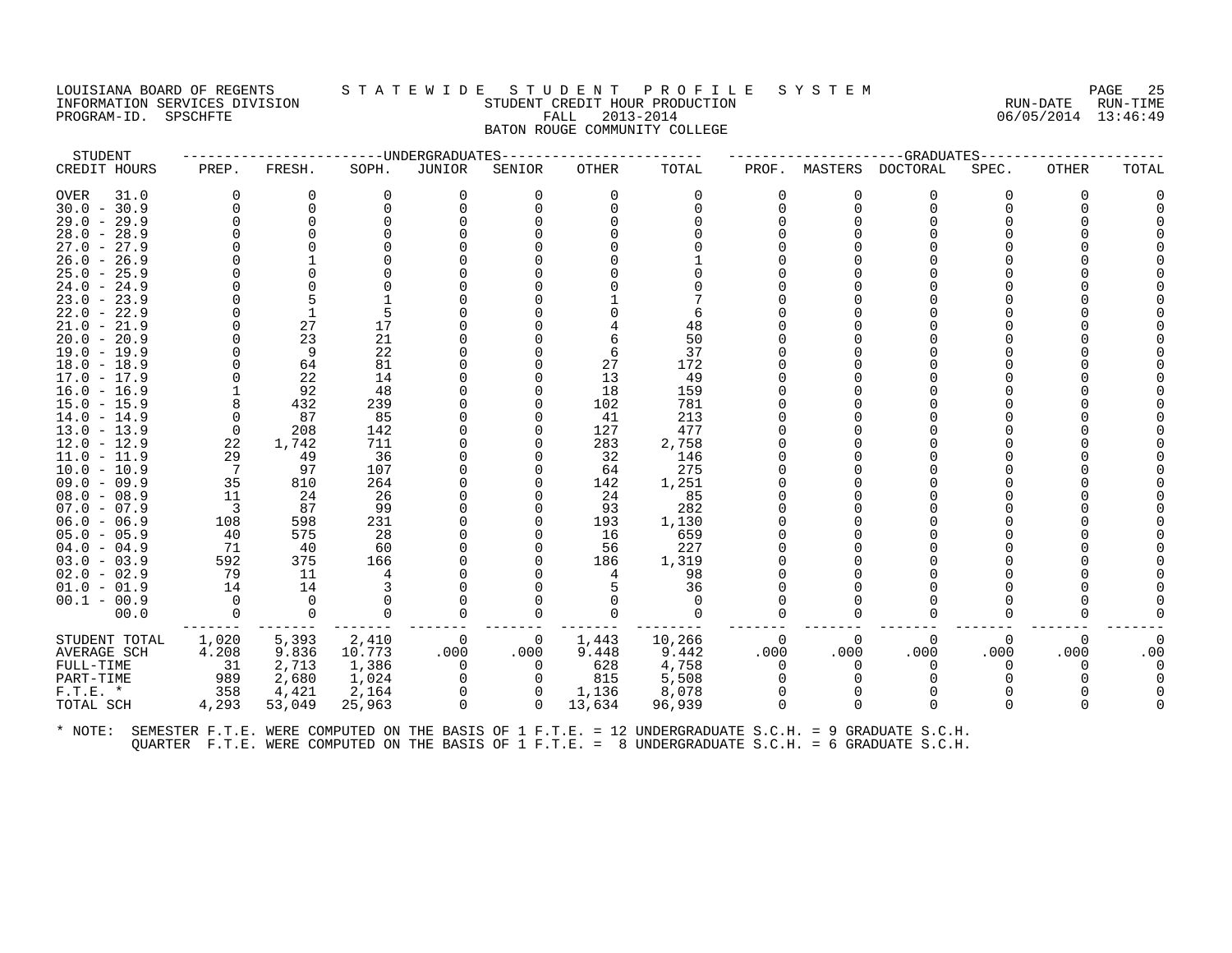LOUISIANA BOARD OF REGENTS
INFORMATION SERVICES DIVISION
PROGRAM-ID. SPSCHFTE

# S T A T E W I D E   S T U D E N T   P R O F I L E   S Y S T E M

## STUDENT CREDIT HOUR PRODUCTION
## FALL 2013-2014
## BATON ROUGE COMMUNITY COLLEGE

RUN-DATE 06/05/2014 RUN-TIME 13:46:49

| STUDENT CREDIT HOURS | UNDERGRADUATES PREP. | FRESH. | SOPH. | JUNIOR | SENIOR | OTHER | TOTAL | GRADUATES PROF. | MASTERS | DOCTORAL | SPEC. | OTHER | TOTAL |
|---|---|---|---|---|---|---|---|---|---|---|---|---|---|
| OVER 31.0 | 0 | 0 | 0 | 0 | 0 | 0 | 0 | 0 | 0 | 0 | 0 | 0 | 0 |
| 30.0 - 30.9 | 0 | 0 | 0 | 0 | 0 | 0 | 0 | 0 | 0 | 0 | 0 | 0 | 0 |
| 29.0 - 29.9 | 0 | 0 | 0 | 0 | 0 | 0 | 0 | 0 | 0 | 0 | 0 | 0 | 0 |
| 28.0 - 28.9 | 0 | 0 | 0 | 0 | 0 | 0 | 0 | 0 | 0 | 0 | 0 | 0 | 0 |
| 27.0 - 27.9 | 0 | 0 | 0 | 0 | 0 | 0 | 0 | 0 | 0 | 0 | 0 | 0 | 0 |
| 26.0 - 26.9 | 0 | 1 | 0 | 0 | 0 | 0 | 1 | 0 | 0 | 0 | 0 | 0 | 0 |
| 25.0 - 25.9 | 0 | 0 | 0 | 0 | 0 | 0 | 0 | 0 | 0 | 0 | 0 | 0 | 0 |
| 24.0 - 24.9 | 0 | 0 | 0 | 0 | 0 | 0 | 0 | 0 | 0 | 0 | 0 | 0 | 0 |
| 23.0 - 23.9 | 0 | 5 | 1 | 0 | 0 | 1 | 7 | 0 | 0 | 0 | 0 | 0 | 0 |
| 22.0 - 22.9 | 0 | 1 | 5 | 0 | 0 | 0 | 6 | 0 | 0 | 0 | 0 | 0 | 0 |
| 21.0 - 21.9 | 0 | 27 | 17 | 0 | 0 | 4 | 48 | 0 | 0 | 0 | 0 | 0 | 0 |
| 20.0 - 20.9 | 0 | 23 | 21 | 0 | 0 | 6 | 50 | 0 | 0 | 0 | 0 | 0 | 0 |
| 19.0 - 19.9 | 0 | 9 | 22 | 0 | 0 | 6 | 37 | 0 | 0 | 0 | 0 | 0 | 0 |
| 18.0 - 18.9 | 0 | 64 | 81 | 0 | 0 | 27 | 172 | 0 | 0 | 0 | 0 | 0 | 0 |
| 17.0 - 17.9 | 0 | 22 | 14 | 0 | 0 | 13 | 49 | 0 | 0 | 0 | 0 | 0 | 0 |
| 16.0 - 16.9 | 1 | 92 | 48 | 0 | 0 | 18 | 159 | 0 | 0 | 0 | 0 | 0 | 0 |
| 15.0 - 15.9 | 8 | 432 | 239 | 0 | 0 | 102 | 781 | 0 | 0 | 0 | 0 | 0 | 0 |
| 14.0 - 14.9 | 0 | 87 | 85 | 0 | 0 | 41 | 213 | 0 | 0 | 0 | 0 | 0 | 0 |
| 13.0 - 13.9 | 0 | 208 | 142 | 0 | 0 | 127 | 477 | 0 | 0 | 0 | 0 | 0 | 0 |
| 12.0 - 12.9 | 22 | 1,742 | 711 | 0 | 0 | 283 | 2,758 | 0 | 0 | 0 | 0 | 0 | 0 |
| 11.0 - 11.9 | 29 | 49 | 36 | 0 | 0 | 32 | 146 | 0 | 0 | 0 | 0 | 0 | 0 |
| 10.0 - 10.9 | 7 | 97 | 107 | 0 | 0 | 64 | 275 | 0 | 0 | 0 | 0 | 0 | 0 |
| 09.0 - 09.9 | 35 | 810 | 264 | 0 | 0 | 142 | 1,251 | 0 | 0 | 0 | 0 | 0 | 0 |
| 08.0 - 08.9 | 11 | 24 | 26 | 0 | 0 | 24 | 85 | 0 | 0 | 0 | 0 | 0 | 0 |
| 07.0 - 07.9 | 3 | 87 | 99 | 0 | 0 | 93 | 282 | 0 | 0 | 0 | 0 | 0 | 0 |
| 06.0 - 06.9 | 108 | 598 | 231 | 0 | 0 | 193 | 1,130 | 0 | 0 | 0 | 0 | 0 | 0 |
| 05.0 - 05.9 | 40 | 575 | 28 | 0 | 0 | 16 | 659 | 0 | 0 | 0 | 0 | 0 | 0 |
| 04.0 - 04.9 | 71 | 40 | 60 | 0 | 0 | 56 | 227 | 0 | 0 | 0 | 0 | 0 | 0 |
| 03.0 - 03.9 | 592 | 375 | 166 | 0 | 0 | 186 | 1,319 | 0 | 0 | 0 | 0 | 0 | 0 |
| 02.0 - 02.9 | 79 | 11 | 4 | 0 | 0 | 4 | 98 | 0 | 0 | 0 | 0 | 0 | 0 |
| 01.0 - 01.9 | 14 | 14 | 3 | 0 | 0 | 5 | 36 | 0 | 0 | 0 | 0 | 0 | 0 |
| 00.1 - 00.9 | 0 | 0 | 0 | 0 | 0 | 0 | 0 | 0 | 0 | 0 | 0 | 0 | 0 |
| 00.0 | 0 | 0 | 0 | 0 | 0 | 0 | 0 | 0 | 0 | 0 | 0 | 0 | 0 |
| STUDENT TOTAL | 1,020 | 5,393 | 2,410 | 0 | 0 | 1,443 | 10,266 | 0 | 0 | 0 | 0 | 0 | 0 |
| AVERAGE SCH | 4.208 | 9.836 | 10.773 | .000 | .000 | 9.448 | 9.442 | .000 | .000 | .000 | .000 | .000 | .00 |
| FULL-TIME | 31 | 2,713 | 1,386 | 0 | 0 | 628 | 4,758 | 0 | 0 | 0 | 0 | 0 | 0 |
| PART-TIME | 989 | 2,680 | 1,024 | 0 | 0 | 815 | 5,508 | 0 | 0 | 0 | 0 | 0 | 0 |
| F.T.E. * | 358 | 4,421 | 2,164 | 0 | 0 | 1,136 | 8,078 | 0 | 0 | 0 | 0 | 0 | 0 |
| TOTAL SCH | 4,293 | 53,049 | 25,963 | 0 | 0 | 13,634 | 96,939 | 0 | 0 | 0 | 0 | 0 | 0 |

* NOTE: SEMESTER F.T.E. WERE COMPUTED ON THE BASIS OF 1 F.T.E. = 12 UNDERGRADUATE S.C.H. = 9 GRADUATE S.C.H.
QUARTER F.T.E. WERE COMPUTED ON THE BASIS OF 1 F.T.E. = 8 UNDERGRADUATE S.C.H. = 6 GRADUATE S.C.H.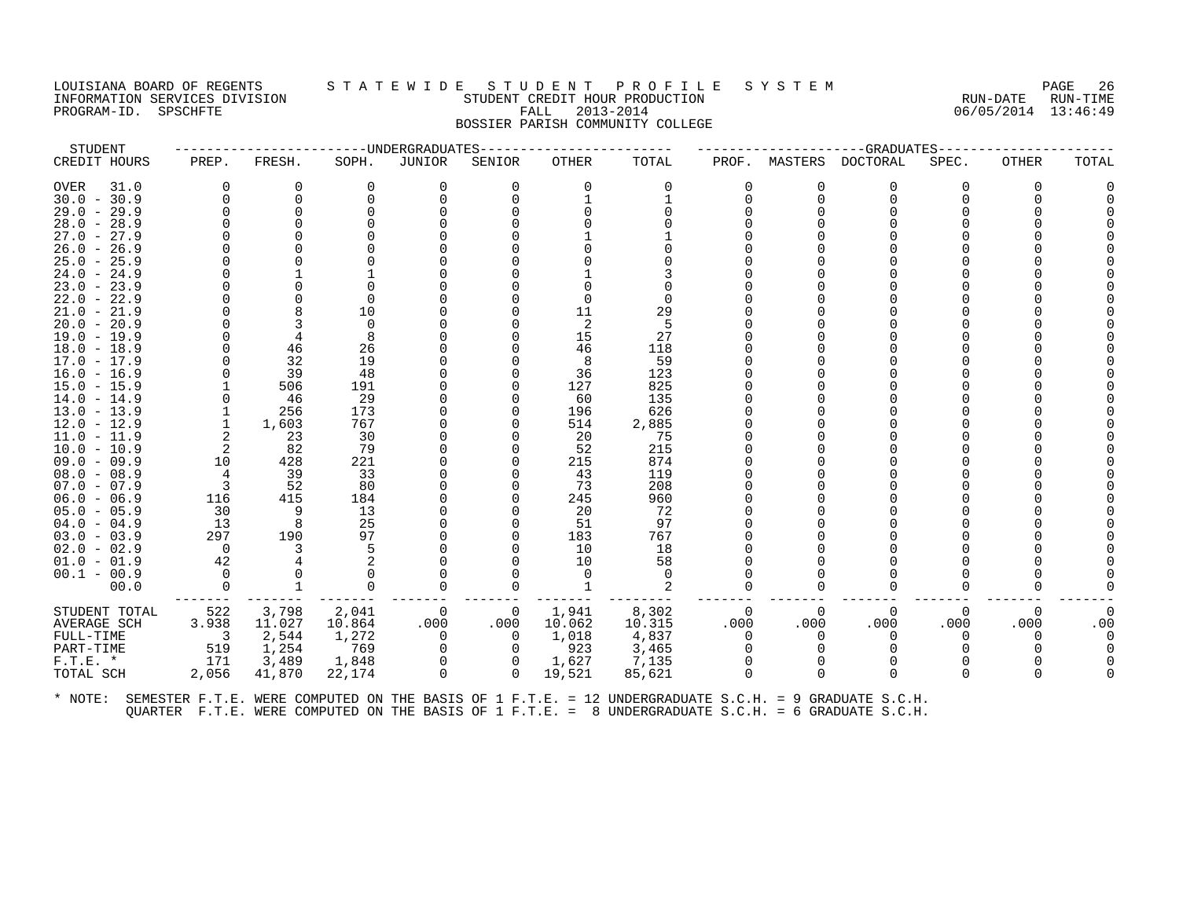LOUISIANA BOARD OF REGENTS — STATEWIDE STUDENT PROFILE SYSTEM
INFORMATION SERVICES DIVISION — STUDENT CREDIT HOUR PRODUCTION — RUN-DATE 06/05/2014 RUN-TIME 13:46:49
PROGRAM-ID. SPSCHFTE — FALL 2013-2014

BOSSIER PARISH COMMUNITY COLLEGE

| STUDENT CREDIT HOURS | UNDERGRADUATES PREP. | FRESH. | SOPH. | JUNIOR | SENIOR | OTHER | TOTAL | GRADUATES PROF. | MASTERS | DOCTORAL | SPEC. | OTHER | TOTAL |
|---|---|---|---|---|---|---|---|---|---|---|---|---|---|
| OVER 31.0 | 0 | 0 | 0 | 0 | 0 | 0 | 0 | 0 | 0 | 0 | 0 | 0 | 0 |
| 30.0 - 30.9 | 0 | 0 | 0 | 0 | 0 | 1 | 1 | 0 | 0 | 0 | 0 | 0 | 0 |
| 29.0 - 29.9 | 0 | 0 | 0 | 0 | 0 | 0 | 0 | 0 | 0 | 0 | 0 | 0 | 0 |
| 28.0 - 28.9 | 0 | 0 | 0 | 0 | 0 | 0 | 0 | 0 | 0 | 0 | 0 | 0 | 0 |
| 27.0 - 27.9 | 0 | 0 | 0 | 0 | 0 | 1 | 1 | 0 | 0 | 0 | 0 | 0 | 0 |
| 26.0 - 26.9 | 0 | 0 | 0 | 0 | 0 | 0 | 0 | 0 | 0 | 0 | 0 | 0 | 0 |
| 25.0 - 25.9 | 0 | 0 | 0 | 0 | 0 | 0 | 0 | 0 | 0 | 0 | 0 | 0 | 0 |
| 24.0 - 24.9 | 0 | 1 | 1 | 0 | 0 | 1 | 3 | 0 | 0 | 0 | 0 | 0 | 0 |
| 23.0 - 23.9 | 0 | 0 | 0 | 0 | 0 | 0 | 0 | 0 | 0 | 0 | 0 | 0 | 0 |
| 22.0 - 22.9 | 0 | 0 | 0 | 0 | 0 | 0 | 0 | 0 | 0 | 0 | 0 | 0 | 0 |
| 21.0 - 21.9 | 0 | 8 | 10 | 0 | 0 | 11 | 29 | 0 | 0 | 0 | 0 | 0 | 0 |
| 20.0 - 20.9 | 0 | 3 | 0 | 0 | 0 | 2 | 5 | 0 | 0 | 0 | 0 | 0 | 0 |
| 19.0 - 19.9 | 0 | 4 | 8 | 0 | 0 | 15 | 27 | 0 | 0 | 0 | 0 | 0 | 0 |
| 18.0 - 18.9 | 0 | 46 | 26 | 0 | 0 | 46 | 118 | 0 | 0 | 0 | 0 | 0 | 0 |
| 17.0 - 17.9 | 0 | 32 | 19 | 0 | 0 | 8 | 59 | 0 | 0 | 0 | 0 | 0 | 0 |
| 16.0 - 16.9 | 0 | 39 | 48 | 0 | 0 | 36 | 123 | 0 | 0 | 0 | 0 | 0 | 0 |
| 15.0 - 15.9 | 1 | 506 | 191 | 0 | 0 | 127 | 825 | 0 | 0 | 0 | 0 | 0 | 0 |
| 14.0 - 14.9 | 0 | 46 | 29 | 0 | 0 | 60 | 135 | 0 | 0 | 0 | 0 | 0 | 0 |
| 13.0 - 13.9 | 1 | 256 | 173 | 0 | 0 | 196 | 626 | 0 | 0 | 0 | 0 | 0 | 0 |
| 12.0 - 12.9 | 1 | 1,603 | 767 | 0 | 0 | 514 | 2,885 | 0 | 0 | 0 | 0 | 0 | 0 |
| 11.0 - 11.9 | 2 | 23 | 30 | 0 | 0 | 20 | 75 | 0 | 0 | 0 | 0 | 0 | 0 |
| 10.0 - 10.9 | 2 | 82 | 79 | 0 | 0 | 52 | 215 | 0 | 0 | 0 | 0 | 0 | 0 |
| 09.0 - 09.9 | 10 | 428 | 221 | 0 | 0 | 215 | 874 | 0 | 0 | 0 | 0 | 0 | 0 |
| 08.0 - 08.9 | 4 | 39 | 33 | 0 | 0 | 43 | 119 | 0 | 0 | 0 | 0 | 0 | 0 |
| 07.0 - 07.9 | 3 | 52 | 80 | 0 | 0 | 73 | 208 | 0 | 0 | 0 | 0 | 0 | 0 |
| 06.0 - 06.9 | 116 | 415 | 184 | 0 | 0 | 245 | 960 | 0 | 0 | 0 | 0 | 0 | 0 |
| 05.0 - 05.9 | 30 | 9 | 13 | 0 | 0 | 20 | 72 | 0 | 0 | 0 | 0 | 0 | 0 |
| 04.0 - 04.9 | 13 | 8 | 25 | 0 | 0 | 51 | 97 | 0 | 0 | 0 | 0 | 0 | 0 |
| 03.0 - 03.9 | 297 | 190 | 97 | 0 | 0 | 183 | 767 | 0 | 0 | 0 | 0 | 0 | 0 |
| 02.0 - 02.9 | 0 | 3 | 5 | 0 | 0 | 10 | 18 | 0 | 0 | 0 | 0 | 0 | 0 |
| 01.0 - 01.9 | 42 | 4 | 2 | 0 | 0 | 10 | 58 | 0 | 0 | 0 | 0 | 0 | 0 |
| 00.1 - 00.9 | 0 | 0 | 0 | 0 | 0 | 0 | 0 | 0 | 0 | 0 | 0 | 0 | 0 |
| 00.0 | 0 | 1 | 0 | 0 | 0 | 1 | 2 | 0 | 0 | 0 | 0 | 0 | 0 |
| STUDENT TOTAL | 522 | 3,798 | 2,041 | 0 | 0 | 1,941 | 8,302 | 0 | 0 | 0 | 0 | 0 | 0 |
| AVERAGE SCH | 3.938 | 11.027 | 10.864 | .000 | .000 | 10.062 | 10.315 | .000 | .000 | .000 | .000 | .000 | .00 |
| FULL-TIME | 3 | 2,544 | 1,272 | 0 | 0 | 1,018 | 4,837 | 0 | 0 | 0 | 0 | 0 | 0 |
| PART-TIME | 519 | 1,254 | 769 | 0 | 0 | 923 | 3,465 | 0 | 0 | 0 | 0 | 0 | 0 |
| F.T.E. * | 171 | 3,489 | 1,848 | 0 | 0 | 1,627 | 7,135 | 0 | 0 | 0 | 0 | 0 | 0 |
| TOTAL SCH | 2,056 | 41,870 | 22,174 | 0 | 0 | 19,521 | 85,621 | 0 | 0 | 0 | 0 | 0 | 0 |

* NOTE: SEMESTER F.T.E. WERE COMPUTED ON THE BASIS OF 1 F.T.E. = 12 UNDERGRADUATE S.C.H. = 9 GRADUATE S.C.H.
QUARTER F.T.E. WERE COMPUTED ON THE BASIS OF 1 F.T.E. = 8 UNDERGRADUATE S.C.H. = 6 GRADUATE S.C.H.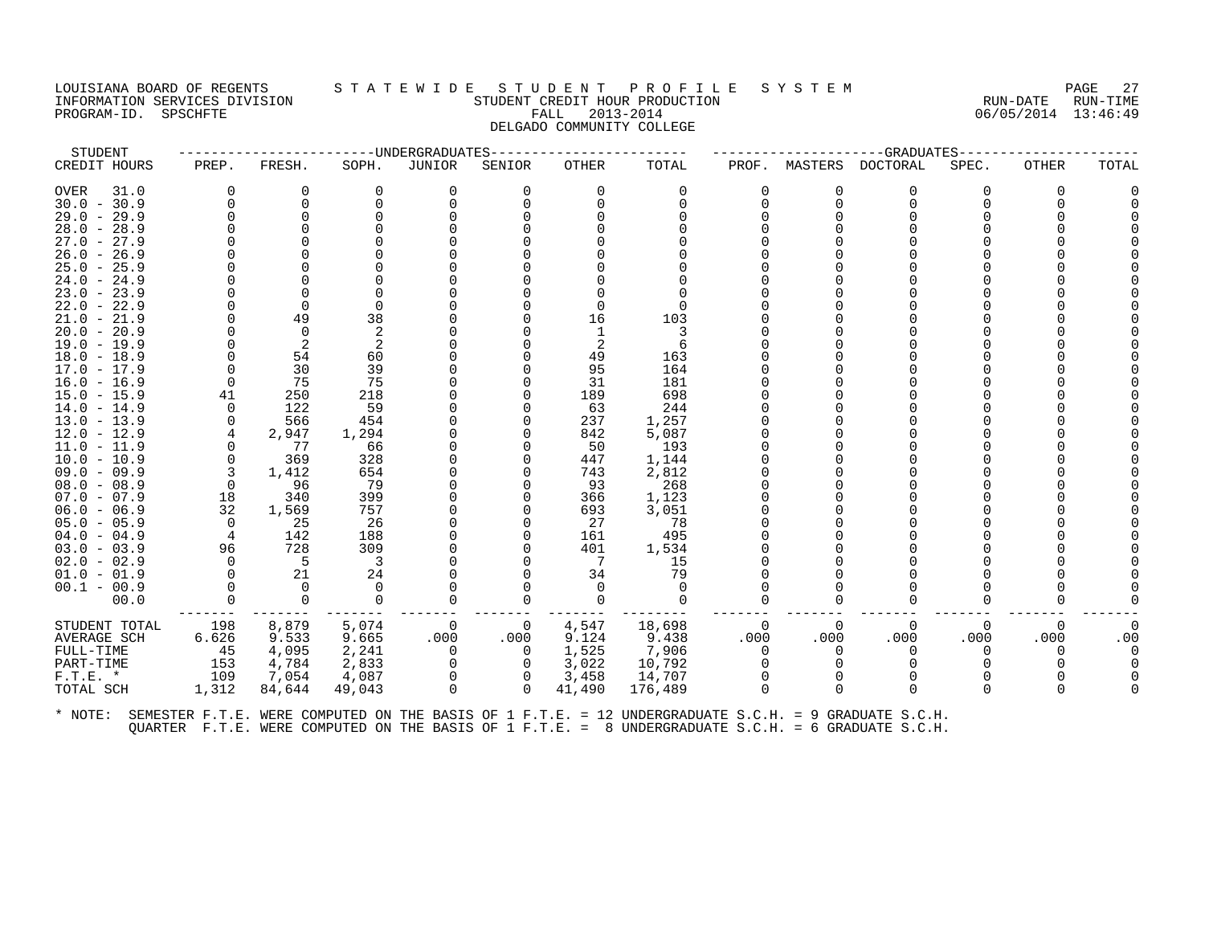LOUISIANA BOARD OF REGENTS
INFORMATION SERVICES DIVISION
PROGRAM-ID. SPSCHFTE

# S T A T E W I D E S T U D E N T P R O F I L E S Y S T E M

STUDENT CREDIT HOUR PRODUCTION
FALL 2013-2014
DELGADO COMMUNITY COLLEGE

RUN-DATE 06/05/2014 RUN-TIME 13:46:49

| STUDENT | UNDERGRADUATES | | | | | | | GRADUATES | | | | | | |
|---|---|---|---|---|---|---|---|---|---|---|---|---|---|---|
| CREDIT HOURS | PREP. | FRESH. | SOPH. | JUNIOR | SENIOR | OTHER | TOTAL | PROF. | MASTERS | DOCTORAL | SPEC. | OTHER | TOTAL |
| OVER 31.0 | 0 | 0 | 0 | 0 | 0 | 0 | 0 | 0 | 0 | 0 | 0 | 0 | 0 |
| 30.0 - 30.9 | 0 | 0 | 0 | 0 | 0 | 0 | 0 | 0 | 0 | 0 | 0 | 0 | 0 |
| 29.0 - 29.9 | 0 | 0 | 0 | 0 | 0 | 0 | 0 | 0 | 0 | 0 | 0 | 0 | 0 |
| 28.0 - 28.9 | 0 | 0 | 0 | 0 | 0 | 0 | 0 | 0 | 0 | 0 | 0 | 0 | 0 |
| 27.0 - 27.9 | 0 | 0 | 0 | 0 | 0 | 0 | 0 | 0 | 0 | 0 | 0 | 0 | 0 |
| 26.0 - 26.9 | 0 | 0 | 0 | 0 | 0 | 0 | 0 | 0 | 0 | 0 | 0 | 0 | 0 |
| 25.0 - 25.9 | 0 | 0 | 0 | 0 | 0 | 0 | 0 | 0 | 0 | 0 | 0 | 0 | 0 |
| 24.0 - 24.9 | 0 | 0 | 0 | 0 | 0 | 0 | 0 | 0 | 0 | 0 | 0 | 0 | 0 |
| 23.0 - 23.9 | 0 | 0 | 0 | 0 | 0 | 0 | 0 | 0 | 0 | 0 | 0 | 0 | 0 |
| 22.0 - 22.9 | 0 | 0 | 0 | 0 | 0 | 0 | 0 | 0 | 0 | 0 | 0 | 0 | 0 |
| 21.0 - 21.9 | 0 | 49 | 38 | 0 | 0 | 16 | 103 | 0 | 0 | 0 | 0 | 0 | 0 |
| 20.0 - 20.9 | 0 | 0 | 2 | 0 | 0 | 1 | 3 | 0 | 0 | 0 | 0 | 0 | 0 |
| 19.0 - 19.9 | 0 | 2 | 2 | 0 | 0 | 2 | 6 | 0 | 0 | 0 | 0 | 0 | 0 |
| 18.0 - 18.9 | 0 | 54 | 60 | 0 | 0 | 49 | 163 | 0 | 0 | 0 | 0 | 0 | 0 |
| 17.0 - 17.9 | 0 | 30 | 39 | 0 | 0 | 95 | 164 | 0 | 0 | 0 | 0 | 0 | 0 |
| 16.0 - 16.9 | 0 | 75 | 75 | 0 | 0 | 31 | 181 | 0 | 0 | 0 | 0 | 0 | 0 |
| 15.0 - 15.9 | 41 | 250 | 218 | 0 | 0 | 189 | 698 | 0 | 0 | 0 | 0 | 0 | 0 |
| 14.0 - 14.9 | 0 | 122 | 59 | 0 | 0 | 63 | 244 | 0 | 0 | 0 | 0 | 0 | 0 |
| 13.0 - 13.9 | 0 | 566 | 454 | 0 | 0 | 237 | 1,257 | 0 | 0 | 0 | 0 | 0 | 0 |
| 12.0 - 12.9 | 4 | 2,947 | 1,294 | 0 | 0 | 842 | 5,087 | 0 | 0 | 0 | 0 | 0 | 0 |
| 11.0 - 11.9 | 0 | 77 | 66 | 0 | 0 | 50 | 193 | 0 | 0 | 0 | 0 | 0 | 0 |
| 10.0 - 10.9 | 0 | 369 | 328 | 0 | 0 | 447 | 1,144 | 0 | 0 | 0 | 0 | 0 | 0 |
| 09.0 - 09.9 | 3 | 1,412 | 654 | 0 | 0 | 743 | 2,812 | 0 | 0 | 0 | 0 | 0 | 0 |
| 08.0 - 08.9 | 0 | 96 | 79 | 0 | 0 | 93 | 268 | 0 | 0 | 0 | 0 | 0 | 0 |
| 07.0 - 07.9 | 18 | 340 | 399 | 0 | 0 | 366 | 1,123 | 0 | 0 | 0 | 0 | 0 | 0 |
| 06.0 - 06.9 | 32 | 1,569 | 757 | 0 | 0 | 693 | 3,051 | 0 | 0 | 0 | 0 | 0 | 0 |
| 05.0 - 05.9 | 0 | 25 | 26 | 0 | 0 | 27 | 78 | 0 | 0 | 0 | 0 | 0 | 0 |
| 04.0 - 04.9 | 4 | 142 | 188 | 0 | 0 | 161 | 495 | 0 | 0 | 0 | 0 | 0 | 0 |
| 03.0 - 03.9 | 96 | 728 | 309 | 0 | 0 | 401 | 1,534 | 0 | 0 | 0 | 0 | 0 | 0 |
| 02.0 - 02.9 | 0 | 5 | 3 | 0 | 0 | 7 | 15 | 0 | 0 | 0 | 0 | 0 | 0 |
| 01.0 - 01.9 | 0 | 21 | 24 | 0 | 0 | 34 | 79 | 0 | 0 | 0 | 0 | 0 | 0 |
| 00.1 - 00.9 | 0 | 0 | 0 | 0 | 0 | 0 | 0 | 0 | 0 | 0 | 0 | 0 | 0 |
| 00.0 | 0 | 0 | 0 | 0 | 0 | 0 | 0 | 0 | 0 | 0 | 0 | 0 | 0 |
| STUDENT TOTAL | 198 | 8,879 | 5,074 | 0 | 0 | 4,547 | 18,698 | 0 | 0 | 0 | 0 | 0 | 0 |
| AVERAGE SCH | 6.626 | 9.533 | 9.665 | .000 | .000 | 9.124 | 9.438 | .000 | .000 | .000 | .000 | .000 | .00 |
| FULL-TIME | 45 | 4,095 | 2,241 | 0 | 0 | 1,525 | 7,906 | 0 | 0 | 0 | 0 | 0 | 0 |
| PART-TIME | 153 | 4,784 | 2,833 | 0 | 0 | 3,022 | 10,792 | 0 | 0 | 0 | 0 | 0 | 0 |
| F.T.E. * | 109 | 7,054 | 4,087 | 0 | 0 | 3,458 | 14,707 | 0 | 0 | 0 | 0 | 0 | 0 |
| TOTAL SCH | 1,312 | 84,644 | 49,043 | 0 | 0 | 41,490 | 176,489 | 0 | 0 | 0 | 0 | 0 | 0 |

* NOTE: SEMESTER F.T.E. WERE COMPUTED ON THE BASIS OF 1 F.T.E. = 12 UNDERGRADUATE S.C.H. = 9 GRADUATE S.C.H.
QUARTER F.T.E. WERE COMPUTED ON THE BASIS OF 1 F.T.E. = 8 UNDERGRADUATE S.C.H. = 6 GRADUATE S.C.H.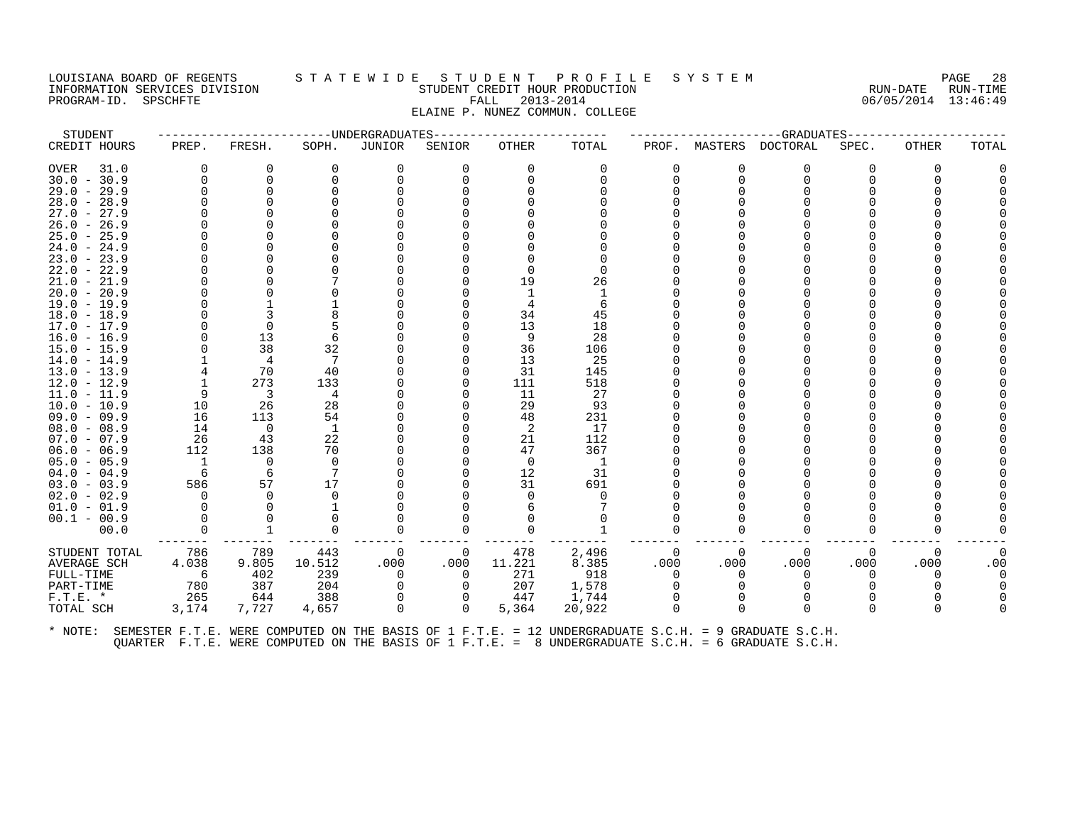LOUISIANA BOARD OF REGENTS — STATEWIDE STUDENT PROFILE SYSTEM
INFORMATION SERVICES DIVISION — STUDENT CREDIT HOUR PRODUCTION — RUN-DATE 06/05/2014 RUN-TIME 13:46:49
PROGRAM-ID. SPSCHFTE — FALL 2013-2014
ELAINE P. NUNEZ COMMUN. COLLEGE

| STUDENT CREDIT HOURS | UNDERGRADUATES PREP. | FRESH. | SOPH. | JUNIOR | SENIOR | OTHER | TOTAL | GRADUATES PROF. | MASTERS | DOCTORAL | SPEC. | OTHER | TOTAL |
|---|---|---|---|---|---|---|---|---|---|---|---|---|---|
| OVER 31.0 | 0 | 0 | 0 | 0 | 0 | 0 | 0 | 0 | 0 | 0 | 0 | 0 | 0 |
| 30.0 - 30.9 | 0 | 0 | 0 | 0 | 0 | 0 | 0 | 0 | 0 | 0 | 0 | 0 | 0 |
| 29.0 - 29.9 | 0 | 0 | 0 | 0 | 0 | 0 | 0 | 0 | 0 | 0 | 0 | 0 | 0 |
| 28.0 - 28.9 | 0 | 0 | 0 | 0 | 0 | 0 | 0 | 0 | 0 | 0 | 0 | 0 | 0 |
| 27.0 - 27.9 | 0 | 0 | 0 | 0 | 0 | 0 | 0 | 0 | 0 | 0 | 0 | 0 | 0 |
| 26.0 - 26.9 | 0 | 0 | 0 | 0 | 0 | 0 | 0 | 0 | 0 | 0 | 0 | 0 | 0 |
| 25.0 - 25.9 | 0 | 0 | 0 | 0 | 0 | 0 | 0 | 0 | 0 | 0 | 0 | 0 | 0 |
| 24.0 - 24.9 | 0 | 0 | 0 | 0 | 0 | 0 | 0 | 0 | 0 | 0 | 0 | 0 | 0 |
| 23.0 - 23.9 | 0 | 0 | 0 | 0 | 0 | 0 | 0 | 0 | 0 | 0 | 0 | 0 | 0 |
| 22.0 - 22.9 | 0 | 0 | 0 | 0 | 0 | 0 | 0 | 0 | 0 | 0 | 0 | 0 | 0 |
| 21.0 - 21.9 | 0 | 0 | 7 | 0 | 0 | 19 | 26 | 0 | 0 | 0 | 0 | 0 | 0 |
| 20.0 - 20.9 | 0 | 0 | 0 | 0 | 0 | 1 | 1 | 0 | 0 | 0 | 0 | 0 | 0 |
| 19.0 - 19.9 | 0 | 1 | 1 | 0 | 0 | 4 | 6 | 0 | 0 | 0 | 0 | 0 | 0 |
| 18.0 - 18.9 | 0 | 3 | 8 | 0 | 0 | 34 | 45 | 0 | 0 | 0 | 0 | 0 | 0 |
| 17.0 - 17.9 | 0 | 0 | 5 | 0 | 0 | 13 | 18 | 0 | 0 | 0 | 0 | 0 | 0 |
| 16.0 - 16.9 | 0 | 13 | 6 | 0 | 0 | 9 | 28 | 0 | 0 | 0 | 0 | 0 | 0 |
| 15.0 - 15.9 | 0 | 38 | 32 | 0 | 0 | 36 | 106 | 0 | 0 | 0 | 0 | 0 | 0 |
| 14.0 - 14.9 | 1 | 4 | 7 | 0 | 0 | 13 | 25 | 0 | 0 | 0 | 0 | 0 | 0 |
| 13.0 - 13.9 | 4 | 70 | 40 | 0 | 0 | 31 | 145 | 0 | 0 | 0 | 0 | 0 | 0 |
| 12.0 - 12.9 | 1 | 273 | 133 | 0 | 0 | 111 | 518 | 0 | 0 | 0 | 0 | 0 | 0 |
| 11.0 - 11.9 | 9 | 3 | 4 | 0 | 0 | 11 | 27 | 0 | 0 | 0 | 0 | 0 | 0 |
| 10.0 - 10.9 | 10 | 26 | 28 | 0 | 0 | 29 | 93 | 0 | 0 | 0 | 0 | 0 | 0 |
| 09.0 - 09.9 | 16 | 113 | 54 | 0 | 0 | 48 | 231 | 0 | 0 | 0 | 0 | 0 | 0 |
| 08.0 - 08.9 | 14 | 0 | 1 | 0 | 0 | 2 | 17 | 0 | 0 | 0 | 0 | 0 | 0 |
| 07.0 - 07.9 | 26 | 43 | 22 | 0 | 0 | 21 | 112 | 0 | 0 | 0 | 0 | 0 | 0 |
| 06.0 - 06.9 | 112 | 138 | 70 | 0 | 0 | 47 | 367 | 0 | 0 | 0 | 0 | 0 | 0 |
| 05.0 - 05.9 | 1 | 0 | 0 | 0 | 0 | 0 | 1 | 0 | 0 | 0 | 0 | 0 | 0 |
| 04.0 - 04.9 | 6 | 6 | 7 | 0 | 0 | 12 | 31 | 0 | 0 | 0 | 0 | 0 | 0 |
| 03.0 - 03.9 | 586 | 57 | 17 | 0 | 0 | 31 | 691 | 0 | 0 | 0 | 0 | 0 | 0 |
| 02.0 - 02.9 | 0 | 0 | 0 | 0 | 0 | 0 | 0 | 0 | 0 | 0 | 0 | 0 | 0 |
| 01.0 - 01.9 | 0 | 0 | 1 | 0 | 0 | 6 | 7 | 0 | 0 | 0 | 0 | 0 | 0 |
| 00.1 - 00.9 | 0 | 0 | 0 | 0 | 0 | 0 | 0 | 0 | 0 | 0 | 0 | 0 | 0 |
| 00.0 | 0 | 1 | 0 | 0 | 0 | 0 | 1 | 0 | 0 | 0 | 0 | 0 | 0 |
| STUDENT TOTAL | 786 | 789 | 443 | 0 | 0 | 478 | 2,496 | 0 | 0 | 0 | 0 | 0 | 0 |
| AVERAGE SCH | 4.038 | 9.805 | 10.512 | .000 | .000 | 11.221 | 8.385 | .000 | .000 | .000 | .000 | .000 | .00 |
| FULL-TIME | 6 | 402 | 239 | 0 | 0 | 271 | 918 | 0 | 0 | 0 | 0 | 0 | 0 |
| PART-TIME | 780 | 387 | 204 | 0 | 0 | 207 | 1,578 | 0 | 0 | 0 | 0 | 0 | 0 |
| F.T.E. * | 265 | 644 | 388 | 0 | 0 | 447 | 1,744 | 0 | 0 | 0 | 0 | 0 | 0 |
| TOTAL SCH | 3,174 | 7,727 | 4,657 | 0 | 0 | 5,364 | 20,922 | 0 | 0 | 0 | 0 | 0 | 0 |

* NOTE: SEMESTER F.T.E. WERE COMPUTED ON THE BASIS OF 1 F.T.E. = 12 UNDERGRADUATE S.C.H. = 9 GRADUATE S.C.H.
QUARTER F.T.E. WERE COMPUTED ON THE BASIS OF 1 F.T.E. = 8 UNDERGRADUATE S.C.H. = 6 GRADUATE S.C.H.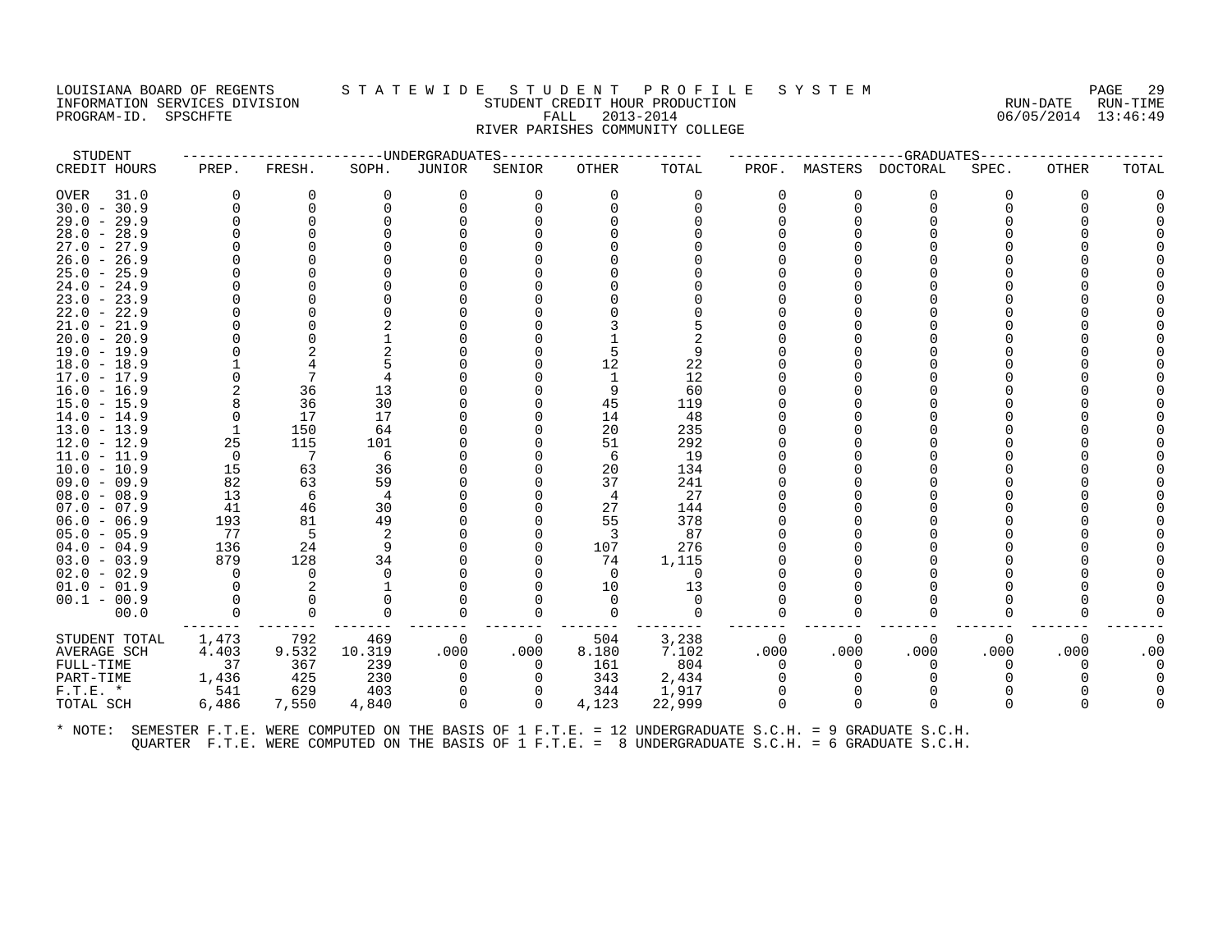LOUISIANA BOARD OF REGENTS — STATEWIDE STUDENT PROFILE SYSTEM
INFORMATION SERVICES DIVISION — STUDENT CREDIT HOUR PRODUCTION — RUN-DATE 06/05/2014 RUN-TIME 13:46:49
PROGRAM-ID. SPSCHFTE — FALL 2013-2014

RIVER PARISHES COMMUNITY COLLEGE

| STUDENT | UNDERGRADUATES | | | | | | | GRADUATES | | | | | | |
|---|---|---|---|---|---|---|---|---|---|---|---|---|---|---|
| CREDIT HOURS | PREP. | FRESH. | SOPH. | JUNIOR | SENIOR | OTHER | TOTAL | PROF. | MASTERS | DOCTORAL | SPEC. | OTHER | TOTAL |
| OVER 31.0 | 0 | 0 | 0 | 0 | 0 | 0 | 0 | 0 | 0 | 0 | 0 | 0 | 0 |
| 30.0 - 30.9 | 0 | 0 | 0 | 0 | 0 | 0 | 0 | 0 | 0 | 0 | 0 | 0 | 0 |
| 29.0 - 29.9 | 0 | 0 | 0 | 0 | 0 | 0 | 0 | 0 | 0 | 0 | 0 | 0 | 0 |
| 28.0 - 28.9 | 0 | 0 | 0 | 0 | 0 | 0 | 0 | 0 | 0 | 0 | 0 | 0 | 0 |
| 27.0 - 27.9 | 0 | 0 | 0 | 0 | 0 | 0 | 0 | 0 | 0 | 0 | 0 | 0 | 0 |
| 26.0 - 26.9 | 0 | 0 | 0 | 0 | 0 | 0 | 0 | 0 | 0 | 0 | 0 | 0 | 0 |
| 25.0 - 25.9 | 0 | 0 | 0 | 0 | 0 | 0 | 0 | 0 | 0 | 0 | 0 | 0 | 0 |
| 24.0 - 24.9 | 0 | 0 | 0 | 0 | 0 | 0 | 0 | 0 | 0 | 0 | 0 | 0 | 0 |
| 23.0 - 23.9 | 0 | 0 | 0 | 0 | 0 | 0 | 0 | 0 | 0 | 0 | 0 | 0 | 0 |
| 22.0 - 22.9 | 0 | 0 | 0 | 0 | 0 | 0 | 0 | 0 | 0 | 0 | 0 | 0 | 0 |
| 21.0 - 21.9 | 0 | 0 | 2 | 0 | 0 | 3 | 5 | 0 | 0 | 0 | 0 | 0 | 0 |
| 20.0 - 20.9 | 0 | 0 | 1 | 0 | 0 | 1 | 2 | 0 | 0 | 0 | 0 | 0 | 0 |
| 19.0 - 19.9 | 0 | 2 | 2 | 0 | 0 | 5 | 9 | 0 | 0 | 0 | 0 | 0 | 0 |
| 18.0 - 18.9 | 1 | 4 | 5 | 0 | 0 | 12 | 22 | 0 | 0 | 0 | 0 | 0 | 0 |
| 17.0 - 17.9 | 0 | 7 | 4 | 0 | 0 | 1 | 12 | 0 | 0 | 0 | 0 | 0 | 0 |
| 16.0 - 16.9 | 2 | 36 | 13 | 0 | 0 | 9 | 60 | 0 | 0 | 0 | 0 | 0 | 0 |
| 15.0 - 15.9 | 8 | 36 | 30 | 0 | 0 | 45 | 119 | 0 | 0 | 0 | 0 | 0 | 0 |
| 14.0 - 14.9 | 0 | 17 | 17 | 0 | 0 | 14 | 48 | 0 | 0 | 0 | 0 | 0 | 0 |
| 13.0 - 13.9 | 1 | 150 | 64 | 0 | 0 | 20 | 235 | 0 | 0 | 0 | 0 | 0 | 0 |
| 12.0 - 12.9 | 25 | 115 | 101 | 0 | 0 | 51 | 292 | 0 | 0 | 0 | 0 | 0 | 0 |
| 11.0 - 11.9 | 0 | 7 | 6 | 0 | 0 | 6 | 19 | 0 | 0 | 0 | 0 | 0 | 0 |
| 10.0 - 10.9 | 15 | 63 | 36 | 0 | 0 | 20 | 134 | 0 | 0 | 0 | 0 | 0 | 0 |
| 09.0 - 09.9 | 82 | 63 | 59 | 0 | 0 | 37 | 241 | 0 | 0 | 0 | 0 | 0 | 0 |
| 08.0 - 08.9 | 13 | 6 | 4 | 0 | 0 | 4 | 27 | 0 | 0 | 0 | 0 | 0 | 0 |
| 07.0 - 07.9 | 41 | 46 | 30 | 0 | 0 | 27 | 144 | 0 | 0 | 0 | 0 | 0 | 0 |
| 06.0 - 06.9 | 193 | 81 | 49 | 0 | 0 | 55 | 378 | 0 | 0 | 0 | 0 | 0 | 0 |
| 05.0 - 05.9 | 77 | 5 | 2 | 0 | 0 | 3 | 87 | 0 | 0 | 0 | 0 | 0 | 0 |
| 04.0 - 04.9 | 136 | 24 | 9 | 0 | 0 | 107 | 276 | 0 | 0 | 0 | 0 | 0 | 0 |
| 03.0 - 03.9 | 879 | 128 | 34 | 0 | 0 | 74 | 1,115 | 0 | 0 | 0 | 0 | 0 | 0 |
| 02.0 - 02.9 | 0 | 0 | 0 | 0 | 0 | 0 | 0 | 0 | 0 | 0 | 0 | 0 | 0 |
| 01.0 - 01.9 | 0 | 2 | 1 | 0 | 0 | 10 | 13 | 0 | 0 | 0 | 0 | 0 | 0 |
| 00.1 - 00.9 | 0 | 0 | 0 | 0 | 0 | 0 | 0 | 0 | 0 | 0 | 0 | 0 | 0 |
| 00.0 | 0 | 0 | 0 | 0 | 0 | 0 | 0 | 0 | 0 | 0 | 0 | 0 | 0 |
| STUDENT TOTAL | 1,473 | 792 | 469 | 0 | 0 | 504 | 3,238 | 0 | 0 | 0 | 0 | 0 | 0 |
| AVERAGE SCH | 4.403 | 9.532 | 10.319 | .000 | .000 | 8.180 | 7.102 | .000 | .000 | .000 | .000 | .000 | .00 |
| FULL-TIME | 37 | 367 | 239 | 0 | 0 | 161 | 804 | 0 | 0 | 0 | 0 | 0 | 0 |
| PART-TIME | 1,436 | 425 | 230 | 0 | 0 | 343 | 2,434 | 0 | 0 | 0 | 0 | 0 | 0 |
| F.T.E. * | 541 | 629 | 403 | 0 | 0 | 344 | 1,917 | 0 | 0 | 0 | 0 | 0 | 0 |
| TOTAL SCH | 6,486 | 7,550 | 4,840 | 0 | 0 | 4,123 | 22,999 | 0 | 0 | 0 | 0 | 0 | 0 |

* NOTE: SEMESTER F.T.E. WERE COMPUTED ON THE BASIS OF 1 F.T.E. = 12 UNDERGRADUATE S.C.H. = 9 GRADUATE S.C.H.
QUARTER F.T.E. WERE COMPUTED ON THE BASIS OF 1 F.T.E. = 8 UNDERGRADUATE S.C.H. = 6 GRADUATE S.C.H.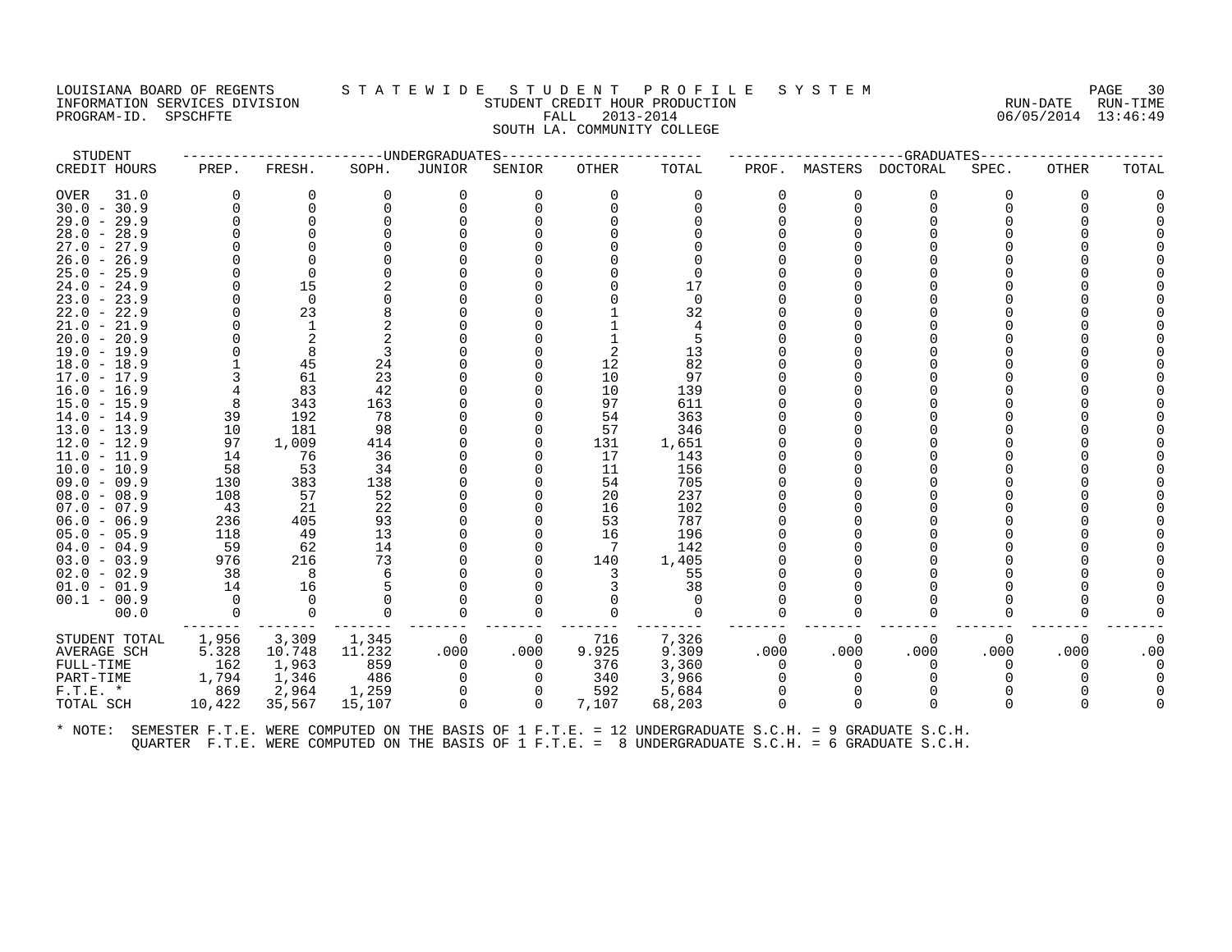LOUISIANA BOARD OF REGENTS — STATEWIDE STUDENT PROFILE SYSTEM
INFORMATION SERVICES DIVISION — STUDENT CREDIT HOUR PRODUCTION — RUN-DATE 06/05/2014 RUN-TIME 13:46:49
PROGRAM-ID. SPSCHFTE — FALL 2013-2014

SOUTH LA. COMMUNITY COLLEGE

| STUDENT | UNDERGRADUATES | | | | | | | GRADUATES | | | | | | |
|---|---|---|---|---|---|---|---|---|---|---|---|---|---|---|
| CREDIT HOURS | PREP. | FRESH. | SOPH. | JUNIOR | SENIOR | OTHER | TOTAL | PROF. | MASTERS | DOCTORAL | SPEC. | OTHER | TOTAL |
| OVER 31.0 | 0 | 0 | 0 | 0 | 0 | 0 | 0 | 0 | 0 | 0 | 0 | 0 | 0 |
| 30.0 - 30.9 | 0 | 0 | 0 | 0 | 0 | 0 | 0 | 0 | 0 | 0 | 0 | 0 | 0 |
| 29.0 - 29.9 | 0 | 0 | 0 | 0 | 0 | 0 | 0 | 0 | 0 | 0 | 0 | 0 | 0 |
| 28.0 - 28.9 | 0 | 0 | 0 | 0 | 0 | 0 | 0 | 0 | 0 | 0 | 0 | 0 | 0 |
| 27.0 - 27.9 | 0 | 0 | 0 | 0 | 0 | 0 | 0 | 0 | 0 | 0 | 0 | 0 | 0 |
| 26.0 - 26.9 | 0 | 0 | 0 | 0 | 0 | 0 | 0 | 0 | 0 | 0 | 0 | 0 | 0 |
| 25.0 - 25.9 | 0 | 0 | 0 | 0 | 0 | 0 | 0 | 0 | 0 | 0 | 0 | 0 | 0 |
| 24.0 - 24.9 | 0 | 15 | 2 | 0 | 0 | 0 | 17 | 0 | 0 | 0 | 0 | 0 | 0 |
| 23.0 - 23.9 | 0 | 0 | 0 | 0 | 0 | 0 | 0 | 0 | 0 | 0 | 0 | 0 | 0 |
| 22.0 - 22.9 | 0 | 23 | 8 | 0 | 0 | 1 | 32 | 0 | 0 | 0 | 0 | 0 | 0 |
| 21.0 - 21.9 | 0 | 1 | 2 | 0 | 0 | 1 | 4 | 0 | 0 | 0 | 0 | 0 | 0 |
| 20.0 - 20.9 | 0 | 2 | 2 | 0 | 0 | 1 | 5 | 0 | 0 | 0 | 0 | 0 | 0 |
| 19.0 - 19.9 | 0 | 8 | 3 | 0 | 0 | 2 | 13 | 0 | 0 | 0 | 0 | 0 | 0 |
| 18.0 - 18.9 | 1 | 45 | 24 | 0 | 0 | 12 | 82 | 0 | 0 | 0 | 0 | 0 | 0 |
| 17.0 - 17.9 | 3 | 61 | 23 | 0 | 0 | 10 | 97 | 0 | 0 | 0 | 0 | 0 | 0 |
| 16.0 - 16.9 | 4 | 83 | 42 | 0 | 0 | 10 | 139 | 0 | 0 | 0 | 0 | 0 | 0 |
| 15.0 - 15.9 | 8 | 343 | 163 | 0 | 0 | 97 | 611 | 0 | 0 | 0 | 0 | 0 | 0 |
| 14.0 - 14.9 | 39 | 192 | 78 | 0 | 0 | 54 | 363 | 0 | 0 | 0 | 0 | 0 | 0 |
| 13.0 - 13.9 | 10 | 181 | 98 | 0 | 0 | 57 | 346 | 0 | 0 | 0 | 0 | 0 | 0 |
| 12.0 - 12.9 | 97 | 1,009 | 414 | 0 | 0 | 131 | 1,651 | 0 | 0 | 0 | 0 | 0 | 0 |
| 11.0 - 11.9 | 14 | 76 | 36 | 0 | 0 | 17 | 143 | 0 | 0 | 0 | 0 | 0 | 0 |
| 10.0 - 10.9 | 58 | 53 | 34 | 0 | 0 | 11 | 156 | 0 | 0 | 0 | 0 | 0 | 0 |
| 09.0 - 09.9 | 130 | 383 | 138 | 0 | 0 | 54 | 705 | 0 | 0 | 0 | 0 | 0 | 0 |
| 08.0 - 08.9 | 108 | 57 | 52 | 0 | 0 | 20 | 237 | 0 | 0 | 0 | 0 | 0 | 0 |
| 07.0 - 07.9 | 43 | 21 | 22 | 0 | 0 | 16 | 102 | 0 | 0 | 0 | 0 | 0 | 0 |
| 06.0 - 06.9 | 236 | 405 | 93 | 0 | 0 | 53 | 787 | 0 | 0 | 0 | 0 | 0 | 0 |
| 05.0 - 05.9 | 118 | 49 | 13 | 0 | 0 | 16 | 196 | 0 | 0 | 0 | 0 | 0 | 0 |
| 04.0 - 04.9 | 59 | 62 | 14 | 0 | 0 | 7 | 142 | 0 | 0 | 0 | 0 | 0 | 0 |
| 03.0 - 03.9 | 976 | 216 | 73 | 0 | 0 | 140 | 1,405 | 0 | 0 | 0 | 0 | 0 | 0 |
| 02.0 - 02.9 | 38 | 8 | 6 | 0 | 0 | 3 | 55 | 0 | 0 | 0 | 0 | 0 | 0 |
| 01.0 - 01.9 | 14 | 16 | 5 | 0 | 0 | 3 | 38 | 0 | 0 | 0 | 0 | 0 | 0 |
| 00.1 - 00.9 | 0 | 0 | 0 | 0 | 0 | 0 | 0 | 0 | 0 | 0 | 0 | 0 | 0 |
| 00.0 | 0 | 0 | 0 | 0 | 0 | 0 | 0 | 0 | 0 | 0 | 0 | 0 | 0 |
| STUDENT TOTAL | 1,956 | 3,309 | 1,345 | 0 | 0 | 716 | 7,326 | 0 | 0 | 0 | 0 | 0 | 0 |
| AVERAGE SCH | 5.328 | 10.748 | 11.232 | .000 | .000 | 9.925 | 9.309 | .000 | .000 | .000 | .000 | .000 | .00 |
| FULL-TIME | 162 | 1,963 | 859 | 0 | 0 | 376 | 3,360 | 0 | 0 | 0 | 0 | 0 | 0 |
| PART-TIME | 1,794 | 1,346 | 486 | 0 | 0 | 340 | 3,966 | 0 | 0 | 0 | 0 | 0 | 0 |
| F.T.E. * | 869 | 2,964 | 1,259 | 0 | 0 | 592 | 5,684 | 0 | 0 | 0 | 0 | 0 | 0 |
| TOTAL SCH | 10,422 | 35,567 | 15,107 | 0 | 0 | 7,107 | 68,203 | 0 | 0 | 0 | 0 | 0 | 0 |

\* NOTE: SEMESTER F.T.E. WERE COMPUTED ON THE BASIS OF 1 F.T.E. = 12 UNDERGRADUATE S.C.H. = 9 GRADUATE S.C.H.
QUARTER F.T.E. WERE COMPUTED ON THE BASIS OF 1 F.T.E. = 8 UNDERGRADUATE S.C.H. = 6 GRADUATE S.C.H.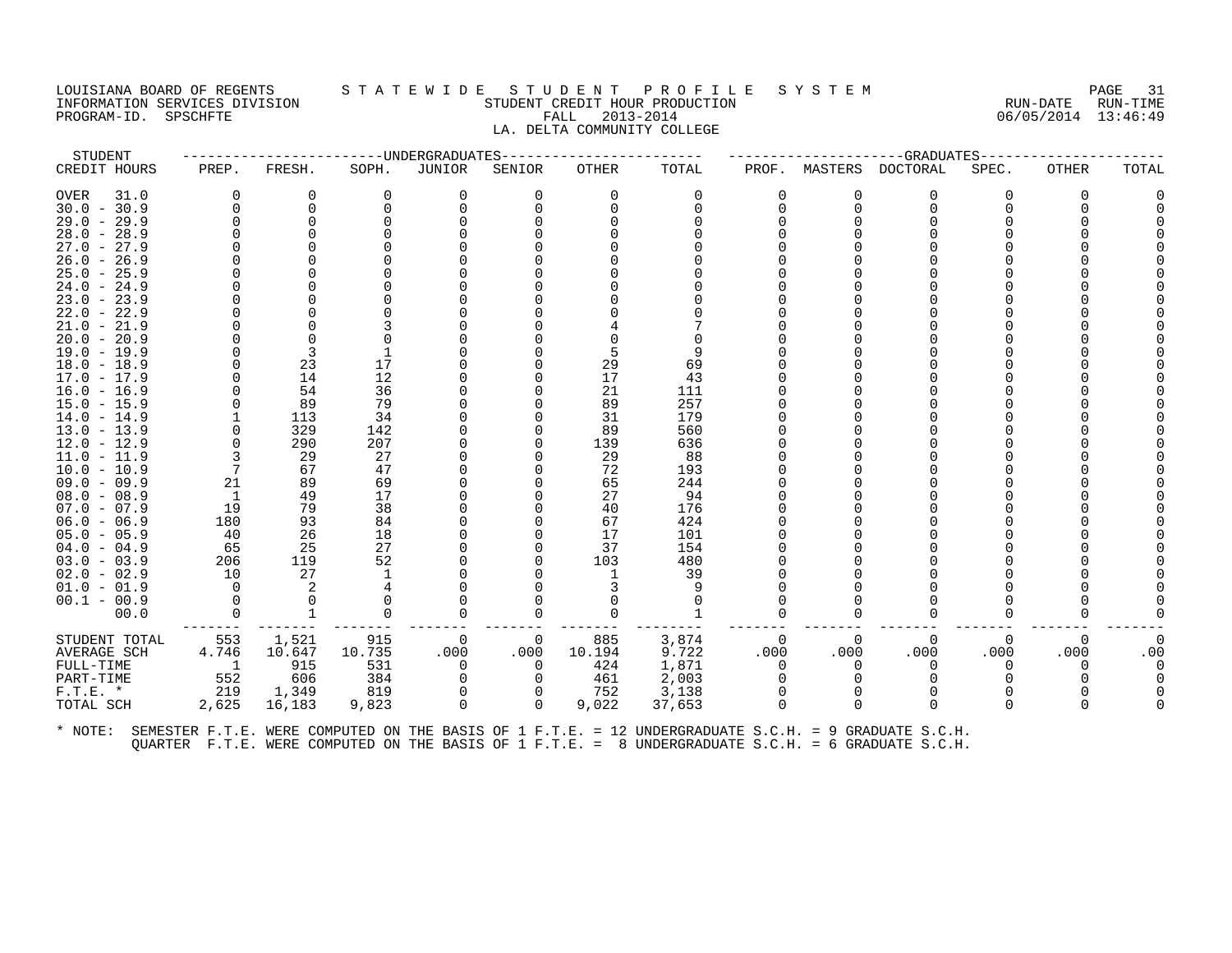LOUISIANA BOARD OF REGENTS — S T A T E W I D E   S T U D E N T   P R O F I L E   S Y S T E M

INFORMATION SERVICES DIVISION — STUDENT CREDIT HOUR PRODUCTION — RUN-DATE 06/05/2014 RUN-TIME 13:46:49

PROGRAM-ID. SPSCHFTE — FALL 2013-2014

LA. DELTA COMMUNITY COLLEGE

| STUDENT CREDIT HOURS | UNDERGRADUATES PREP. | FRESH. | SOPH. | JUNIOR | SENIOR | OTHER | TOTAL | GRADUATES PROF. | MASTERS | DOCTORAL | SPEC. | OTHER | TOTAL |
|---|---|---|---|---|---|---|---|---|---|---|---|---|---|
| OVER 31.0 | 0 | 0 | 0 | 0 | 0 | 0 | 0 | 0 | 0 | 0 | 0 | 0 | 0 |
| 30.0 - 30.9 | 0 | 0 | 0 | 0 | 0 | 0 | 0 | 0 | 0 | 0 | 0 | 0 | 0 |
| 29.0 - 29.9 | 0 | 0 | 0 | 0 | 0 | 0 | 0 | 0 | 0 | 0 | 0 | 0 | 0 |
| 28.0 - 28.9 | 0 | 0 | 0 | 0 | 0 | 0 | 0 | 0 | 0 | 0 | 0 | 0 | 0 |
| 27.0 - 27.9 | 0 | 0 | 0 | 0 | 0 | 0 | 0 | 0 | 0 | 0 | 0 | 0 | 0 |
| 26.0 - 26.9 | 0 | 0 | 0 | 0 | 0 | 0 | 0 | 0 | 0 | 0 | 0 | 0 | 0 |
| 25.0 - 25.9 | 0 | 0 | 0 | 0 | 0 | 0 | 0 | 0 | 0 | 0 | 0 | 0 | 0 |
| 24.0 - 24.9 | 0 | 0 | 0 | 0 | 0 | 0 | 0 | 0 | 0 | 0 | 0 | 0 | 0 |
| 23.0 - 23.9 | 0 | 0 | 0 | 0 | 0 | 0 | 0 | 0 | 0 | 0 | 0 | 0 | 0 |
| 22.0 - 22.9 | 0 | 0 | 0 | 0 | 0 | 0 | 0 | 0 | 0 | 0 | 0 | 0 | 0 |
| 21.0 - 21.9 | 0 | 0 | 3 | 0 | 0 | 4 | 7 | 0 | 0 | 0 | 0 | 0 | 0 |
| 20.0 - 20.9 | 0 | 0 | 0 | 0 | 0 | 0 | 0 | 0 | 0 | 0 | 0 | 0 | 0 |
| 19.0 - 19.9 | 0 | 3 | 1 | 0 | 0 | 5 | 9 | 0 | 0 | 0 | 0 | 0 | 0 |
| 18.0 - 18.9 | 0 | 23 | 17 | 0 | 0 | 29 | 69 | 0 | 0 | 0 | 0 | 0 | 0 |
| 17.0 - 17.9 | 0 | 14 | 12 | 0 | 0 | 17 | 43 | 0 | 0 | 0 | 0 | 0 | 0 |
| 16.0 - 16.9 | 0 | 54 | 36 | 0 | 0 | 21 | 111 | 0 | 0 | 0 | 0 | 0 | 0 |
| 15.0 - 15.9 | 0 | 89 | 79 | 0 | 0 | 89 | 257 | 0 | 0 | 0 | 0 | 0 | 0 |
| 14.0 - 14.9 | 1 | 113 | 34 | 0 | 0 | 31 | 179 | 0 | 0 | 0 | 0 | 0 | 0 |
| 13.0 - 13.9 | 0 | 329 | 142 | 0 | 0 | 89 | 560 | 0 | 0 | 0 | 0 | 0 | 0 |
| 12.0 - 12.9 | 0 | 290 | 207 | 0 | 0 | 139 | 636 | 0 | 0 | 0 | 0 | 0 | 0 |
| 11.0 - 11.9 | 3 | 29 | 27 | 0 | 0 | 29 | 88 | 0 | 0 | 0 | 0 | 0 | 0 |
| 10.0 - 10.9 | 7 | 67 | 47 | 0 | 0 | 72 | 193 | 0 | 0 | 0 | 0 | 0 | 0 |
| 09.0 - 09.9 | 21 | 89 | 69 | 0 | 0 | 65 | 244 | 0 | 0 | 0 | 0 | 0 | 0 |
| 08.0 - 08.9 | 1 | 49 | 17 | 0 | 0 | 27 | 94 | 0 | 0 | 0 | 0 | 0 | 0 |
| 07.0 - 07.9 | 19 | 79 | 38 | 0 | 0 | 40 | 176 | 0 | 0 | 0 | 0 | 0 | 0 |
| 06.0 - 06.9 | 180 | 93 | 84 | 0 | 0 | 67 | 424 | 0 | 0 | 0 | 0 | 0 | 0 |
| 05.0 - 05.9 | 40 | 26 | 18 | 0 | 0 | 17 | 101 | 0 | 0 | 0 | 0 | 0 | 0 |
| 04.0 - 04.9 | 65 | 25 | 27 | 0 | 0 | 37 | 154 | 0 | 0 | 0 | 0 | 0 | 0 |
| 03.0 - 03.9 | 206 | 119 | 52 | 0 | 0 | 103 | 480 | 0 | 0 | 0 | 0 | 0 | 0 |
| 02.0 - 02.9 | 10 | 27 | 1 | 0 | 0 | 1 | 39 | 0 | 0 | 0 | 0 | 0 | 0 |
| 01.0 - 01.9 | 0 | 2 | 4 | 0 | 0 | 3 | 9 | 0 | 0 | 0 | 0 | 0 | 0 |
| 00.1 - 00.9 | 0 | 0 | 0 | 0 | 0 | 0 | 0 | 0 | 0 | 0 | 0 | 0 | 0 |
| 00.0 | 0 | 1 | 0 | 0 | 0 | 0 | 1 | 0 | 0 | 0 | 0 | 0 | 0 |
| STUDENT TOTAL | 553 | 1,521 | 915 | 0 | 0 | 885 | 3,874 | 0 | 0 | 0 | 0 | 0 | 0 |
| AVERAGE SCH | 4.746 | 10.647 | 10.735 | .000 | .000 | 10.194 | 9.722 | .000 | .000 | .000 | .000 | .000 | .00 |
| FULL-TIME | 1 | 915 | 531 | 0 | 0 | 424 | 1,871 | 0 | 0 | 0 | 0 | 0 | 0 |
| PART-TIME | 552 | 606 | 384 | 0 | 0 | 461 | 2,003 | 0 | 0 | 0 | 0 | 0 | 0 |
| F.T.E. * | 219 | 1,349 | 819 | 0 | 0 | 752 | 3,138 | 0 | 0 | 0 | 0 | 0 | 0 |
| TOTAL SCH | 2,625 | 16,183 | 9,823 | 0 | 0 | 9,022 | 37,653 | 0 | 0 | 0 | 0 | 0 | 0 |

\* NOTE: SEMESTER F.T.E. WERE COMPUTED ON THE BASIS OF 1 F.T.E. = 12 UNDERGRADUATE S.C.H. = 9 GRADUATE S.C.H.
QUARTER F.T.E. WERE COMPUTED ON THE BASIS OF 1 F.T.E. = 8 UNDERGRADUATE S.C.H. = 6 GRADUATE S.C.H.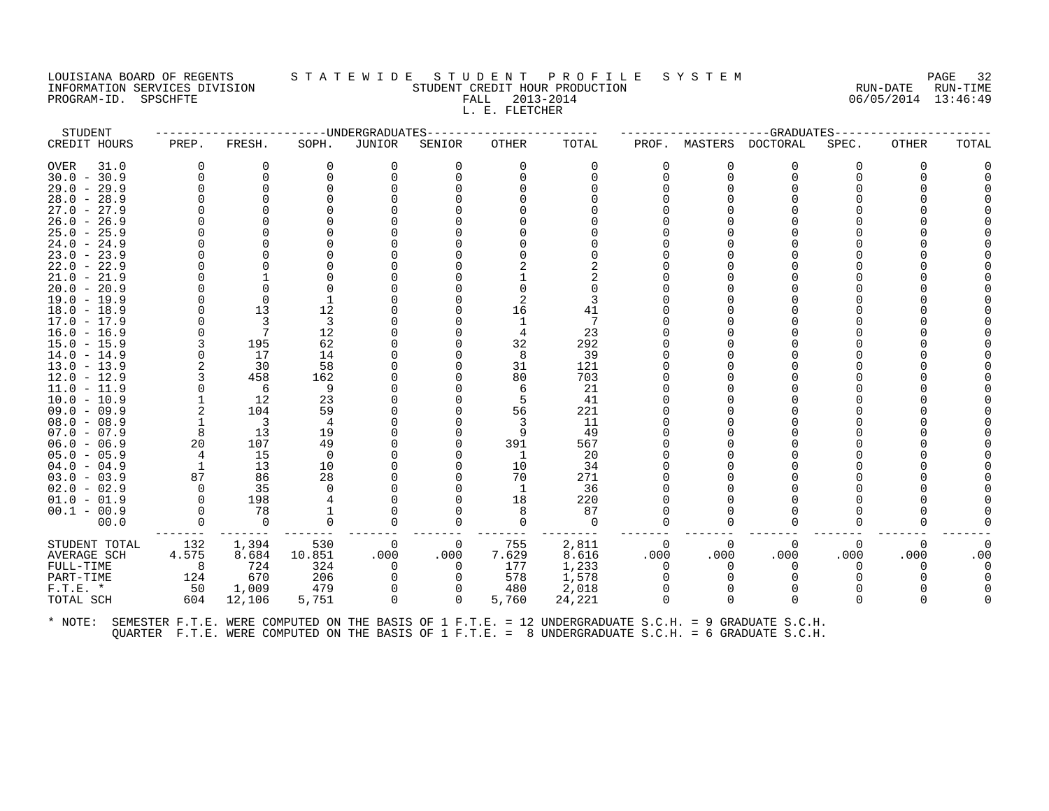LOUISIANA BOARD OF REGENTS S T A T E W I D E S T U D E N T P R O F I L E S Y S T E M
INFORMATION SERVICES DIVISION STUDENT CREDIT HOUR PRODUCTION RUN-DATE RUN-TIME
PROGRAM-ID. SPSCHFTE FALL 2013-2014 06/05/2014 13:46:49
L. E. FLETCHER

| STUDENT | UNDERGRADUATES | | | | | | | GRADUATES | | | | | |
|---|---|---|---|---|---|---|---|---|---|---|---|---|---|
| CREDIT HOURS | PREP. | FRESH. | SOPH. | JUNIOR | SENIOR | OTHER | TOTAL | PROF. | MASTERS | DOCTORAL | SPEC. | OTHER | TOTAL |
| OVER 31.0 | 0 | 0 | 0 | 0 | 0 | 0 | 0 | 0 | 0 | 0 | 0 | 0 | 0 |
| 30.0 - 30.9 | 0 | 0 | 0 | 0 | 0 | 0 | 0 | 0 | 0 | 0 | 0 | 0 | 0 |
| 29.0 - 29.9 | 0 | 0 | 0 | 0 | 0 | 0 | 0 | 0 | 0 | 0 | 0 | 0 | 0 |
| 28.0 - 28.9 | 0 | 0 | 0 | 0 | 0 | 0 | 0 | 0 | 0 | 0 | 0 | 0 | 0 |
| 27.0 - 27.9 | 0 | 0 | 0 | 0 | 0 | 0 | 0 | 0 | 0 | 0 | 0 | 0 | 0 |
| 26.0 - 26.9 | 0 | 0 | 0 | 0 | 0 | 0 | 0 | 0 | 0 | 0 | 0 | 0 | 0 |
| 25.0 - 25.9 | 0 | 0 | 0 | 0 | 0 | 0 | 0 | 0 | 0 | 0 | 0 | 0 | 0 |
| 24.0 - 24.9 | 0 | 0 | 0 | 0 | 0 | 0 | 0 | 0 | 0 | 0 | 0 | 0 | 0 |
| 23.0 - 23.9 | 0 | 0 | 0 | 0 | 0 | 0 | 0 | 0 | 0 | 0 | 0 | 0 | 0 |
| 22.0 - 22.9 | 0 | 0 | 0 | 0 | 0 | 2 | 2 | 0 | 0 | 0 | 0 | 0 | 0 |
| 21.0 - 21.9 | 0 | 1 | 0 | 0 | 0 | 1 | 2 | 0 | 0 | 0 | 0 | 0 | 0 |
| 20.0 - 20.9 | 0 | 0 | 0 | 0 | 0 | 0 | 0 | 0 | 0 | 0 | 0 | 0 | 0 |
| 19.0 - 19.9 | 0 | 0 | 1 | 0 | 0 | 2 | 3 | 0 | 0 | 0 | 0 | 0 | 0 |
| 18.0 - 18.9 | 0 | 13 | 12 | 0 | 0 | 16 | 41 | 0 | 0 | 0 | 0 | 0 | 0 |
| 17.0 - 17.9 | 0 | 3 | 3 | 0 | 0 | 1 | 7 | 0 | 0 | 0 | 0 | 0 | 0 |
| 16.0 - 16.9 | 0 | 7 | 12 | 0 | 0 | 4 | 23 | 0 | 0 | 0 | 0 | 0 | 0 |
| 15.0 - 15.9 | 3 | 195 | 62 | 0 | 0 | 32 | 292 | 0 | 0 | 0 | 0 | 0 | 0 |
| 14.0 - 14.9 | 0 | 17 | 14 | 0 | 0 | 8 | 39 | 0 | 0 | 0 | 0 | 0 | 0 |
| 13.0 - 13.9 | 2 | 30 | 58 | 0 | 0 | 31 | 121 | 0 | 0 | 0 | 0 | 0 | 0 |
| 12.0 - 12.9 | 3 | 458 | 162 | 0 | 0 | 80 | 703 | 0 | 0 | 0 | 0 | 0 | 0 |
| 11.0 - 11.9 | 0 | 6 | 9 | 0 | 0 | 6 | 21 | 0 | 0 | 0 | 0 | 0 | 0 |
| 10.0 - 10.9 | 1 | 12 | 23 | 0 | 0 | 5 | 41 | 0 | 0 | 0 | 0 | 0 | 0 |
| 09.0 - 09.9 | 2 | 104 | 59 | 0 | 0 | 56 | 221 | 0 | 0 | 0 | 0 | 0 | 0 |
| 08.0 - 08.9 | 1 | 3 | 4 | 0 | 0 | 3 | 11 | 0 | 0 | 0 | 0 | 0 | 0 |
| 07.0 - 07.9 | 8 | 13 | 19 | 0 | 0 | 9 | 49 | 0 | 0 | 0 | 0 | 0 | 0 |
| 06.0 - 06.9 | 20 | 107 | 49 | 0 | 0 | 391 | 567 | 0 | 0 | 0 | 0 | 0 | 0 |
| 05.0 - 05.9 | 4 | 15 | 0 | 0 | 0 | 1 | 20 | 0 | 0 | 0 | 0 | 0 | 0 |
| 04.0 - 04.9 | 1 | 13 | 10 | 0 | 0 | 10 | 34 | 0 | 0 | 0 | 0 | 0 | 0 |
| 03.0 - 03.9 | 87 | 86 | 28 | 0 | 0 | 70 | 271 | 0 | 0 | 0 | 0 | 0 | 0 |
| 02.0 - 02.9 | 0 | 35 | 0 | 0 | 0 | 1 | 36 | 0 | 0 | 0 | 0 | 0 | 0 |
| 01.0 - 01.9 | 0 | 198 | 4 | 0 | 0 | 18 | 220 | 0 | 0 | 0 | 0 | 0 | 0 |
| 00.1 - 00.9 | 0 | 78 | 1 | 0 | 0 | 8 | 87 | 0 | 0 | 0 | 0 | 0 | 0 |
| 00.0 | 0 | 0 | 0 | 0 | 0 | 0 | 0 | 0 | 0 | 0 | 0 | 0 | 0 |
| STUDENT TOTAL | 132 | 1,394 | 530 | 0 | 0 | 755 | 2,811 | 0 | 0 | 0 | 0 | 0 | 0 |
| AVERAGE SCH | 4.575 | 8.684 | 10.851 | .000 | .000 | 7.629 | 8.616 | .000 | .000 | .000 | .000 | .000 | .00 |
| FULL-TIME | 8 | 724 | 324 | 0 | 0 | 177 | 1,233 | 0 | 0 | 0 | 0 | 0 | 0 |
| PART-TIME | 124 | 670 | 206 | 0 | 0 | 578 | 1,578 | 0 | 0 | 0 | 0 | 0 | 0 |
| F.T.E. * | 50 | 1,009 | 479 | 0 | 0 | 480 | 2,018 | 0 | 0 | 0 | 0 | 0 | 0 |
| TOTAL SCH | 604 | 12,106 | 5,751 | 0 | 0 | 5,760 | 24,221 | 0 | 0 | 0 | 0 | 0 | 0 |

* NOTE: SEMESTER F.T.E. WERE COMPUTED ON THE BASIS OF 1 F.T.E. = 12 UNDERGRADUATE S.C.H. = 9 GRADUATE S.C.H.
QUARTER F.T.E. WERE COMPUTED ON THE BASIS OF 1 F.T.E. = 8 UNDERGRADUATE S.C.H. = 6 GRADUATE S.C.H.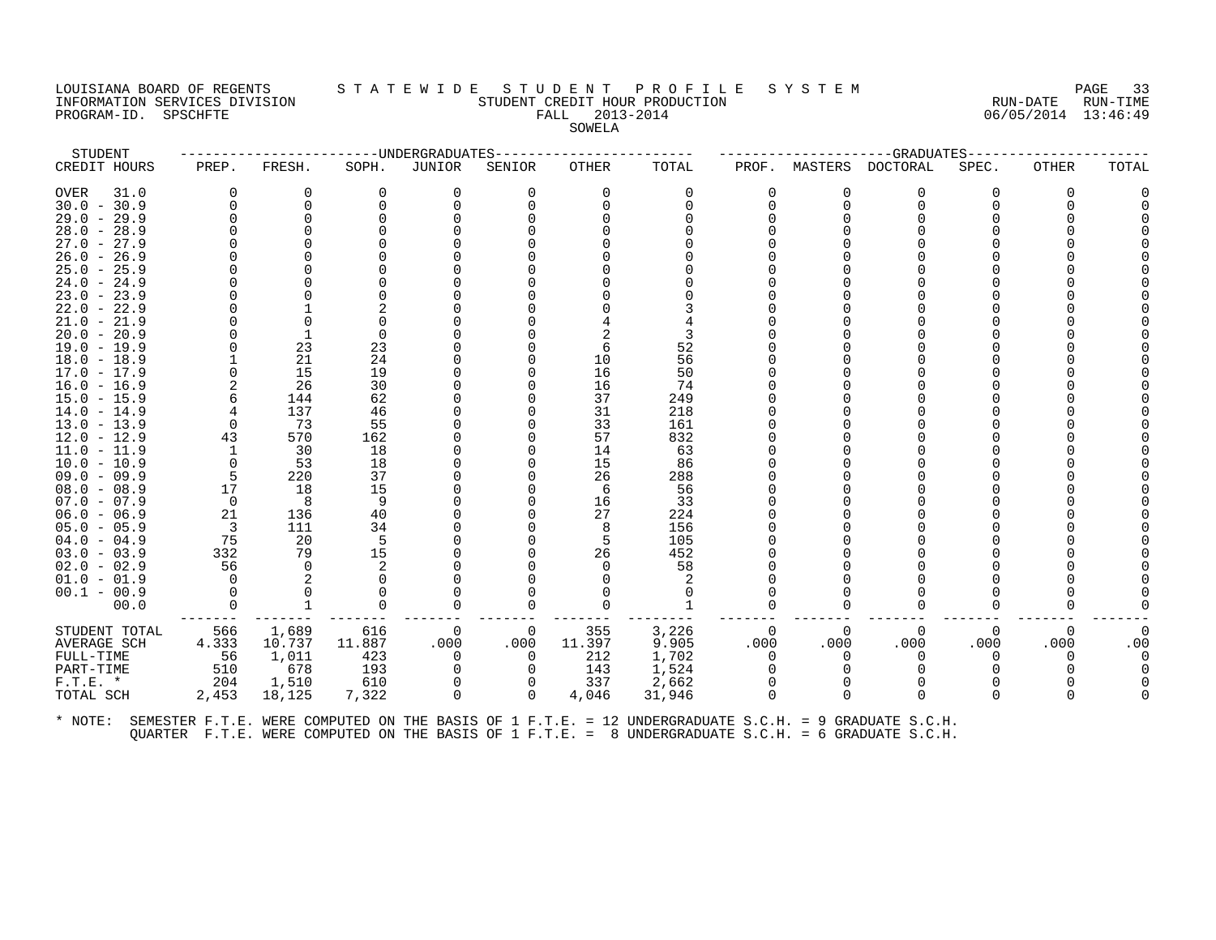LOUISIANA BOARD OF REGENTS — STATEWIDE STUDENT PROFILE SYSTEM
INFORMATION SERVICES DIVISION — STUDENT CREDIT HOUR PRODUCTION — RUN-DATE 06/05/2014 RUN-TIME 13:46:49
PROGRAM-ID. SPSCHFTE — FALL 2013-2014

SOWELA

| STUDENT CREDIT HOURS | UNDERGRADUATES PREP. | FRESH. | SOPH. | JUNIOR | SENIOR | OTHER | TOTAL | GRADUATES PROF. | MASTERS | DOCTORAL | SPEC. | OTHER | TOTAL |
|---|---|---|---|---|---|---|---|---|---|---|---|---|---|
| OVER 31.0 | 0 | 0 | 0 | 0 | 0 | 0 | 0 | 0 | 0 | 0 | 0 | 0 | 0 |
| 30.0 - 30.9 | 0 | 0 | 0 | 0 | 0 | 0 | 0 | 0 | 0 | 0 | 0 | 0 | 0 |
| 29.0 - 29.9 | 0 | 0 | 0 | 0 | 0 | 0 | 0 | 0 | 0 | 0 | 0 | 0 | 0 |
| 28.0 - 28.9 | 0 | 0 | 0 | 0 | 0 | 0 | 0 | 0 | 0 | 0 | 0 | 0 | 0 |
| 27.0 - 27.9 | 0 | 0 | 0 | 0 | 0 | 0 | 0 | 0 | 0 | 0 | 0 | 0 | 0 |
| 26.0 - 26.9 | 0 | 0 | 0 | 0 | 0 | 0 | 0 | 0 | 0 | 0 | 0 | 0 | 0 |
| 25.0 - 25.9 | 0 | 0 | 0 | 0 | 0 | 0 | 0 | 0 | 0 | 0 | 0 | 0 | 0 |
| 24.0 - 24.9 | 0 | 0 | 0 | 0 | 0 | 0 | 0 | 0 | 0 | 0 | 0 | 0 | 0 |
| 23.0 - 23.9 | 0 | 0 | 0 | 0 | 0 | 0 | 0 | 0 | 0 | 0 | 0 | 0 | 0 |
| 22.0 - 22.9 | 0 | 1 | 2 | 0 | 0 | 0 | 3 | 0 | 0 | 0 | 0 | 0 | 0 |
| 21.0 - 21.9 | 0 | 0 | 0 | 0 | 0 | 4 | 4 | 0 | 0 | 0 | 0 | 0 | 0 |
| 20.0 - 20.9 | 0 | 1 | 0 | 0 | 0 | 2 | 3 | 0 | 0 | 0 | 0 | 0 | 0 |
| 19.0 - 19.9 | 0 | 23 | 23 | 0 | 0 | 6 | 52 | 0 | 0 | 0 | 0 | 0 | 0 |
| 18.0 - 18.9 | 1 | 21 | 24 | 0 | 0 | 10 | 56 | 0 | 0 | 0 | 0 | 0 | 0 |
| 17.0 - 17.9 | 0 | 15 | 19 | 0 | 0 | 16 | 50 | 0 | 0 | 0 | 0 | 0 | 0 |
| 16.0 - 16.9 | 2 | 26 | 30 | 0 | 0 | 16 | 74 | 0 | 0 | 0 | 0 | 0 | 0 |
| 15.0 - 15.9 | 6 | 144 | 62 | 0 | 0 | 37 | 249 | 0 | 0 | 0 | 0 | 0 | 0 |
| 14.0 - 14.9 | 4 | 137 | 46 | 0 | 0 | 31 | 218 | 0 | 0 | 0 | 0 | 0 | 0 |
| 13.0 - 13.9 | 0 | 73 | 55 | 0 | 0 | 33 | 161 | 0 | 0 | 0 | 0 | 0 | 0 |
| 12.0 - 12.9 | 43 | 570 | 162 | 0 | 0 | 57 | 832 | 0 | 0 | 0 | 0 | 0 | 0 |
| 11.0 - 11.9 | 1 | 30 | 18 | 0 | 0 | 14 | 63 | 0 | 0 | 0 | 0 | 0 | 0 |
| 10.0 - 10.9 | 0 | 53 | 18 | 0 | 0 | 15 | 86 | 0 | 0 | 0 | 0 | 0 | 0 |
| 09.0 - 09.9 | 5 | 220 | 37 | 0 | 0 | 26 | 288 | 0 | 0 | 0 | 0 | 0 | 0 |
| 08.0 - 08.9 | 17 | 18 | 15 | 0 | 0 | 6 | 56 | 0 | 0 | 0 | 0 | 0 | 0 |
| 07.0 - 07.9 | 0 | 8 | 9 | 0 | 0 | 16 | 33 | 0 | 0 | 0 | 0 | 0 | 0 |
| 06.0 - 06.9 | 21 | 136 | 40 | 0 | 0 | 27 | 224 | 0 | 0 | 0 | 0 | 0 | 0 |
| 05.0 - 05.9 | 3 | 111 | 34 | 0 | 0 | 8 | 156 | 0 | 0 | 0 | 0 | 0 | 0 |
| 04.0 - 04.9 | 75 | 20 | 5 | 0 | 0 | 5 | 105 | 0 | 0 | 0 | 0 | 0 | 0 |
| 03.0 - 03.9 | 332 | 79 | 15 | 0 | 0 | 26 | 452 | 0 | 0 | 0 | 0 | 0 | 0 |
| 02.0 - 02.9 | 56 | 0 | 2 | 0 | 0 | 0 | 58 | 0 | 0 | 0 | 0 | 0 | 0 |
| 01.0 - 01.9 | 0 | 2 | 0 | 0 | 0 | 0 | 2 | 0 | 0 | 0 | 0 | 0 | 0 |
| 00.1 - 00.9 | 0 | 0 | 0 | 0 | 0 | 0 | 0 | 0 | 0 | 0 | 0 | 0 | 0 |
| 00.0 | 0 | 1 | 0 | 0 | 0 | 0 | 1 | 0 | 0 | 0 | 0 | 0 | 0 |
| STUDENT TOTAL | 566 | 1,689 | 616 | 0 | 0 | 355 | 3,226 | 0 | 0 | 0 | 0 | 0 | 0 |
| AVERAGE SCH | 4.333 | 10.737 | 11.887 | .000 | .000 | 11.397 | 9.905 | .000 | .000 | .000 | .000 | .000 | .00 |
| FULL-TIME | 56 | 1,011 | 423 | 0 | 0 | 212 | 1,702 | 0 | 0 | 0 | 0 | 0 | 0 |
| PART-TIME | 510 | 678 | 193 | 0 | 0 | 143 | 1,524 | 0 | 0 | 0 | 0 | 0 | 0 |
| F.T.E. * | 204 | 1,510 | 610 | 0 | 0 | 337 | 2,662 | 0 | 0 | 0 | 0 | 0 | 0 |
| TOTAL SCH | 2,453 | 18,125 | 7,322 | 0 | 0 | 4,046 | 31,946 | 0 | 0 | 0 | 0 | 0 | 0 |

\* NOTE: SEMESTER F.T.E. WERE COMPUTED ON THE BASIS OF 1 F.T.E. = 12 UNDERGRADUATE S.C.H. = 9 GRADUATE S.C.H.
QUARTER F.T.E. WERE COMPUTED ON THE BASIS OF 1 F.T.E. = 8 UNDERGRADUATE S.C.H. = 6 GRADUATE S.C.H.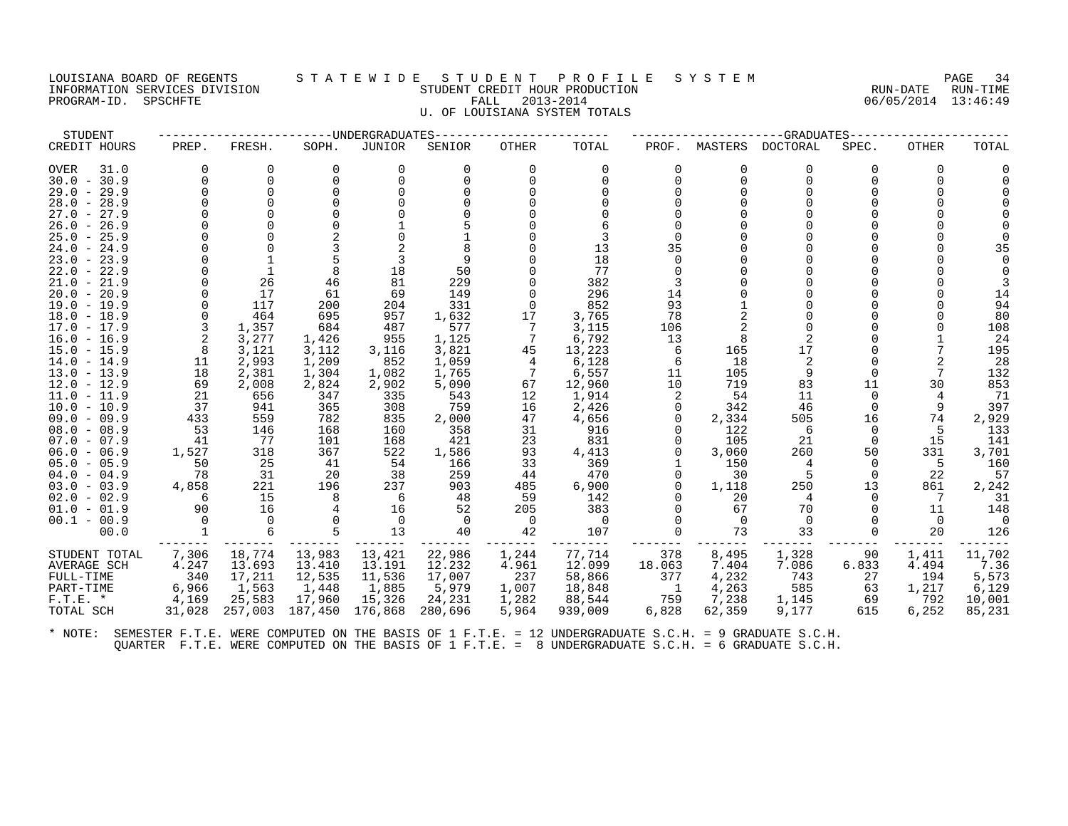LOUISIANA BOARD OF REGENTS — STATEWIDE STUDENT PROFILE SYSTEM
INFORMATION SERVICES DIVISION — STUDENT CREDIT HOUR PRODUCTION — RUN-DATE 06/05/2014 RUN-TIME 13:46:49
PROGRAM-ID. SPSCHFTE — FALL 2013-2014
U. OF LOUISIANA SYSTEM TOTALS

| STUDENT | UNDERGRADUATES | | | | | | | GRADUATES | | | | | |
|---|---|---|---|---|---|---|---|---|---|---|---|---|---|
| CREDIT HOURS | PREP. | FRESH. | SOPH. | JUNIOR | SENIOR | OTHER | TOTAL | PROF. | MASTERS | DOCTORAL | SPEC. | OTHER | TOTAL |
| OVER 31.0 | 0 | 0 | 0 | 0 | 0 | 0 | 0 | 0 | 0 | 0 | 0 | 0 | 0 |
| 30.0 - 30.9 | 0 | 0 | 0 | 0 | 0 | 0 | 0 | 0 | 0 | 0 | 0 | 0 | 0 |
| 29.0 - 29.9 | 0 | 0 | 0 | 0 | 0 | 0 | 0 | 0 | 0 | 0 | 0 | 0 | 0 |
| 28.0 - 28.9 | 0 | 0 | 0 | 0 | 0 | 0 | 0 | 0 | 0 | 0 | 0 | 0 | 0 |
| 27.0 - 27.9 | 0 | 0 | 0 | 0 | 0 | 0 | 0 | 0 | 0 | 0 | 0 | 0 | 0 |
| 26.0 - 26.9 | 0 | 0 | 0 | 1 | 5 | 0 | 6 | 0 | 0 | 0 | 0 | 0 | 0 |
| 25.0 - 25.9 | 0 | 0 | 2 | 0 | 1 | 0 | 3 | 0 | 0 | 0 | 0 | 0 | 0 |
| 24.0 - 24.9 | 0 | 0 | 3 | 2 | 8 | 0 | 13 | 35 | 0 | 0 | 0 | 0 | 35 |
| 23.0 - 23.9 | 0 | 1 | 5 | 3 | 9 | 0 | 18 | 0 | 0 | 0 | 0 | 0 | 0 |
| 22.0 - 22.9 | 0 | 1 | 8 | 18 | 50 | 0 | 77 | 0 | 0 | 0 | 0 | 0 | 0 |
| 21.0 - 21.9 | 0 | 26 | 46 | 81 | 229 | 0 | 382 | 3 | 0 | 0 | 0 | 0 | 3 |
| 20.0 - 20.9 | 0 | 17 | 61 | 69 | 149 | 0 | 296 | 14 | 0 | 0 | 0 | 0 | 14 |
| 19.0 - 19.9 | 0 | 117 | 200 | 204 | 331 | 0 | 852 | 93 | 1 | 0 | 0 | 0 | 94 |
| 18.0 - 18.9 | 0 | 464 | 695 | 957 | 1,632 | 17 | 3,765 | 78 | 2 | 0 | 0 | 0 | 80 |
| 17.0 - 17.9 | 3 | 1,357 | 684 | 487 | 577 | 7 | 3,115 | 106 | 2 | 0 | 0 | 0 | 108 |
| 16.0 - 16.9 | 2 | 3,277 | 1,426 | 955 | 1,125 | 7 | 6,792 | 13 | 8 | 2 | 0 | 1 | 24 |
| 15.0 - 15.9 | 8 | 3,121 | 3,112 | 3,116 | 3,821 | 45 | 13,223 | 6 | 165 | 17 | 0 | 7 | 195 |
| 14.0 - 14.9 | 11 | 2,993 | 1,209 | 852 | 1,059 | 4 | 6,128 | 6 | 18 | 2 | 0 | 2 | 28 |
| 13.0 - 13.9 | 18 | 2,381 | 1,304 | 1,082 | 1,765 | 7 | 6,557 | 11 | 105 | 9 | 0 | 7 | 132 |
| 12.0 - 12.9 | 69 | 2,008 | 2,824 | 2,902 | 5,090 | 67 | 12,960 | 10 | 719 | 83 | 11 | 30 | 853 |
| 11.0 - 11.9 | 21 | 656 | 347 | 335 | 543 | 12 | 1,914 | 2 | 54 | 11 | 0 | 4 | 71 |
| 10.0 - 10.9 | 37 | 941 | 365 | 308 | 759 | 16 | 2,426 | 0 | 342 | 46 | 0 | 9 | 397 |
| 09.0 - 09.9 | 433 | 559 | 782 | 835 | 2,000 | 47 | 4,656 | 0 | 2,334 | 505 | 16 | 74 | 2,929 |
| 08.0 - 08.9 | 53 | 146 | 168 | 160 | 358 | 31 | 916 | 0 | 122 | 6 | 0 | 5 | 133 |
| 07.0 - 07.9 | 41 | 77 | 101 | 168 | 421 | 23 | 831 | 0 | 105 | 21 | 0 | 15 | 141 |
| 06.0 - 06.9 | 1,527 | 318 | 367 | 522 | 1,586 | 93 | 4,413 | 0 | 3,060 | 260 | 50 | 331 | 3,701 |
| 05.0 - 05.9 | 50 | 25 | 41 | 54 | 166 | 33 | 369 | 1 | 150 | 4 | 0 | 5 | 160 |
| 04.0 - 04.9 | 78 | 31 | 20 | 38 | 259 | 44 | 470 | 0 | 30 | 5 | 0 | 22 | 57 |
| 03.0 - 03.9 | 4,858 | 221 | 196 | 237 | 903 | 485 | 6,900 | 0 | 1,118 | 250 | 13 | 861 | 2,242 |
| 02.0 - 02.9 | 6 | 15 | 8 | 6 | 48 | 59 | 142 | 0 | 20 | 4 | 0 | 7 | 31 |
| 01.0 - 01.9 | 90 | 16 | 4 | 16 | 52 | 205 | 383 | 0 | 67 | 70 | 0 | 11 | 148 |
| 00.1 - 00.9 | 0 | 0 | 0 | 0 | 0 | 0 | 0 | 0 | 0 | 0 | 0 | 0 | 0 |
| 00.0 | 1 | 6 | 5 | 13 | 40 | 42 | 107 | 0 | 73 | 33 | 0 | 20 | 126 |
| STUDENT TOTAL | 7,306 | 18,774 | 13,983 | 13,421 | 22,986 | 1,244 | 77,714 | 378 | 8,495 | 1,328 | 90 | 1,411 | 11,702 |
| AVERAGE SCH | 4.247 | 13.693 | 13.410 | 13.191 | 12.232 | 4.961 | 12.099 | 18.063 | 7.404 | 7.086 | 6.833 | 4.494 | 7.36 |
| FULL-TIME | 340 | 17,211 | 12,535 | 11,536 | 17,007 | 237 | 58,866 | 377 | 4,232 | 743 | 27 | 194 | 5,573 |
| PART-TIME | 6,966 | 1,563 | 1,448 | 1,885 | 5,979 | 1,007 | 18,848 | 1 | 4,263 | 585 | 63 | 1,217 | 6,129 |
| F.T.E. * | 4,169 | 25,583 | 17,960 | 15,326 | 24,231 | 1,282 | 88,544 | 759 | 7,238 | 1,145 | 69 | 792 | 10,001 |
| TOTAL SCH | 31,028 | 257,003 | 187,450 | 176,868 | 280,696 | 5,964 | 939,009 | 6,828 | 62,359 | 9,177 | 615 | 6,252 | 85,231 |

\* NOTE: SEMESTER F.T.E. WERE COMPUTED ON THE BASIS OF 1 F.T.E. = 12 UNDERGRADUATE S.C.H. = 9 GRADUATE S.C.H.
QUARTER F.T.E. WERE COMPUTED ON THE BASIS OF 1 F.T.E. = 8 UNDERGRADUATE S.C.H. = 6 GRADUATE S.C.H.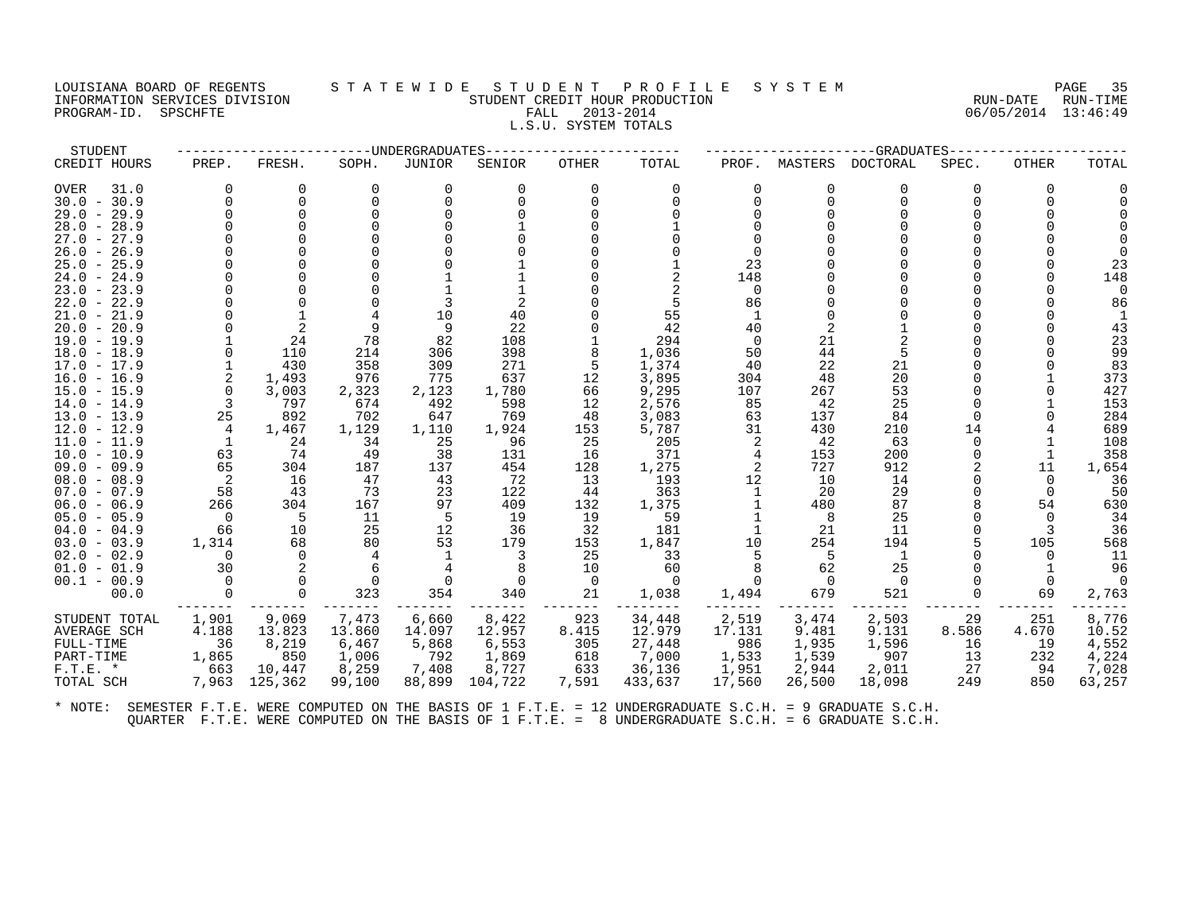LOUISIANA BOARD OF REGENTS
INFORMATION SERVICES DIVISION
PROGRAM-ID. SPSCHFTE

# STATEWIDE STUDENT PROFILE SYSTEM

STUDENT CREDIT HOUR PRODUCTION
FALL 2013-2014
L.S.U. SYSTEM TOTALS

RUN-DATE 06/05/2014 RUN-TIME 13:46:49

| STUDENT | UNDERGRADUATES | | | | | | | GRADUATES | | | | | |
|---|---|---|---|---|---|---|---|---|---|---|---|---|---|
| CREDIT HOURS | PREP. | FRESH. | SOPH. | JUNIOR | SENIOR | OTHER | TOTAL | PROF. | MASTERS | DOCTORAL | SPEC. | OTHER | TOTAL |
| OVER 31.0 | 0 | 0 | 0 | 0 | 0 | 0 | 0 | 0 | 0 | 0 | 0 | 0 | 0 |
| 30.0 - 30.9 | 0 | 0 | 0 | 0 | 0 | 0 | 0 | 0 | 0 | 0 | 0 | 0 | 0 |
| 29.0 - 29.9 | 0 | 0 | 0 | 0 | 0 | 0 | 0 | 0 | 0 | 0 | 0 | 0 | 0 |
| 28.0 - 28.9 | 0 | 0 | 0 | 0 | 1 | 0 | 1 | 0 | 0 | 0 | 0 | 0 | 0 |
| 27.0 - 27.9 | 0 | 0 | 0 | 0 | 0 | 0 | 0 | 0 | 0 | 0 | 0 | 0 | 0 |
| 26.0 - 26.9 | 0 | 0 | 0 | 0 | 0 | 0 | 0 | 0 | 0 | 0 | 0 | 0 | 0 |
| 25.0 - 25.9 | 0 | 0 | 0 | 0 | 1 | 0 | 1 | 23 | 0 | 0 | 0 | 0 | 23 |
| 24.0 - 24.9 | 0 | 0 | 0 | 1 | 1 | 0 | 2 | 148 | 0 | 0 | 0 | 0 | 148 |
| 23.0 - 23.9 | 0 | 0 | 0 | 1 | 1 | 0 | 2 | 0 | 0 | 0 | 0 | 0 | 0 |
| 22.0 - 22.9 | 0 | 0 | 0 | 3 | 2 | 0 | 5 | 86 | 0 | 0 | 0 | 0 | 86 |
| 21.0 - 21.9 | 0 | 1 | 4 | 10 | 40 | 0 | 55 | 1 | 0 | 0 | 0 | 0 | 1 |
| 20.0 - 20.9 | 0 | 2 | 9 | 9 | 22 | 0 | 42 | 40 | 2 | 1 | 0 | 0 | 43 |
| 19.0 - 19.9 | 1 | 24 | 78 | 82 | 108 | 1 | 294 | 0 | 21 | 2 | 0 | 0 | 23 |
| 18.0 - 18.9 | 0 | 110 | 214 | 306 | 398 | 8 | 1,036 | 50 | 44 | 5 | 0 | 0 | 99 |
| 17.0 - 17.9 | 1 | 430 | 358 | 309 | 271 | 5 | 1,374 | 40 | 22 | 21 | 0 | 0 | 83 |
| 16.0 - 16.9 | 2 | 1,493 | 976 | 775 | 637 | 12 | 3,895 | 304 | 48 | 20 | 0 | 1 | 373 |
| 15.0 - 15.9 | 0 | 3,003 | 2,323 | 2,123 | 1,780 | 66 | 9,295 | 107 | 267 | 53 | 0 | 0 | 427 |
| 14.0 - 14.9 | 3 | 797 | 674 | 492 | 598 | 12 | 2,576 | 85 | 42 | 25 | 0 | 1 | 153 |
| 13.0 - 13.9 | 25 | 892 | 702 | 647 | 769 | 48 | 3,083 | 63 | 137 | 84 | 0 | 0 | 284 |
| 12.0 - 12.9 | 4 | 1,467 | 1,129 | 1,110 | 1,924 | 153 | 5,787 | 31 | 430 | 210 | 14 | 4 | 689 |
| 11.0 - 11.9 | 1 | 24 | 34 | 25 | 96 | 25 | 205 | 2 | 42 | 63 | 0 | 1 | 108 |
| 10.0 - 10.9 | 63 | 74 | 49 | 38 | 131 | 16 | 371 | 4 | 153 | 200 | 0 | 1 | 358 |
| 09.0 - 09.9 | 65 | 304 | 187 | 137 | 454 | 128 | 1,275 | 2 | 727 | 912 | 2 | 11 | 1,654 |
| 08.0 - 08.9 | 2 | 16 | 47 | 43 | 72 | 13 | 193 | 12 | 10 | 14 | 0 | 0 | 36 |
| 07.0 - 07.9 | 58 | 43 | 73 | 23 | 122 | 44 | 363 | 1 | 20 | 29 | 0 | 0 | 50 |
| 06.0 - 06.9 | 266 | 304 | 167 | 97 | 409 | 132 | 1,375 | 1 | 480 | 87 | 8 | 54 | 630 |
| 05.0 - 05.9 | 0 | 5 | 11 | 5 | 19 | 19 | 59 | 1 | 8 | 25 | 0 | 0 | 34 |
| 04.0 - 04.9 | 66 | 10 | 25 | 12 | 36 | 32 | 181 | 1 | 21 | 11 | 0 | 3 | 36 |
| 03.0 - 03.9 | 1,314 | 68 | 80 | 53 | 179 | 153 | 1,847 | 10 | 254 | 194 | 5 | 105 | 568 |
| 02.0 - 02.9 | 0 | 0 | 4 | 1 | 3 | 25 | 33 | 5 | 5 | 1 | 0 | 0 | 11 |
| 01.0 - 01.9 | 30 | 2 | 6 | 4 | 8 | 10 | 60 | 8 | 62 | 25 | 0 | 1 | 96 |
| 00.1 - 00.9 | 0 | 0 | 0 | 0 | 0 | 0 | 0 | 0 | 0 | 0 | 0 | 0 | 0 |
| 00.0 | 0 | 0 | 323 | 354 | 340 | 21 | 1,038 | 1,494 | 679 | 521 | 0 | 69 | 2,763 |
| STUDENT TOTAL | 1,901 | 9,069 | 7,473 | 6,660 | 8,422 | 923 | 34,448 | 2,519 | 3,474 | 2,503 | 29 | 251 | 8,776 |
| AVERAGE SCH | 4.188 | 13.823 | 13.860 | 14.097 | 12.957 | 8.415 | 12.979 | 17.131 | 9.481 | 9.131 | 8.586 | 4.670 | 10.52 |
| FULL-TIME | 36 | 8,219 | 6,467 | 5,868 | 6,553 | 305 | 27,448 | 986 | 1,935 | 1,596 | 16 | 19 | 4,552 |
| PART-TIME | 1,865 | 850 | 1,006 | 792 | 1,869 | 618 | 7,000 | 1,533 | 1,539 | 907 | 13 | 232 | 4,224 |
| F.T.E. * | 663 | 10,447 | 8,259 | 7,408 | 8,727 | 633 | 36,136 | 1,951 | 2,944 | 2,011 | 27 | 94 | 7,028 |
| TOTAL SCH | 7,963 | 125,362 | 99,100 | 88,899 | 104,722 | 7,591 | 433,637 | 17,560 | 26,500 | 18,098 | 249 | 850 | 63,257 |

* NOTE: SEMESTER F.T.E. WERE COMPUTED ON THE BASIS OF 1 F.T.E. = 12 UNDERGRADUATE S.C.H. = 9 GRADUATE S.C.H.
QUARTER F.T.E. WERE COMPUTED ON THE BASIS OF 1 F.T.E. = 8 UNDERGRADUATE S.C.H. = 6 GRADUATE S.C.H.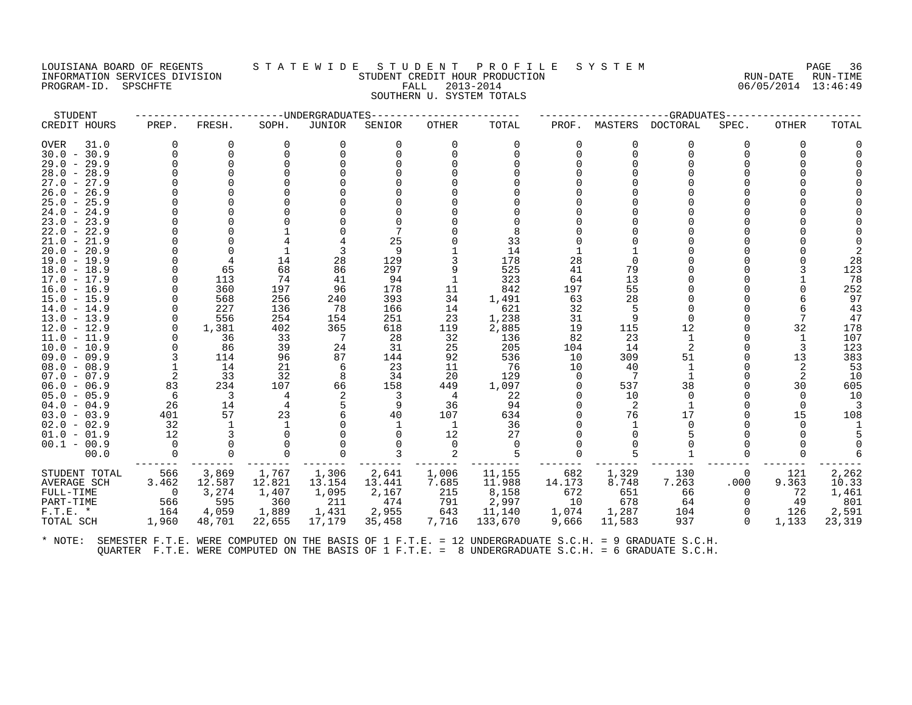LOUISIANA BOARD OF REGENTS — STATEWIDE STUDENT PROFILE SYSTEM
INFORMATION SERVICES DIVISION — STUDENT CREDIT HOUR PRODUCTION — RUN-DATE 06/05/2014 RUN-TIME 13:46:49
PROGRAM-ID. SPSCHFTE — FALL 2013-2014

SOUTHERN U. SYSTEM TOTALS

| STUDENT CREDIT HOURS | UNDERGRADUATES PREP. | FRESH. | SOPH. | JUNIOR | SENIOR | OTHER | TOTAL | GRADUATES PROF. | MASTERS | DOCTORAL | SPEC. | OTHER | TOTAL |
|---|---|---|---|---|---|---|---|---|---|---|---|---|---|
| OVER 31.0 | 0 | 0 | 0 | 0 | 0 | 0 | 0 | 0 | 0 | 0 | 0 | 0 | 0 |
| 30.0 - 30.9 | 0 | 0 | 0 | 0 | 0 | 0 | 0 | 0 | 0 | 0 | 0 | 0 | 0 |
| 29.0 - 29.9 | 0 | 0 | 0 | 0 | 0 | 0 | 0 | 0 | 0 | 0 | 0 | 0 | 0 |
| 28.0 - 28.9 | 0 | 0 | 0 | 0 | 0 | 0 | 0 | 0 | 0 | 0 | 0 | 0 | 0 |
| 27.0 - 27.9 | 0 | 0 | 0 | 0 | 0 | 0 | 0 | 0 | 0 | 0 | 0 | 0 | 0 |
| 26.0 - 26.9 | 0 | 0 | 0 | 0 | 0 | 0 | 0 | 0 | 0 | 0 | 0 | 0 | 0 |
| 25.0 - 25.9 | 0 | 0 | 0 | 0 | 0 | 0 | 0 | 0 | 0 | 0 | 0 | 0 | 0 |
| 24.0 - 24.9 | 0 | 0 | 0 | 0 | 0 | 0 | 0 | 0 | 0 | 0 | 0 | 0 | 0 |
| 23.0 - 23.9 | 0 | 0 | 0 | 0 | 0 | 0 | 0 | 0 | 0 | 0 | 0 | 0 | 0 |
| 22.0 - 22.9 | 0 | 0 | 1 | 0 | 7 | 0 | 8 | 0 | 0 | 0 | 0 | 0 | 0 |
| 21.0 - 21.9 | 0 | 0 | 4 | 4 | 25 | 0 | 33 | 0 | 0 | 0 | 0 | 0 | 0 |
| 20.0 - 20.9 | 0 | 0 | 1 | 3 | 9 | 1 | 14 | 1 | 1 | 0 | 0 | 0 | 2 |
| 19.0 - 19.9 | 0 | 4 | 14 | 28 | 129 | 3 | 178 | 28 | 0 | 0 | 0 | 0 | 28 |
| 18.0 - 18.9 | 0 | 65 | 68 | 86 | 297 | 9 | 525 | 41 | 79 | 0 | 0 | 3 | 123 |
| 17.0 - 17.9 | 0 | 113 | 74 | 41 | 94 | 1 | 323 | 64 | 13 | 0 | 0 | 1 | 78 |
| 16.0 - 16.9 | 0 | 360 | 197 | 96 | 178 | 11 | 842 | 197 | 55 | 0 | 0 | 0 | 252 |
| 15.0 - 15.9 | 0 | 568 | 256 | 240 | 393 | 34 | 1,491 | 63 | 28 | 0 | 0 | 6 | 97 |
| 14.0 - 14.9 | 0 | 227 | 136 | 78 | 166 | 14 | 621 | 32 | 5 | 0 | 0 | 6 | 43 |
| 13.0 - 13.9 | 0 | 556 | 254 | 154 | 251 | 23 | 1,238 | 31 | 9 | 0 | 0 | 7 | 47 |
| 12.0 - 12.9 | 0 | 1,381 | 402 | 365 | 618 | 119 | 2,885 | 19 | 115 | 12 | 0 | 32 | 178 |
| 11.0 - 11.9 | 0 | 36 | 33 | 7 | 28 | 32 | 136 | 82 | 23 | 1 | 0 | 1 | 107 |
| 10.0 - 10.9 | 0 | 86 | 39 | 24 | 31 | 25 | 205 | 104 | 14 | 2 | 0 | 3 | 123 |
| 09.0 - 09.9 | 3 | 114 | 96 | 87 | 144 | 92 | 536 | 10 | 309 | 51 | 0 | 13 | 383 |
| 08.0 - 08.9 | 1 | 14 | 21 | 6 | 23 | 11 | 76 | 10 | 40 | 1 | 0 | 2 | 53 |
| 07.0 - 07.9 | 2 | 33 | 32 | 8 | 34 | 20 | 129 | 0 | 7 | 1 | 0 | 2 | 10 |
| 06.0 - 06.9 | 83 | 234 | 107 | 66 | 158 | 449 | 1,097 | 0 | 537 | 38 | 0 | 30 | 605 |
| 05.0 - 05.9 | 6 | 3 | 4 | 2 | 3 | 4 | 22 | 0 | 10 | 0 | 0 | 0 | 10 |
| 04.0 - 04.9 | 26 | 14 | 4 | 5 | 9 | 36 | 94 | 0 | 2 | 1 | 0 | 0 | 3 |
| 03.0 - 03.9 | 401 | 57 | 23 | 6 | 40 | 107 | 634 | 0 | 76 | 17 | 0 | 15 | 108 |
| 02.0 - 02.9 | 32 | 1 | 1 | 0 | 1 | 1 | 36 | 0 | 1 | 0 | 0 | 0 | 1 |
| 01.0 - 01.9 | 12 | 3 | 0 | 0 | 0 | 12 | 27 | 0 | 0 | 5 | 0 | 0 | 5 |
| 00.1 - 00.9 | 0 | 0 | 0 | 0 | 0 | 0 | 0 | 0 | 0 | 0 | 0 | 0 | 0 |
| 00.0 | 0 | 0 | 0 | 0 | 3 | 2 | 5 | 0 | 5 | 1 | 0 | 0 | 6 |
| STUDENT TOTAL | 566 | 3,869 | 1,767 | 1,306 | 2,641 | 1,006 | 11,155 | 682 | 1,329 | 130 | 0 | 121 | 2,262 |
| AVERAGE SCH | 3.462 | 12.587 | 12.821 | 13.154 | 13.441 | 7.685 | 11.988 | 14.173 | 8.748 | 7.263 | .000 | 9.363 | 10.33 |
| FULL-TIME | 0 | 3,274 | 1,407 | 1,095 | 2,167 | 215 | 8,158 | 672 | 651 | 66 | 0 | 72 | 1,461 |
| PART-TIME | 566 | 595 | 360 | 211 | 474 | 791 | 2,997 | 10 | 678 | 64 | 0 | 49 | 801 |
| F.T.E. * | 164 | 4,059 | 1,889 | 1,431 | 2,955 | 643 | 11,140 | 1,074 | 1,287 | 104 | 0 | 126 | 2,591 |
| TOTAL SCH | 1,960 | 48,701 | 22,655 | 17,179 | 35,458 | 7,716 | 133,670 | 9,666 | 11,583 | 937 | 0 | 1,133 | 23,319 |

* NOTE: SEMESTER F.T.E. WERE COMPUTED ON THE BASIS OF 1 F.T.E. = 12 UNDERGRADUATE S.C.H. = 9 GRADUATE S.C.H.
QUARTER F.T.E. WERE COMPUTED ON THE BASIS OF 1 F.T.E. = 8 UNDERGRADUATE S.C.H. = 6 GRADUATE S.C.H.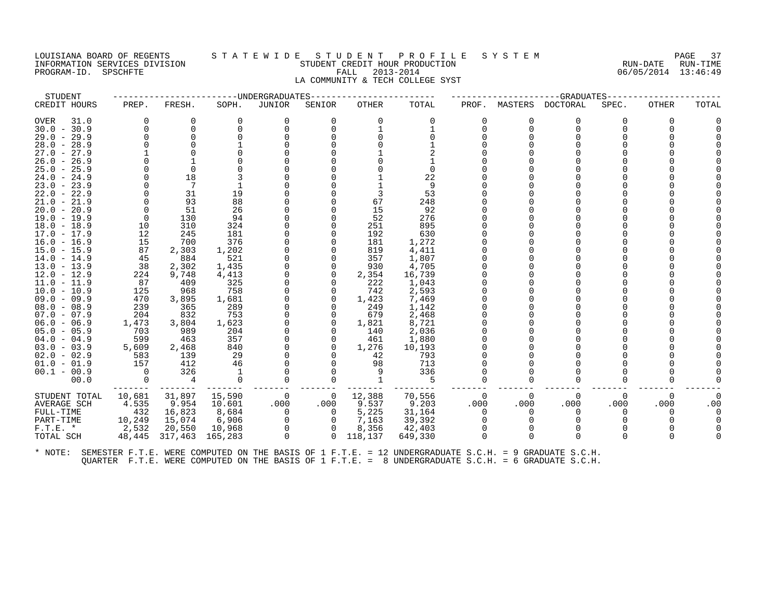LOUISIANA BOARD OF REGENTS — STATEWIDE STUDENT PROFILE SYSTEM
INFORMATION SERVICES DIVISION — STUDENT CREDIT HOUR PRODUCTION — RUN-DATE 06/05/2014 RUN-TIME 13:46:49
PROGRAM-ID. SPSCHFTE — FALL 2013-2014
LA COMMUNITY & TECH COLLEGE SYST

| STUDENT CREDIT HOURS | UNDERGRADUATES PREP. | FRESH. | SOPH. | JUNIOR | SENIOR | OTHER | TOTAL | GRADUATES PROF. | MASTERS | DOCTORAL | SPEC. | OTHER | TOTAL |
|---|---|---|---|---|---|---|---|---|---|---|---|---|---|
| OVER 31.0 | 0 | 0 | 0 | 0 | 0 | 0 | 0 | 0 | 0 | 0 | 0 | 0 | 0 |
| 30.0 - 30.9 | 0 | 0 | 0 | 0 | 0 | 1 | 1 | 0 | 0 | 0 | 0 | 0 | 0 |
| 29.0 - 29.9 | 0 | 0 | 0 | 0 | 0 | 0 | 0 | 0 | 0 | 0 | 0 | 0 | 0 |
| 28.0 - 28.9 | 0 | 0 | 1 | 0 | 0 | 0 | 1 | 0 | 0 | 0 | 0 | 0 | 0 |
| 27.0 - 27.9 | 1 | 0 | 0 | 0 | 0 | 1 | 2 | 0 | 0 | 0 | 0 | 0 | 0 |
| 26.0 - 26.9 | 0 | 1 | 0 | 0 | 0 | 0 | 1 | 0 | 0 | 0 | 0 | 0 | 0 |
| 25.0 - 25.9 | 0 | 0 | 0 | 0 | 0 | 0 | 0 | 0 | 0 | 0 | 0 | 0 | 0 |
| 24.0 - 24.9 | 0 | 18 | 3 | 0 | 0 | 1 | 22 | 0 | 0 | 0 | 0 | 0 | 0 |
| 23.0 - 23.9 | 0 | 7 | 1 | 0 | 0 | 1 | 9 | 0 | 0 | 0 | 0 | 0 | 0 |
| 22.0 - 22.9 | 0 | 31 | 19 | 0 | 0 | 3 | 53 | 0 | 0 | 0 | 0 | 0 | 0 |
| 21.0 - 21.9 | 0 | 93 | 88 | 0 | 0 | 67 | 248 | 0 | 0 | 0 | 0 | 0 | 0 |
| 20.0 - 20.9 | 0 | 51 | 26 | 0 | 0 | 15 | 92 | 0 | 0 | 0 | 0 | 0 | 0 |
| 19.0 - 19.9 | 0 | 130 | 94 | 0 | 0 | 52 | 276 | 0 | 0 | 0 | 0 | 0 | 0 |
| 18.0 - 18.9 | 10 | 310 | 324 | 0 | 0 | 251 | 895 | 0 | 0 | 0 | 0 | 0 | 0 |
| 17.0 - 17.9 | 12 | 245 | 181 | 0 | 0 | 192 | 630 | 0 | 0 | 0 | 0 | 0 | 0 |
| 16.0 - 16.9 | 15 | 700 | 376 | 0 | 0 | 181 | 1,272 | 0 | 0 | 0 | 0 | 0 | 0 |
| 15.0 - 15.9 | 87 | 2,303 | 1,202 | 0 | 0 | 819 | 4,411 | 0 | 0 | 0 | 0 | 0 | 0 |
| 14.0 - 14.9 | 45 | 884 | 521 | 0 | 0 | 357 | 1,807 | 0 | 0 | 0 | 0 | 0 | 0 |
| 13.0 - 13.9 | 38 | 2,302 | 1,435 | 0 | 0 | 930 | 4,705 | 0 | 0 | 0 | 0 | 0 | 0 |
| 12.0 - 12.9 | 224 | 9,748 | 4,413 | 0 | 0 | 2,354 | 16,739 | 0 | 0 | 0 | 0 | 0 | 0 |
| 11.0 - 11.9 | 87 | 409 | 325 | 0 | 0 | 222 | 1,043 | 0 | 0 | 0 | 0 | 0 | 0 |
| 10.0 - 10.9 | 125 | 968 | 758 | 0 | 0 | 742 | 2,593 | 0 | 0 | 0 | 0 | 0 | 0 |
| 09.0 - 09.9 | 470 | 3,895 | 1,681 | 0 | 0 | 1,423 | 7,469 | 0 | 0 | 0 | 0 | 0 | 0 |
| 08.0 - 08.9 | 239 | 365 | 289 | 0 | 0 | 249 | 1,142 | 0 | 0 | 0 | 0 | 0 | 0 |
| 07.0 - 07.9 | 204 | 832 | 753 | 0 | 0 | 679 | 2,468 | 0 | 0 | 0 | 0 | 0 | 0 |
| 06.0 - 06.9 | 1,473 | 3,804 | 1,623 | 0 | 0 | 1,821 | 8,721 | 0 | 0 | 0 | 0 | 0 | 0 |
| 05.0 - 05.9 | 703 | 989 | 204 | 0 | 0 | 140 | 2,036 | 0 | 0 | 0 | 0 | 0 | 0 |
| 04.0 - 04.9 | 599 | 463 | 357 | 0 | 0 | 461 | 1,880 | 0 | 0 | 0 | 0 | 0 | 0 |
| 03.0 - 03.9 | 5,609 | 2,468 | 840 | 0 | 0 | 1,276 | 10,193 | 0 | 0 | 0 | 0 | 0 | 0 |
| 02.0 - 02.9 | 583 | 139 | 29 | 0 | 0 | 42 | 793 | 0 | 0 | 0 | 0 | 0 | 0 |
| 01.0 - 01.9 | 157 | 412 | 46 | 0 | 0 | 98 | 713 | 0 | 0 | 0 | 0 | 0 | 0 |
| 00.1 - 00.9 | 0 | 326 | 1 | 0 | 0 | 9 | 336 | 0 | 0 | 0 | 0 | 0 | 0 |
| 00.0 | 0 | 4 | 0 | 0 | 0 | 1 | 5 | 0 | 0 | 0 | 0 | 0 | 0 |
| STUDENT TOTAL | 10,681 | 31,897 | 15,590 | 0 | 0 | 12,388 | 70,556 | 0 | 0 | 0 | 0 | 0 | 0 |
| AVERAGE SCH | 4.535 | 9.954 | 10.601 | .000 | .000 | 9.537 | 9.203 | .000 | .000 | .000 | .000 | .000 | .00 |
| FULL-TIME | 432 | 16,823 | 8,684 | 0 | 0 | 5,225 | 31,164 | 0 | 0 | 0 | 0 | 0 | 0 |
| PART-TIME | 10,249 | 15,074 | 6,906 | 0 | 0 | 7,163 | 39,392 | 0 | 0 | 0 | 0 | 0 | 0 |
| F.T.E. * | 2,532 | 20,550 | 10,968 | 0 | 0 | 8,356 | 42,403 | 0 | 0 | 0 | 0 | 0 | 0 |
| TOTAL SCH | 48,445 | 317,463 | 165,283 | 0 | 0 | 118,137 | 649,330 | 0 | 0 | 0 | 0 | 0 | 0 |

* NOTE: SEMESTER F.T.E. WERE COMPUTED ON THE BASIS OF 1 F.T.E. = 12 UNDERGRADUATE S.C.H. = 9 GRADUATE S.C.H.
QUARTER F.T.E. WERE COMPUTED ON THE BASIS OF 1 F.T.E. = 8 UNDERGRADUATE S.C.H. = 6 GRADUATE S.C.H.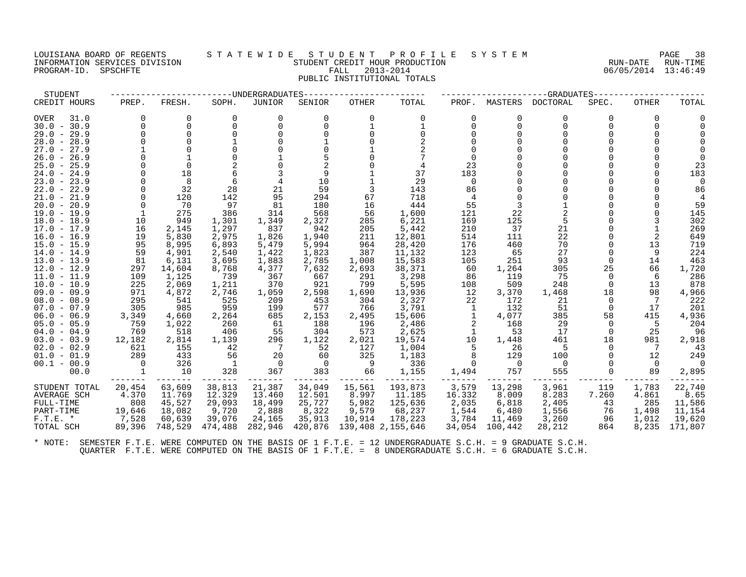LOUISIANA BOARD OF REGENTS — STATEWIDE STUDENT PROFILE SYSTEM
INFORMATION SERVICES DIVISION — STUDENT CREDIT HOUR PRODUCTION — RUN-DATE 06/05/2014 RUN-TIME 13:46:49
PROGRAM-ID. SPSCHFTE — FALL 2013-2014
PUBLIC INSTITUTIONAL TOTALS

| STUDENT CREDIT HOURS | UNDERGRADUATES PREP. | FRESH. | SOPH. | JUNIOR | SENIOR | OTHER | TOTAL | GRADUATES PROF. | MASTERS | DOCTORAL | SPEC. | OTHER | TOTAL |
|---|---|---|---|---|---|---|---|---|---|---|---|---|---|
| OVER 31.0 | 0 | 0 | 0 | 0 | 0 | 0 | 0 | 0 | 0 | 0 | 0 | 0 | 0 |
| 30.0 - 30.9 | 0 | 0 | 0 | 0 | 0 | 1 | 1 | 0 | 0 | 0 | 0 | 0 | 0 |
| 29.0 - 29.9 | 0 | 0 | 0 | 0 | 0 | 0 | 0 | 0 | 0 | 0 | 0 | 0 | 0 |
| 28.0 - 28.9 | 0 | 0 | 1 | 0 | 1 | 0 | 2 | 0 | 0 | 0 | 0 | 0 | 0 |
| 27.0 - 27.9 | 1 | 0 | 0 | 0 | 0 | 1 | 2 | 0 | 0 | 0 | 0 | 0 | 0 |
| 26.0 - 26.9 | 0 | 1 | 0 | 1 | 5 | 0 | 7 | 0 | 0 | 0 | 0 | 0 | 0 |
| 25.0 - 25.9 | 0 | 0 | 2 | 0 | 2 | 0 | 4 | 23 | 0 | 0 | 0 | 0 | 23 |
| 24.0 - 24.9 | 0 | 18 | 6 | 3 | 9 | 1 | 37 | 183 | 0 | 0 | 0 | 0 | 183 |
| 23.0 - 23.9 | 0 | 8 | 6 | 4 | 10 | 1 | 29 | 0 | 0 | 0 | 0 | 0 | 0 |
| 22.0 - 22.9 | 0 | 32 | 28 | 21 | 59 | 3 | 143 | 86 | 0 | 0 | 0 | 0 | 86 |
| 21.0 - 21.9 | 0 | 120 | 142 | 95 | 294 | 67 | 718 | 4 | 0 | 0 | 0 | 0 | 4 |
| 20.0 - 20.9 | 0 | 70 | 97 | 81 | 180 | 16 | 444 | 55 | 3 | 1 | 0 | 0 | 59 |
| 19.0 - 19.9 | 1 | 275 | 386 | 314 | 568 | 56 | 1,600 | 121 | 22 | 2 | 0 | 0 | 145 |
| 18.0 - 18.9 | 10 | 949 | 1,301 | 1,349 | 2,327 | 285 | 6,221 | 169 | 125 | 5 | 0 | 3 | 302 |
| 17.0 - 17.9 | 16 | 2,145 | 1,297 | 837 | 942 | 205 | 5,442 | 210 | 37 | 21 | 0 | 1 | 269 |
| 16.0 - 16.9 | 19 | 5,830 | 2,975 | 1,826 | 1,940 | 211 | 12,801 | 514 | 111 | 22 | 0 | 2 | 649 |
| 15.0 - 15.9 | 95 | 8,995 | 6,893 | 5,479 | 5,994 | 964 | 28,420 | 176 | 460 | 70 | 0 | 13 | 719 |
| 14.0 - 14.9 | 59 | 4,901 | 2,540 | 1,422 | 1,823 | 387 | 11,132 | 123 | 65 | 27 | 0 | 9 | 224 |
| 13.0 - 13.9 | 81 | 6,131 | 3,695 | 1,883 | 2,785 | 1,008 | 15,583 | 105 | 251 | 93 | 0 | 14 | 463 |
| 12.0 - 12.9 | 297 | 14,604 | 8,768 | 4,377 | 7,632 | 2,693 | 38,371 | 60 | 1,264 | 305 | 25 | 66 | 1,720 |
| 11.0 - 11.9 | 109 | 1,125 | 739 | 367 | 667 | 291 | 3,298 | 86 | 119 | 75 | 0 | 6 | 286 |
| 10.0 - 10.9 | 225 | 2,069 | 1,211 | 370 | 921 | 799 | 5,595 | 108 | 509 | 248 | 0 | 13 | 878 |
| 09.0 - 09.9 | 971 | 4,872 | 2,746 | 1,059 | 2,598 | 1,690 | 13,936 | 12 | 3,370 | 1,468 | 18 | 98 | 4,966 |
| 08.0 - 08.9 | 295 | 541 | 525 | 209 | 453 | 304 | 2,327 | 22 | 172 | 21 | 0 | 7 | 222 |
| 07.0 - 07.9 | 305 | 985 | 959 | 199 | 577 | 766 | 3,791 | 1 | 132 | 51 | 0 | 17 | 201 |
| 06.0 - 06.9 | 3,349 | 4,660 | 2,264 | 685 | 2,153 | 2,495 | 15,606 | 1 | 4,077 | 385 | 58 | 415 | 4,936 |
| 05.0 - 05.9 | 759 | 1,022 | 260 | 61 | 188 | 196 | 2,486 | 2 | 168 | 29 | 0 | 5 | 204 |
| 04.0 - 04.9 | 769 | 518 | 406 | 55 | 304 | 573 | 2,625 | 1 | 53 | 17 | 0 | 25 | 96 |
| 03.0 - 03.9 | 12,182 | 2,814 | 1,139 | 296 | 1,122 | 2,021 | 19,574 | 10 | 1,448 | 461 | 18 | 981 | 2,918 |
| 02.0 - 02.9 | 621 | 155 | 42 | 7 | 52 | 127 | 1,004 | 5 | 26 | 5 | 0 | 7 | 43 |
| 01.0 - 01.9 | 289 | 433 | 56 | 20 | 60 | 325 | 1,183 | 8 | 129 | 100 | 0 | 12 | 249 |
| 00.1 - 00.9 | 0 | 326 | 1 | 0 | 0 | 9 | 336 | 0 | 0 | 0 | 0 | 0 | 0 |
| 00.0 | 1 | 10 | 328 | 367 | 383 | 66 | 1,155 | 1,494 | 757 | 555 | 0 | 89 | 2,895 |
| STUDENT TOTAL | 20,454 | 63,609 | 38,813 | 21,387 | 34,049 | 15,561 | 193,873 | 3,579 | 13,298 | 3,961 | 119 | 1,783 | 22,740 |
| AVERAGE SCH | 4.370 | 11.769 | 12.329 | 13.460 | 12.501 | 8.997 | 11.185 | 16.332 | 8.009 | 8.283 | 7.260 | 4.861 | 8.65 |
| FULL-TIME | 808 | 45,527 | 29,093 | 18,499 | 25,727 | 5,982 | 125,636 | 2,035 | 6,818 | 2,405 | 43 | 285 | 11,586 |
| PART-TIME | 19,646 | 18,082 | 9,720 | 2,888 | 8,322 | 9,579 | 68,237 | 1,544 | 6,480 | 1,556 | 76 | 1,498 | 11,154 |
| F.T.E. * | 7,528 | 60,639 | 39,076 | 24,165 | 35,913 | 10,914 | 178,223 | 3,784 | 11,469 | 3,260 | 96 | 1,012 | 19,620 |
| TOTAL SCH | 89,396 | 748,529 | 474,488 | 282,946 | 420,876 | 139,408 | 2,155,646 | 34,054 | 100,442 | 28,212 | 864 | 8,235 | 171,807 |

* NOTE: SEMESTER F.T.E. WERE COMPUTED ON THE BASIS OF 1 F.T.E. = 12 UNDERGRADUATE S.C.H. = 9 GRADUATE S.C.H.
QUARTER F.T.E. WERE COMPUTED ON THE BASIS OF 1 F.T.E. = 8 UNDERGRADUATE S.C.H. = 6 GRADUATE S.C.H.